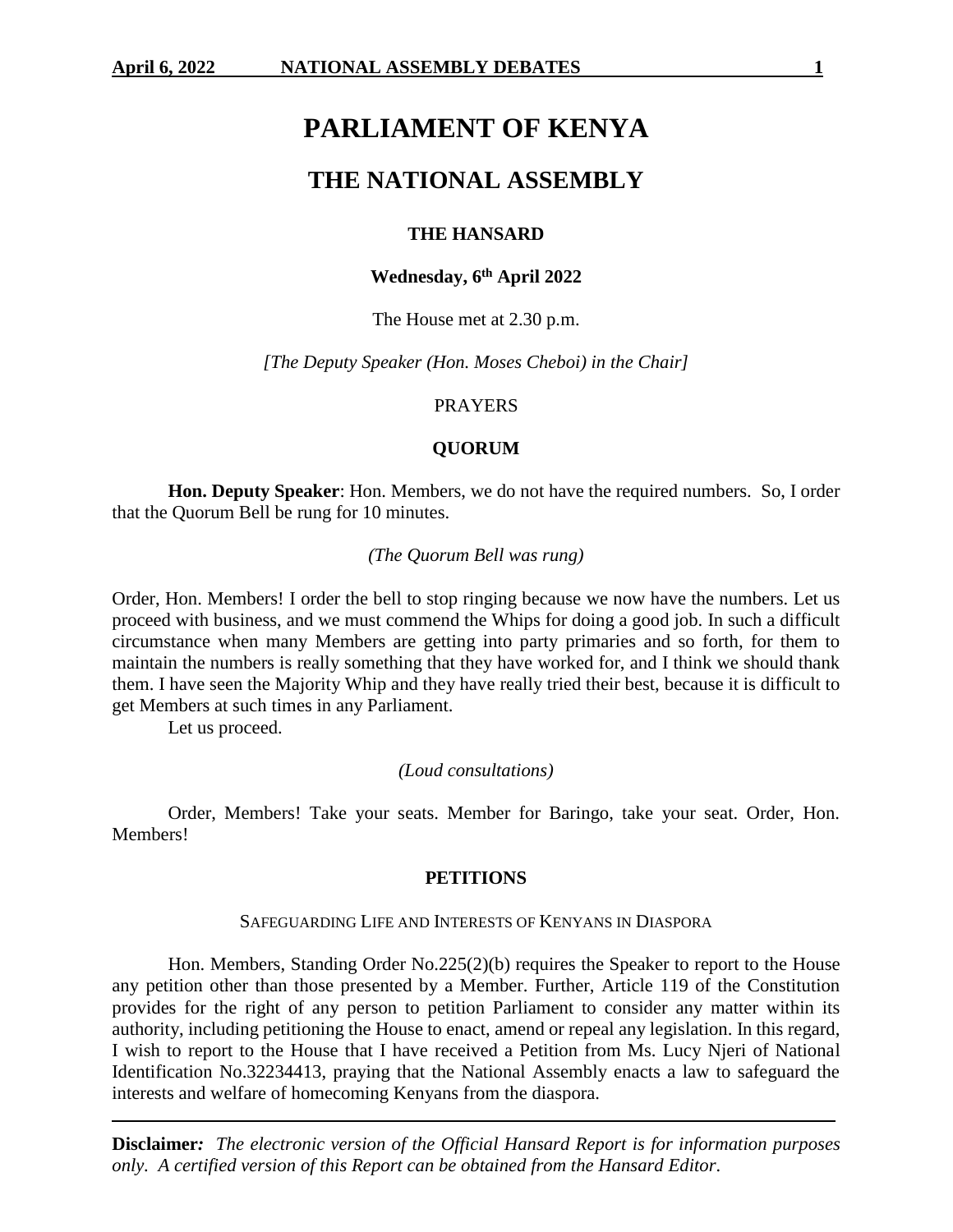# PARLIAMENT OF KENYA

## THE NATIONAL ASSEMBLY

### THE HANSARD

**Wednesday, 6th April 2022**

The House met at 2.30 p.m.

*[The Deputy Speaker (Hon. Moses Cheboi) in the Chair]*

PRAYERS

**QUORUM**

**Hon. Deputy Speaker**: Hon. Members, we do not have the required numbers. So, I order that the Quorum Bell be rung for 10 minutes.

*(The Quorum Bell was rung)*

Order, Hon. Members! I order the bell to stop ringing because we now have the numbers. Let us proceed with business, and we must commend the Whips for doing a good job. In such a difficult circumstance when many Members are getting into party primaries and so forth, for them to maintain the numbers is really something that they have worked for, and I think we should thank them. I have seen the Majority Whip and they have really tried their best, because it is difficult to get Members at such times in any Parliament.

Let us proceed.

*(Loud consultations)*

Order, Members! Take your seats. Member for Baringo, take your seat. Order, Hon. Members!

**PETITIONS**

SAFEGUARDING LIFE AND INTERESTS OF KENYANS IN DIASPORA

Hon. Members, Standing Order No.225(2)(b) requires the Speaker to report to the House any petition other than those presented by a Member. Further, Article 119 of the Constitution provides for the right of any person to petition Parliament to consider any matter within its authority, including petitioning the House to enact, amend or repeal any legislation. In this regard, I wish to report to the House that I have received a Petition from Ms. Lucy Njeri of National Identification No.32234413, praying that the National Assembly enacts a law to safeguard the interests and welfare of homecoming Kenyans from the diaspora.

---

**Disclaimer***:* *The electronic version of the Official Hansard Report is for information purposes only. A certified version of this Report can be obtained from the Hansard Editor.*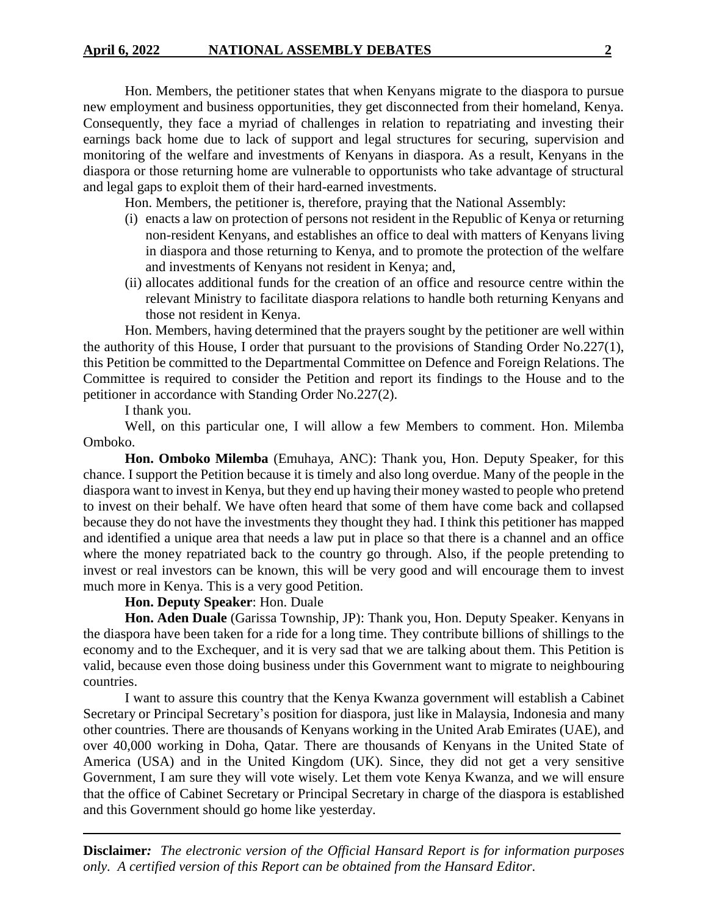Hon. Members, the petitioner states that when Kenyans migrate to the diaspora to pursue new employment and business opportunities, they get disconnected from their homeland, Kenya. Consequently, they face a myriad of challenges in relation to repatriating and investing their earnings back home due to lack of support and legal structures for securing, supervision and monitoring of the welfare and investments of Kenyans in diaspora. As a result, Kenyans in the diaspora or those returning home are vulnerable to opportunists who take advantage of structural and legal gaps to exploit them of their hard-earned investments.

Hon. Members, the petitioner is, therefore, praying that the National Assembly:

(i) enacts a law on protection of persons not resident in the Republic of Kenya or returning non-resident Kenyans, and establishes an office to deal with matters of Kenyans living in diaspora and those returning to Kenya, and to promote the protection of the welfare and investments of Kenyans not resident in Kenya; and,

(ii) allocates additional funds for the creation of an office and resource centre within the relevant Ministry to facilitate diaspora relations to handle both returning Kenyans and those not resident in Kenya.

Hon. Members, having determined that the prayers sought by the petitioner are well within the authority of this House, I order that pursuant to the provisions of Standing Order No.227(1), this Petition be committed to the Departmental Committee on Defence and Foreign Relations. The Committee is required to consider the Petition and report its findings to the House and to the petitioner in accordance with Standing Order No.227(2).

I thank you.

Well, on this particular one, I will allow a few Members to comment. Hon. Milemba Omboko.

**Hon. Omboko Milemba** (Emuhaya, ANC): Thank you, Hon. Deputy Speaker, for this chance. I support the Petition because it is timely and also long overdue. Many of the people in the diaspora want to invest in Kenya, but they end up having their money wasted to people who pretend to invest on their behalf. We have often heard that some of them have come back and collapsed because they do not have the investments they thought they had. I think this petitioner has mapped and identified a unique area that needs a law put in place so that there is a channel and an office where the money repatriated back to the country go through. Also, if the people pretending to invest or real investors can be known, this will be very good and will encourage them to invest much more in Kenya. This is a very good Petition.

**Hon. Deputy Speaker**: Hon. Duale

**Hon. Aden Duale** (Garissa Township, JP): Thank you, Hon. Deputy Speaker. Kenyans in the diaspora have been taken for a ride for a long time. They contribute billions of shillings to the economy and to the Exchequer, and it is very sad that we are talking about them. This Petition is valid, because even those doing business under this Government want to migrate to neighbouring countries.

I want to assure this country that the Kenya Kwanza government will establish a Cabinet Secretary or Principal Secretary's position for diaspora, just like in Malaysia, Indonesia and many other countries. There are thousands of Kenyans working in the United Arab Emirates (UAE), and over 40,000 working in Doha, Qatar. There are thousands of Kenyans in the United State of America (USA) and in the United Kingdom (UK). Since, they did not get a very sensitive Government, I am sure they will vote wisely. Let them vote Kenya Kwanza, and we will ensure that the office of Cabinet Secretary or Principal Secretary in charge of the diaspora is established and this Government should go home like yesterday.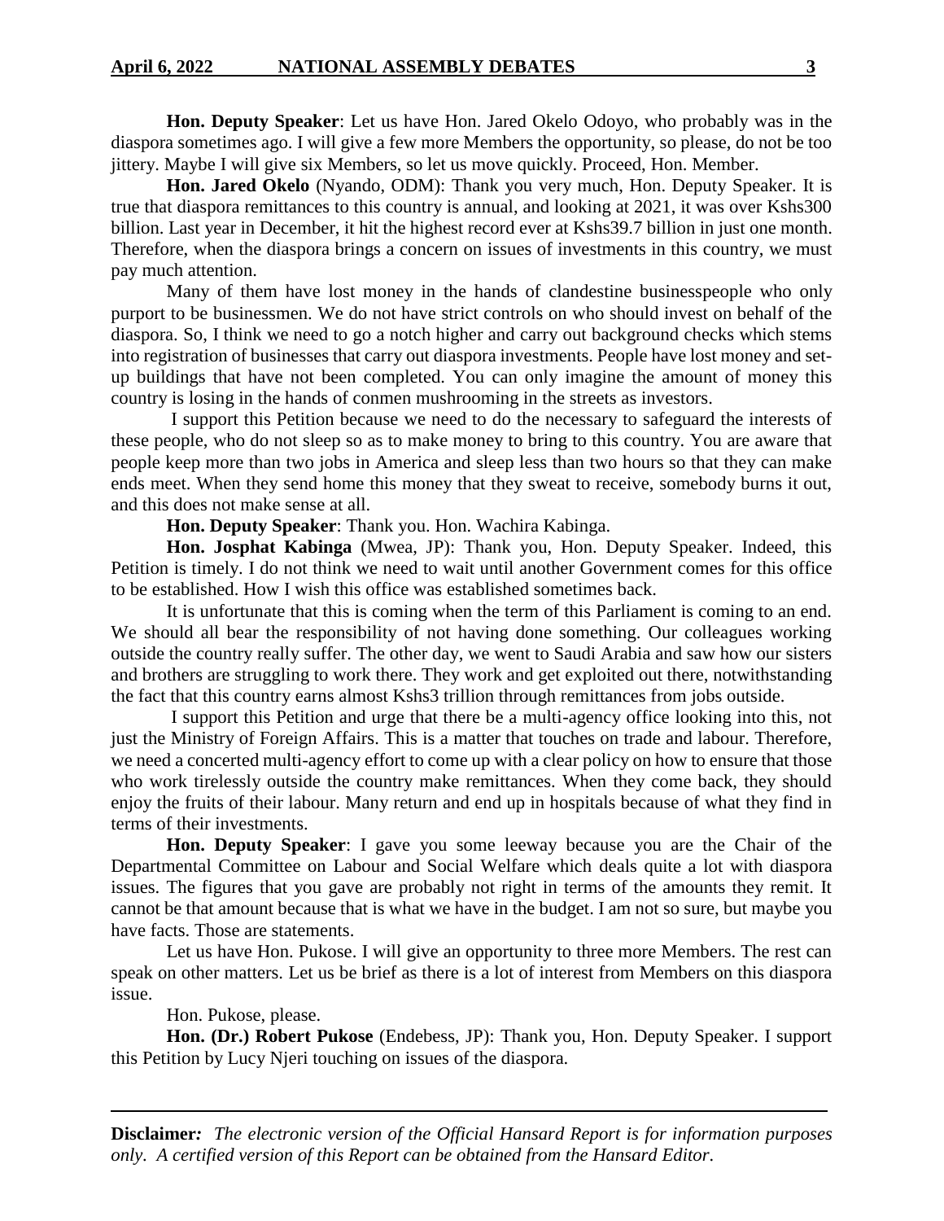**Hon. Deputy Speaker**: Let us have Hon. Jared Okelo Odoyo, who probably was in the diaspora sometimes ago. I will give a few more Members the opportunity, so please, do not be too jittery. Maybe I will give six Members, so let us move quickly. Proceed, Hon. Member.

**Hon. Jared Okelo** (Nyando, ODM): Thank you very much, Hon. Deputy Speaker. It is true that diaspora remittances to this country is annual, and looking at 2021, it was over Kshs300 billion. Last year in December, it hit the highest record ever at Kshs39.7 billion in just one month. Therefore, when the diaspora brings a concern on issues of investments in this country, we must pay much attention.

Many of them have lost money in the hands of clandestine businesspeople who only purport to be businessmen. We do not have strict controls on who should invest on behalf of the diaspora. So, I think we need to go a notch higher and carry out background checks which stems into registration of businesses that carry out diaspora investments. People have lost money and set-up buildings that have not been completed. You can only imagine the amount of money this country is losing in the hands of conmen mushrooming in the streets as investors.

I support this Petition because we need to do the necessary to safeguard the interests of these people, who do not sleep so as to make money to bring to this country. You are aware that people keep more than two jobs in America and sleep less than two hours so that they can make ends meet. When they send home this money that they sweat to receive, somebody burns it out, and this does not make sense at all.

**Hon. Deputy Speaker**: Thank you. Hon. Wachira Kabinga.

**Hon. Josphat Kabinga** (Mwea, JP): Thank you, Hon. Deputy Speaker. Indeed, this Petition is timely. I do not think we need to wait until another Government comes for this office to be established. How I wish this office was established sometimes back.

It is unfortunate that this is coming when the term of this Parliament is coming to an end. We should all bear the responsibility of not having done something. Our colleagues working outside the country really suffer. The other day, we went to Saudi Arabia and saw how our sisters and brothers are struggling to work there. They work and get exploited out there, notwithstanding the fact that this country earns almost Kshs3 trillion through remittances from jobs outside.

I support this Petition and urge that there be a multi-agency office looking into this, not just the Ministry of Foreign Affairs. This is a matter that touches on trade and labour. Therefore, we need a concerted multi-agency effort to come up with a clear policy on how to ensure that those who work tirelessly outside the country make remittances. When they come back, they should enjoy the fruits of their labour. Many return and end up in hospitals because of what they find in terms of their investments.

**Hon. Deputy Speaker**: I gave you some leeway because you are the Chair of the Departmental Committee on Labour and Social Welfare which deals quite a lot with diaspora issues. The figures that you gave are probably not right in terms of the amounts they remit. It cannot be that amount because that is what we have in the budget. I am not so sure, but maybe you have facts. Those are statements.

Let us have Hon. Pukose. I will give an opportunity to three more Members. The rest can speak on other matters. Let us be brief as there is a lot of interest from Members on this diaspora issue.

Hon. Pukose, please.

**Hon. (Dr.) Robert Pukose** (Endebess, JP): Thank you, Hon. Deputy Speaker. I support this Petition by Lucy Njeri touching on issues of the diaspora.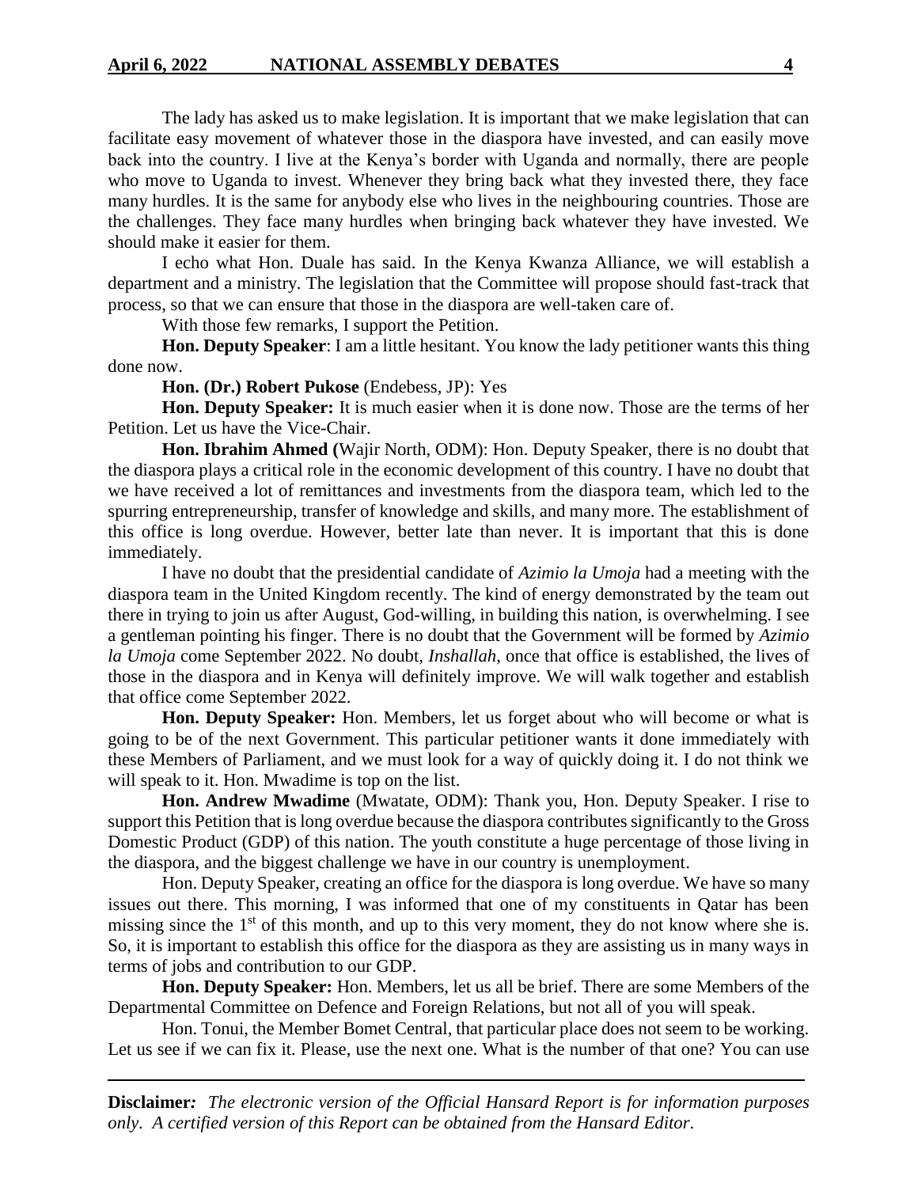The lady has asked us to make legislation. It is important that we make legislation that can facilitate easy movement of whatever those in the diaspora have invested, and can easily move back into the country. I live at the Kenya's border with Uganda and normally, there are people who move to Uganda to invest. Whenever they bring back what they invested there, they face many hurdles. It is the same for anybody else who lives in the neighbouring countries. Those are the challenges. They face many hurdles when bringing back whatever they have invested. We should make it easier for them.

I echo what Hon. Duale has said. In the Kenya Kwanza Alliance, we will establish a department and a ministry. The legislation that the Committee will propose should fast-track that process, so that we can ensure that those in the diaspora are well-taken care of.

With those few remarks, I support the Petition.

**Hon. Deputy Speaker**: I am a little hesitant. You know the lady petitioner wants this thing done now.

**Hon. (Dr.) Robert Pukose** (Endebess, JP): Yes

**Hon. Deputy Speaker:** It is much easier when it is done now. Those are the terms of her Petition. Let us have the Vice-Chair.

**Hon. Ibrahim Ahmed (**Wajir North, ODM): Hon. Deputy Speaker, there is no doubt that the diaspora plays a critical role in the economic development of this country. I have no doubt that we have received a lot of remittances and investments from the diaspora team, which led to the spurring entrepreneurship, transfer of knowledge and skills, and many more. The establishment of this office is long overdue. However, better late than never. It is important that this is done immediately.

I have no doubt that the presidential candidate of *Azimio la Umoja* had a meeting with the diaspora team in the United Kingdom recently. The kind of energy demonstrated by the team out there in trying to join us after August, God-willing, in building this nation, is overwhelming. I see a gentleman pointing his finger. There is no doubt that the Government will be formed by *Azimio la Umoja* come September 2022. No doubt, *Inshallah*, once that office is established, the lives of those in the diaspora and in Kenya will definitely improve. We will walk together and establish that office come September 2022.

**Hon. Deputy Speaker:** Hon. Members, let us forget about who will become or what is going to be of the next Government. This particular petitioner wants it done immediately with these Members of Parliament, and we must look for a way of quickly doing it. I do not think we will speak to it. Hon. Mwadime is top on the list.

**Hon. Andrew Mwadime** (Mwatate, ODM): Thank you, Hon. Deputy Speaker. I rise to support this Petition that is long overdue because the diaspora contributes significantly to the Gross Domestic Product (GDP) of this nation. The youth constitute a huge percentage of those living in the diaspora, and the biggest challenge we have in our country is unemployment.

Hon. Deputy Speaker, creating an office for the diaspora is long overdue. We have so many issues out there. This morning, I was informed that one of my constituents in Qatar has been missing since the 1st of this month, and up to this very moment, they do not know where she is. So, it is important to establish this office for the diaspora as they are assisting us in many ways in terms of jobs and contribution to our GDP.

**Hon. Deputy Speaker:** Hon. Members, let us all be brief. There are some Members of the Departmental Committee on Defence and Foreign Relations, but not all of you will speak.

Hon. Tonui, the Member Bomet Central, that particular place does not seem to be working. Let us see if we can fix it. Please, use the next one. What is the number of that one? You can use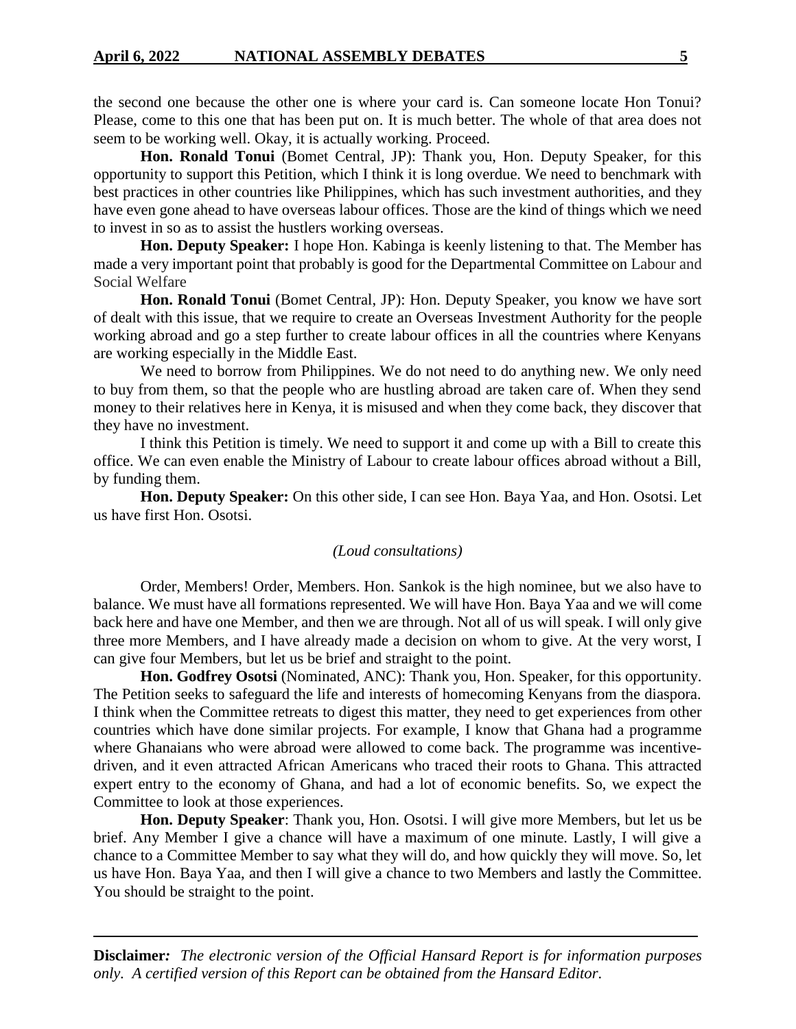the second one because the other one is where your card is. Can someone locate Hon Tonui? Please, come to this one that has been put on. It is much better. The whole of that area does not seem to be working well. Okay, it is actually working. Proceed.

**Hon. Ronald Tonui** (Bomet Central, JP): Thank you, Hon. Deputy Speaker, for this opportunity to support this Petition, which I think it is long overdue. We need to benchmark with best practices in other countries like Philippines, which has such investment authorities, and they have even gone ahead to have overseas labour offices. Those are the kind of things which we need to invest in so as to assist the hustlers working overseas.

**Hon. Deputy Speaker:** I hope Hon. Kabinga is keenly listening to that. The Member has made a very important point that probably is good for the Departmental Committee on Labour and Social Welfare

**Hon. Ronald Tonui** (Bomet Central, JP): Hon. Deputy Speaker, you know we have sort of dealt with this issue, that we require to create an Overseas Investment Authority for the people working abroad and go a step further to create labour offices in all the countries where Kenyans are working especially in the Middle East.

We need to borrow from Philippines. We do not need to do anything new. We only need to buy from them, so that the people who are hustling abroad are taken care of. When they send money to their relatives here in Kenya, it is misused and when they come back, they discover that they have no investment.

I think this Petition is timely. We need to support it and come up with a Bill to create this office. We can even enable the Ministry of Labour to create labour offices abroad without a Bill, by funding them.

**Hon. Deputy Speaker:** On this other side, I can see Hon. Baya Yaa, and Hon. Osotsi. Let us have first Hon. Osotsi.

*(Loud consultations)*

Order, Members! Order, Members. Hon. Sankok is the high nominee, but we also have to balance. We must have all formations represented. We will have Hon. Baya Yaa and we will come back here and have one Member, and then we are through. Not all of us will speak. I will only give three more Members, and I have already made a decision on whom to give. At the very worst, I can give four Members, but let us be brief and straight to the point.

**Hon. Godfrey Osotsi** (Nominated, ANC): Thank you, Hon. Speaker, for this opportunity. The Petition seeks to safeguard the life and interests of homecoming Kenyans from the diaspora. I think when the Committee retreats to digest this matter, they need to get experiences from other countries which have done similar projects. For example, I know that Ghana had a programme where Ghanaians who were abroad were allowed to come back. The programme was incentive-driven, and it even attracted African Americans who traced their roots to Ghana. This attracted expert entry to the economy of Ghana, and had a lot of economic benefits. So, we expect the Committee to look at those experiences.

**Hon. Deputy Speaker**: Thank you, Hon. Osotsi. I will give more Members, but let us be brief. Any Member I give a chance will have a maximum of one minute. Lastly, I will give a chance to a Committee Member to say what they will do, and how quickly they will move. So, let us have Hon. Baya Yaa, and then I will give a chance to two Members and lastly the Committee. You should be straight to the point.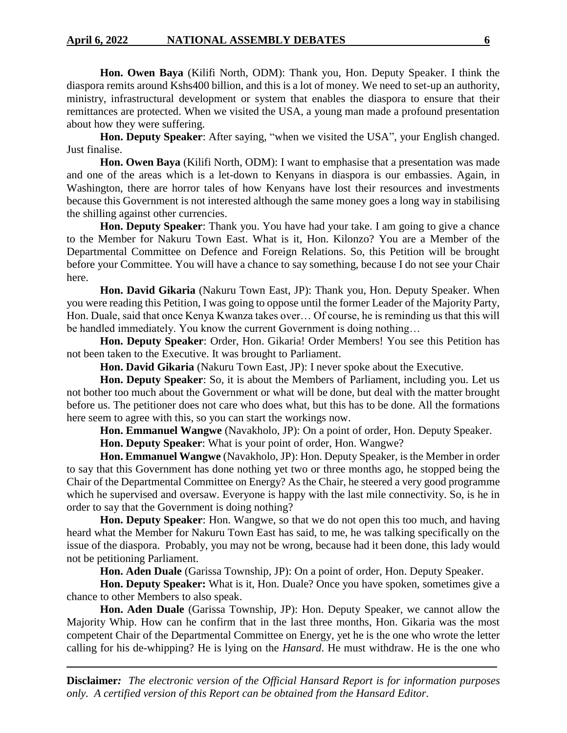**Hon. Owen Baya** (Kilifi North, ODM): Thank you, Hon. Deputy Speaker. I think the diaspora remits around Kshs400 billion, and this is a lot of money. We need to set-up an authority, ministry, infrastructural development or system that enables the diaspora to ensure that their remittances are protected. When we visited the USA, a young man made a profound presentation about how they were suffering.

**Hon. Deputy Speaker**: After saying, "when we visited the USA", your English changed. Just finalise.

**Hon. Owen Baya** (Kilifi North, ODM): I want to emphasise that a presentation was made and one of the areas which is a let-down to Kenyans in diaspora is our embassies. Again, in Washington, there are horror tales of how Kenyans have lost their resources and investments because this Government is not interested although the same money goes a long way in stabilising the shilling against other currencies.

**Hon. Deputy Speaker**: Thank you. You have had your take. I am going to give a chance to the Member for Nakuru Town East. What is it, Hon. Kilonzo? You are a Member of the Departmental Committee on Defence and Foreign Relations. So, this Petition will be brought before your Committee. You will have a chance to say something, because I do not see your Chair here.

**Hon. David Gikaria** (Nakuru Town East, JP): Thank you, Hon. Deputy Speaker. When you were reading this Petition, I was going to oppose until the former Leader of the Majority Party, Hon. Duale, said that once Kenya Kwanza takes over… Of course, he is reminding us that this will be handled immediately. You know the current Government is doing nothing…

**Hon. Deputy Speaker**: Order, Hon. Gikaria! Order Members! You see this Petition has not been taken to the Executive. It was brought to Parliament.

**Hon. David Gikaria** (Nakuru Town East, JP): I never spoke about the Executive.

**Hon. Deputy Speaker**: So, it is about the Members of Parliament, including you. Let us not bother too much about the Government or what will be done, but deal with the matter brought before us. The petitioner does not care who does what, but this has to be done. All the formations here seem to agree with this, so you can start the workings now.

**Hon. Emmanuel Wangwe** (Navakholo, JP): On a point of order, Hon. Deputy Speaker.

**Hon. Deputy Speaker**: What is your point of order, Hon. Wangwe?

**Hon. Emmanuel Wangwe** (Navakholo, JP): Hon. Deputy Speaker, is the Member in order to say that this Government has done nothing yet two or three months ago, he stopped being the Chair of the Departmental Committee on Energy? As the Chair, he steered a very good programme which he supervised and oversaw. Everyone is happy with the last mile connectivity. So, is he in order to say that the Government is doing nothing?

**Hon. Deputy Speaker**: Hon. Wangwe, so that we do not open this too much, and having heard what the Member for Nakuru Town East has said, to me, he was talking specifically on the issue of the diaspora. Probably, you may not be wrong, because had it been done, this lady would not be petitioning Parliament.

**Hon. Aden Duale** (Garissa Township, JP): On a point of order, Hon. Deputy Speaker.

**Hon. Deputy Speaker:** What is it, Hon. Duale? Once you have spoken, sometimes give a chance to other Members to also speak.

**Hon. Aden Duale** (Garissa Township, JP): Hon. Deputy Speaker, we cannot allow the Majority Whip. How can he confirm that in the last three months, Hon. Gikaria was the most competent Chair of the Departmental Committee on Energy, yet he is the one who wrote the letter calling for his de-whipping? He is lying on the *Hansard*. He must withdraw. He is the one who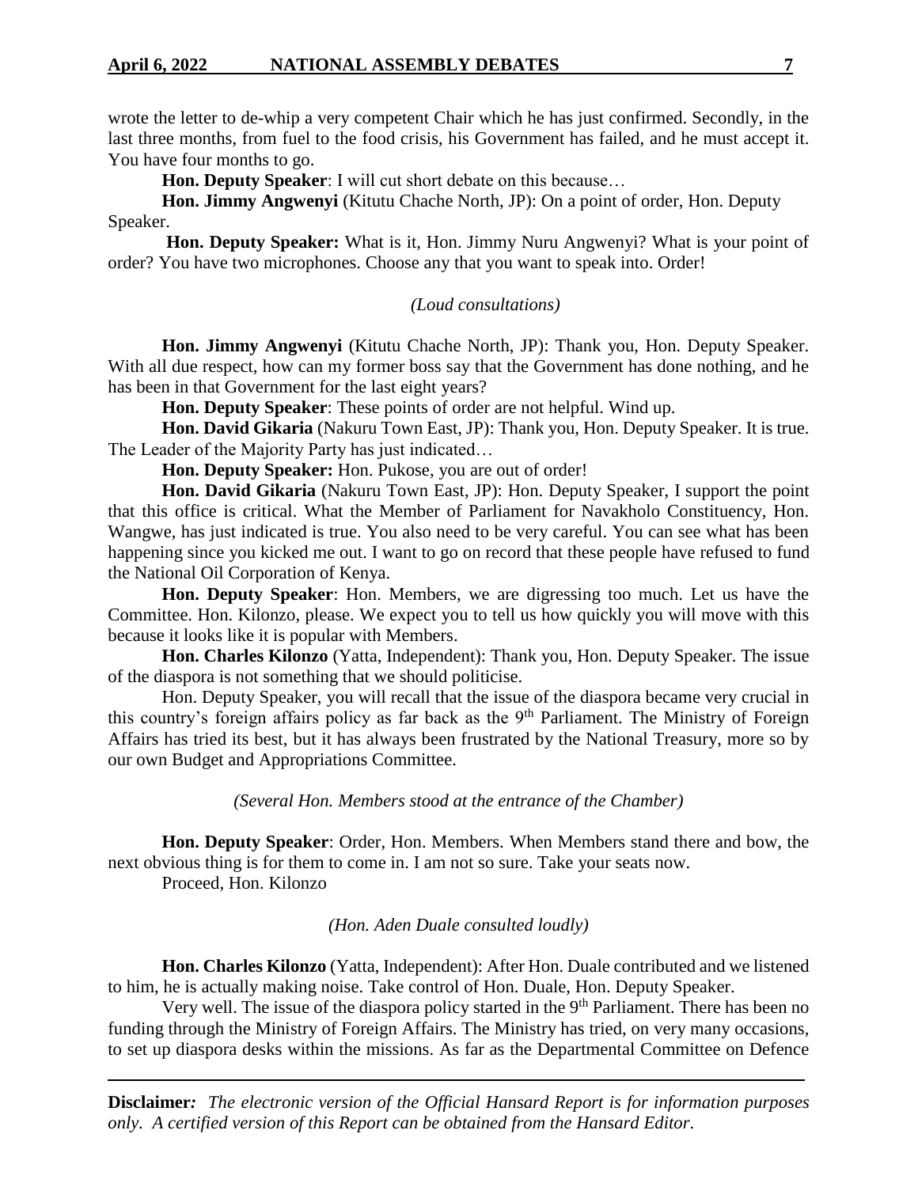wrote the letter to de-whip a very competent Chair which he has just confirmed. Secondly, in the last three months, from fuel to the food crisis, his Government has failed, and he must accept it. You have four months to go.

**Hon. Deputy Speaker**: I will cut short debate on this because…

**Hon. Jimmy Angwenyi** (Kitutu Chache North, JP): On a point of order, Hon. Deputy Speaker.

**Hon. Deputy Speaker:** What is it, Hon. Jimmy Nuru Angwenyi? What is your point of order? You have two microphones. Choose any that you want to speak into. Order!

*(Loud consultations)*

**Hon. Jimmy Angwenyi** (Kitutu Chache North, JP): Thank you, Hon. Deputy Speaker. With all due respect, how can my former boss say that the Government has done nothing, and he has been in that Government for the last eight years?

**Hon. Deputy Speaker**: These points of order are not helpful. Wind up.

**Hon. David Gikaria** (Nakuru Town East, JP): Thank you, Hon. Deputy Speaker. It is true. The Leader of the Majority Party has just indicated…

**Hon. Deputy Speaker:** Hon. Pukose, you are out of order!

**Hon. David Gikaria** (Nakuru Town East, JP): Hon. Deputy Speaker, I support the point that this office is critical. What the Member of Parliament for Navakholo Constituency, Hon. Wangwe, has just indicated is true. You also need to be very careful. You can see what has been happening since you kicked me out. I want to go on record that these people have refused to fund the National Oil Corporation of Kenya.

**Hon. Deputy Speaker**: Hon. Members, we are digressing too much. Let us have the Committee. Hon. Kilonzo, please. We expect you to tell us how quickly you will move with this because it looks like it is popular with Members.

**Hon. Charles Kilonzo** (Yatta, Independent): Thank you, Hon. Deputy Speaker. The issue of the diaspora is not something that we should politicise.

Hon. Deputy Speaker, you will recall that the issue of the diaspora became very crucial in this country's foreign affairs policy as far back as the 9th Parliament. The Ministry of Foreign Affairs has tried its best, but it has always been frustrated by the National Treasury, more so by our own Budget and Appropriations Committee.

*(Several Hon. Members stood at the entrance of the Chamber)*

**Hon. Deputy Speaker**: Order, Hon. Members. When Members stand there and bow, the next obvious thing is for them to come in. I am not so sure. Take your seats now.

Proceed, Hon. Kilonzo

*(Hon. Aden Duale consulted loudly)*

**Hon. Charles Kilonzo** (Yatta, Independent): After Hon. Duale contributed and we listened to him, he is actually making noise. Take control of Hon. Duale, Hon. Deputy Speaker.

Very well. The issue of the diaspora policy started in the 9th Parliament. There has been no funding through the Ministry of Foreign Affairs. The Ministry has tried, on very many occasions, to set up diaspora desks within the missions. As far as the Departmental Committee on Defence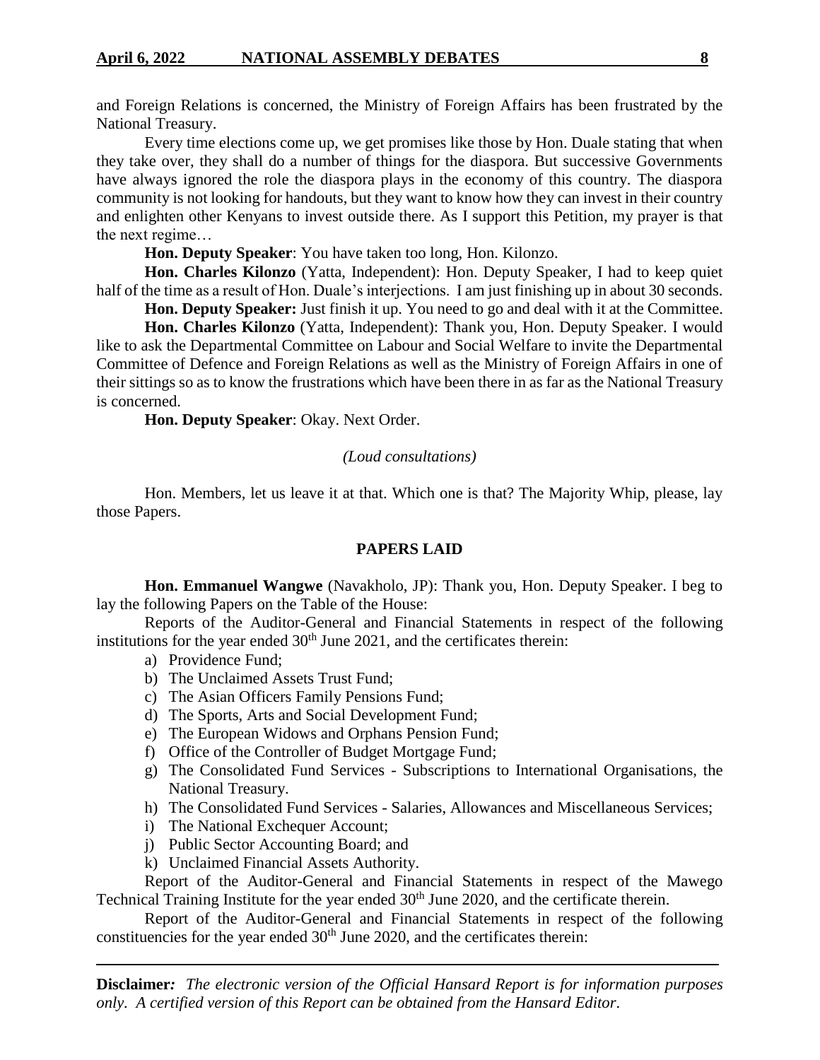and Foreign Relations is concerned, the Ministry of Foreign Affairs has been frustrated by the National Treasury.

Every time elections come up, we get promises like those by Hon. Duale stating that when they take over, they shall do a number of things for the diaspora. But successive Governments have always ignored the role the diaspora plays in the economy of this country. The diaspora community is not looking for handouts, but they want to know how they can invest in their country and enlighten other Kenyans to invest outside there. As I support this Petition, my prayer is that the next regime…

**Hon. Deputy Speaker**: You have taken too long, Hon. Kilonzo.

**Hon. Charles Kilonzo** (Yatta, Independent): Hon. Deputy Speaker, I had to keep quiet half of the time as a result of Hon. Duale's interjections. I am just finishing up in about 30 seconds.

**Hon. Deputy Speaker:** Just finish it up. You need to go and deal with it at the Committee.

**Hon. Charles Kilonzo** (Yatta, Independent): Thank you, Hon. Deputy Speaker. I would like to ask the Departmental Committee on Labour and Social Welfare to invite the Departmental Committee of Defence and Foreign Relations as well as the Ministry of Foreign Affairs in one of their sittings so as to know the frustrations which have been there in as far as the National Treasury is concerned.

**Hon. Deputy Speaker**: Okay. Next Order.

*(Loud consultations)*

Hon. Members, let us leave it at that. Which one is that? The Majority Whip, please, lay those Papers.

## PAPERS LAID

**Hon. Emmanuel Wangwe** (Navakholo, JP): Thank you, Hon. Deputy Speaker. I beg to lay the following Papers on the Table of the House:

Reports of the Auditor-General and Financial Statements in respect of the following institutions for the year ended 30th June 2021, and the certificates therein:

a) Providence Fund;
b) The Unclaimed Assets Trust Fund;
c) The Asian Officers Family Pensions Fund;
d) The Sports, Arts and Social Development Fund;
e) The European Widows and Orphans Pension Fund;
f) Office of the Controller of Budget Mortgage Fund;
g) The Consolidated Fund Services - Subscriptions to International Organisations, the National Treasury.
h) The Consolidated Fund Services - Salaries, Allowances and Miscellaneous Services;
i) The National Exchequer Account;
j) Public Sector Accounting Board; and
k) Unclaimed Financial Assets Authority.

Report of the Auditor-General and Financial Statements in respect of the Mawego Technical Training Institute for the year ended 30th June 2020, and the certificate therein.

Report of the Auditor-General and Financial Statements in respect of the following constituencies for the year ended 30th June 2020, and the certificates therein: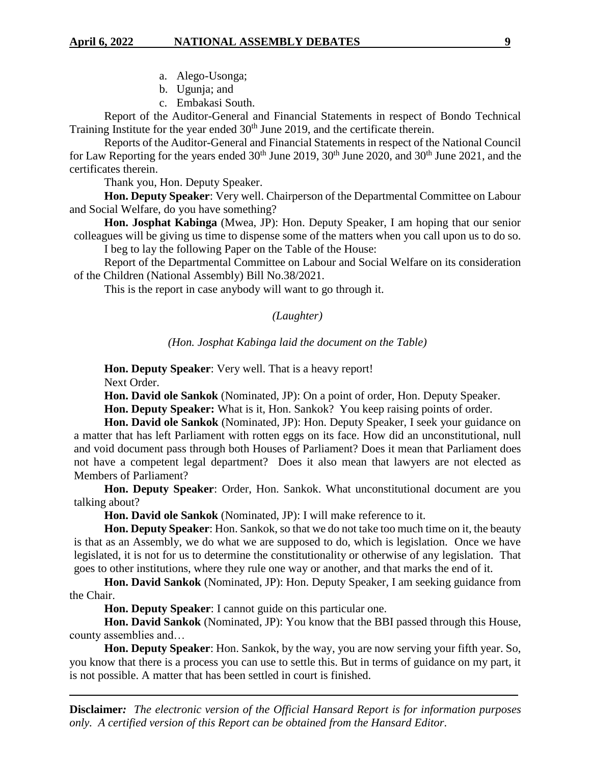a. Alego-Usonga;
b. Ugunja; and
c. Embakasi South.

Report of the Auditor-General and Financial Statements in respect of Bondo Technical Training Institute for the year ended 30th June 2019, and the certificate therein.

Reports of the Auditor-General and Financial Statements in respect of the National Council for Law Reporting for the years ended 30th June 2019, 30th June 2020, and 30th June 2021, and the certificates therein.

Thank you, Hon. Deputy Speaker.

**Hon. Deputy Speaker**: Very well. Chairperson of the Departmental Committee on Labour and Social Welfare, do you have something?

**Hon. Josphat Kabinga** (Mwea, JP): Hon. Deputy Speaker, I am hoping that our senior colleagues will be giving us time to dispense some of the matters when you call upon us to do so.

I beg to lay the following Paper on the Table of the House:

Report of the Departmental Committee on Labour and Social Welfare on its consideration of the Children (National Assembly) Bill No.38/2021.

This is the report in case anybody will want to go through it.

*(Laughter)*

*(Hon. Josphat Kabinga laid the document on the Table)*

**Hon. Deputy Speaker**: Very well. That is a heavy report!

Next Order.

**Hon. David ole Sankok** (Nominated, JP): On a point of order, Hon. Deputy Speaker.

**Hon. Deputy Speaker:** What is it, Hon. Sankok? You keep raising points of order.

**Hon. David ole Sankok** (Nominated, JP): Hon. Deputy Speaker, I seek your guidance on a matter that has left Parliament with rotten eggs on its face. How did an unconstitutional, null and void document pass through both Houses of Parliament? Does it mean that Parliament does not have a competent legal department? Does it also mean that lawyers are not elected as Members of Parliament?

**Hon. Deputy Speaker**: Order, Hon. Sankok. What unconstitutional document are you talking about?

**Hon. David ole Sankok** (Nominated, JP): I will make reference to it.

**Hon. Deputy Speaker**: Hon. Sankok, so that we do not take too much time on it, the beauty is that as an Assembly, we do what we are supposed to do, which is legislation. Once we have legislated, it is not for us to determine the constitutionality or otherwise of any legislation. That goes to other institutions, where they rule one way or another, and that marks the end of it.

**Hon. David Sankok** (Nominated, JP): Hon. Deputy Speaker, I am seeking guidance from the Chair.

**Hon. Deputy Speaker**: I cannot guide on this particular one.

**Hon. David Sankok** (Nominated, JP): You know that the BBI passed through this House, county assemblies and…

**Hon. Deputy Speaker**: Hon. Sankok, by the way, you are now serving your fifth year. So, you know that there is a process you can use to settle this. But in terms of guidance on my part, it is not possible. A matter that has been settled in court is finished.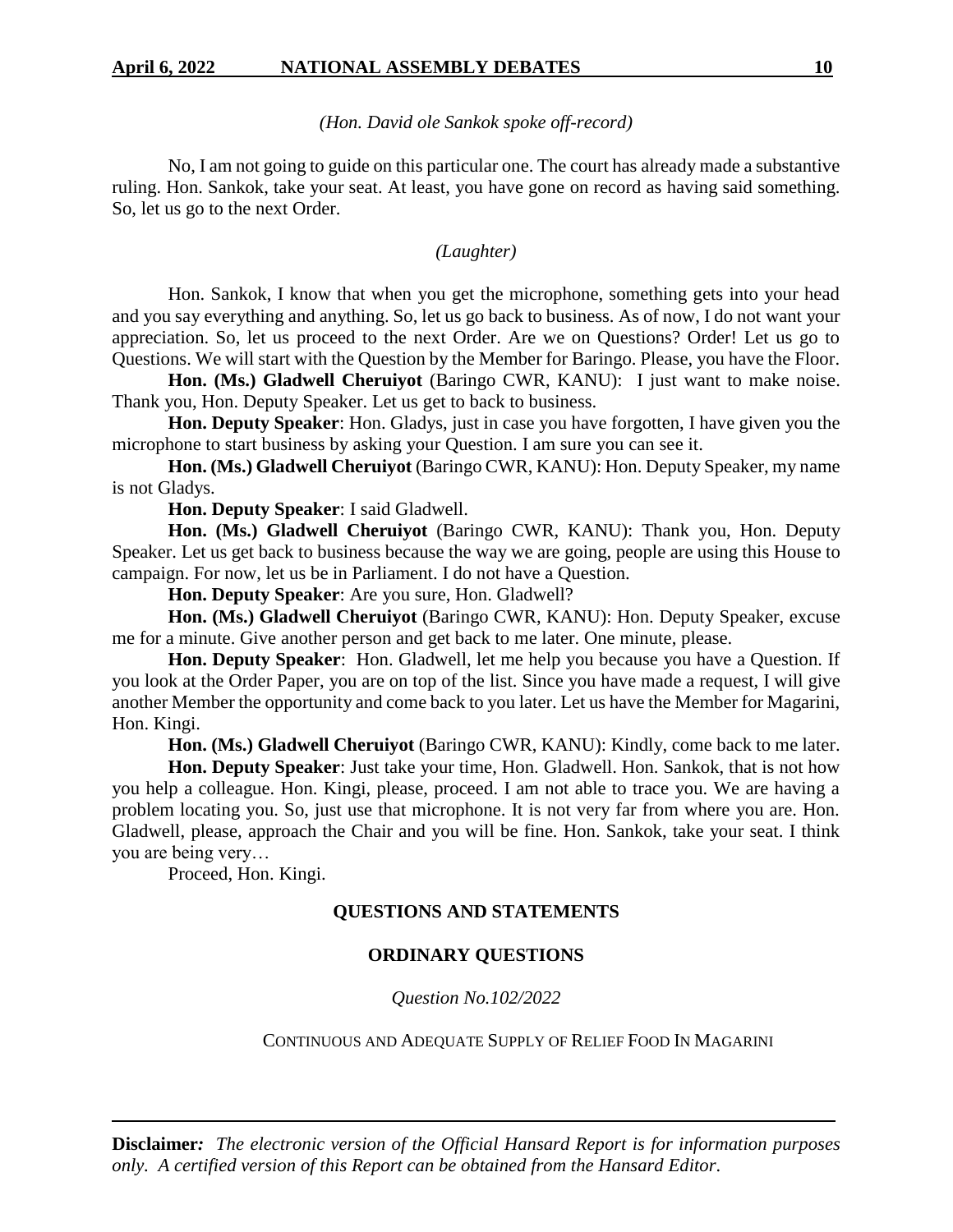*(Hon. David ole Sankok spoke off-record)*

No, I am not going to guide on this particular one. The court has already made a substantive ruling. Hon. Sankok, take your seat. At least, you have gone on record as having said something. So, let us go to the next Order.

*(Laughter)*

Hon. Sankok, I know that when you get the microphone, something gets into your head and you say everything and anything. So, let us go back to business. As of now, I do not want your appreciation. So, let us proceed to the next Order. Are we on Questions? Order! Let us go to Questions. We will start with the Question by the Member for Baringo. Please, you have the Floor.

**Hon. (Ms.) Gladwell Cheruiyot** (Baringo CWR, KANU): I just want to make noise. Thank you, Hon. Deputy Speaker. Let us get to back to business.

**Hon. Deputy Speaker**: Hon. Gladys, just in case you have forgotten, I have given you the microphone to start business by asking your Question. I am sure you can see it.

**Hon. (Ms.) Gladwell Cheruiyot** (Baringo CWR, KANU): Hon. Deputy Speaker, my name is not Gladys.

**Hon. Deputy Speaker**: I said Gladwell.

**Hon. (Ms.) Gladwell Cheruiyot** (Baringo CWR, KANU): Thank you, Hon. Deputy Speaker. Let us get back to business because the way we are going, people are using this House to campaign. For now, let us be in Parliament. I do not have a Question.

**Hon. Deputy Speaker**: Are you sure, Hon. Gladwell?

**Hon. (Ms.) Gladwell Cheruiyot** (Baringo CWR, KANU): Hon. Deputy Speaker, excuse me for a minute. Give another person and get back to me later. One minute, please.

**Hon. Deputy Speaker**: Hon. Gladwell, let me help you because you have a Question. If you look at the Order Paper, you are on top of the list. Since you have made a request, I will give another Member the opportunity and come back to you later. Let us have the Member for Magarini, Hon. Kingi.

**Hon. (Ms.) Gladwell Cheruiyot** (Baringo CWR, KANU): Kindly, come back to me later.

**Hon. Deputy Speaker**: Just take your time, Hon. Gladwell. Hon. Sankok, that is not how you help a colleague. Hon. Kingi, please, proceed. I am not able to trace you. We are having a problem locating you. So, just use that microphone. It is not very far from where you are. Hon. Gladwell, please, approach the Chair and you will be fine. Hon. Sankok, take your seat. I think you are being very…

Proceed, Hon. Kingi.

## QUESTIONS AND STATEMENTS

### ORDINARY QUESTIONS

*Question No.102/2022*

CONTINUOUS AND ADEQUATE SUPPLY OF RELIEF FOOD IN MAGARINI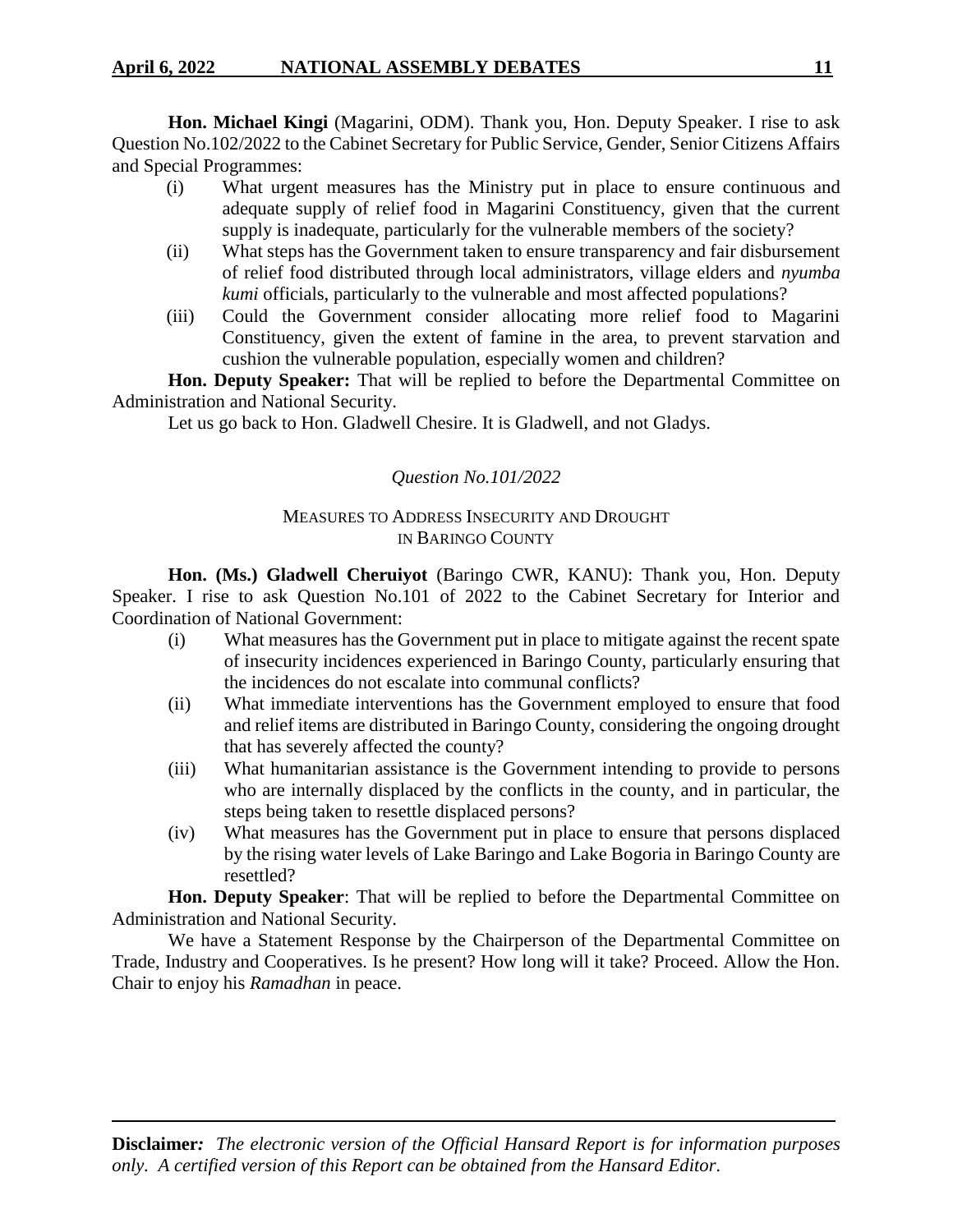**Hon. Michael Kingi** (Magarini, ODM). Thank you, Hon. Deputy Speaker. I rise to ask Question No.102/2022 to the Cabinet Secretary for Public Service, Gender, Senior Citizens Affairs and Special Programmes:

(i) What urgent measures has the Ministry put in place to ensure continuous and adequate supply of relief food in Magarini Constituency, given that the current supply is inadequate, particularly for the vulnerable members of the society?

(ii) What steps has the Government taken to ensure transparency and fair disbursement of relief food distributed through local administrators, village elders and *nyumba kumi* officials, particularly to the vulnerable and most affected populations?

(iii) Could the Government consider allocating more relief food to Magarini Constituency, given the extent of famine in the area, to prevent starvation and cushion the vulnerable population, especially women and children?

**Hon. Deputy Speaker:** That will be replied to before the Departmental Committee on Administration and National Security.

Let us go back to Hon. Gladwell Chesire. It is Gladwell, and not Gladys.

*Question No.101/2022*

MEASURES TO ADDRESS INSECURITY AND DROUGHT IN BARINGO COUNTY

**Hon. (Ms.) Gladwell Cheruiyot** (Baringo CWR, KANU): Thank you, Hon. Deputy Speaker. I rise to ask Question No.101 of 2022 to the Cabinet Secretary for Interior and Coordination of National Government:

(i) What measures has the Government put in place to mitigate against the recent spate of insecurity incidences experienced in Baringo County, particularly ensuring that the incidences do not escalate into communal conflicts?

(ii) What immediate interventions has the Government employed to ensure that food and relief items are distributed in Baringo County, considering the ongoing drought that has severely affected the county?

(iii) What humanitarian assistance is the Government intending to provide to persons who are internally displaced by the conflicts in the county, and in particular, the steps being taken to resettle displaced persons?

(iv) What measures has the Government put in place to ensure that persons displaced by the rising water levels of Lake Baringo and Lake Bogoria in Baringo County are resettled?

**Hon. Deputy Speaker**: That will be replied to before the Departmental Committee on Administration and National Security.

We have a Statement Response by the Chairperson of the Departmental Committee on Trade, Industry and Cooperatives. Is he present? How long will it take? Proceed. Allow the Hon. Chair to enjoy his *Ramadhan* in peace.

**Disclaimer***: The electronic version of the Official Hansard Report is for information purposes only. A certified version of this Report can be obtained from the Hansard Editor.*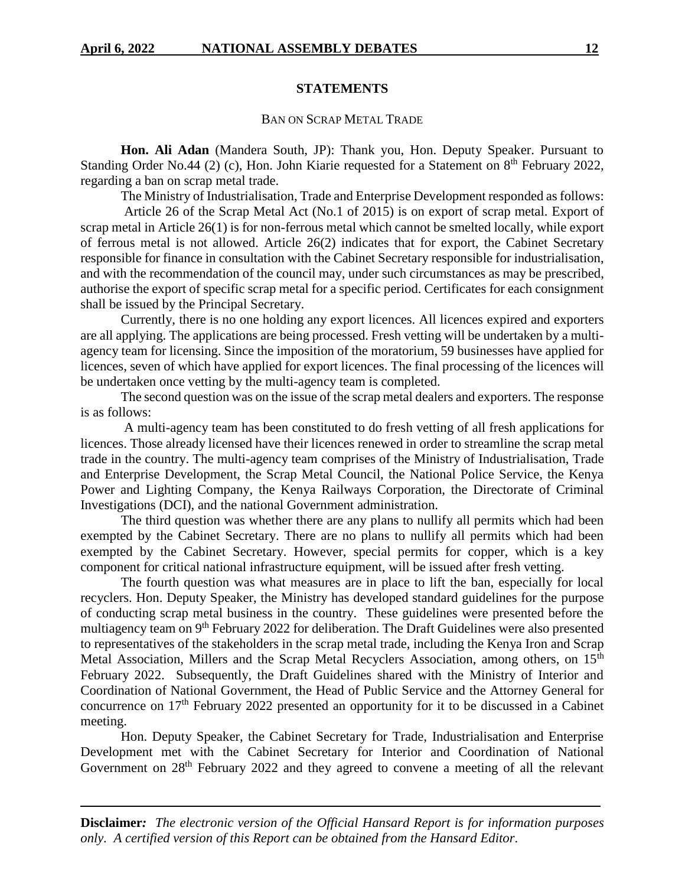## STATEMENTS

### BAN ON SCRAP METAL TRADE

**Hon. Ali Adan** (Mandera South, JP): Thank you, Hon. Deputy Speaker. Pursuant to Standing Order No.44 (2) (c), Hon. John Kiarie requested for a Statement on 8th February 2022, regarding a ban on scrap metal trade.

The Ministry of Industrialisation, Trade and Enterprise Development responded as follows:

Article 26 of the Scrap Metal Act (No.1 of 2015) is on export of scrap metal. Export of scrap metal in Article 26(1) is for non-ferrous metal which cannot be smelted locally, while export of ferrous metal is not allowed. Article 26(2) indicates that for export, the Cabinet Secretary responsible for finance in consultation with the Cabinet Secretary responsible for industrialisation, and with the recommendation of the council may, under such circumstances as may be prescribed, authorise the export of specific scrap metal for a specific period. Certificates for each consignment shall be issued by the Principal Secretary.

Currently, there is no one holding any export licences. All licences expired and exporters are all applying. The applications are being processed. Fresh vetting will be undertaken by a multi-agency team for licensing. Since the imposition of the moratorium, 59 businesses have applied for licences, seven of which have applied for export licences. The final processing of the licences will be undertaken once vetting by the multi-agency team is completed.

The second question was on the issue of the scrap metal dealers and exporters. The response is as follows:

A multi-agency team has been constituted to do fresh vetting of all fresh applications for licences. Those already licensed have their licences renewed in order to streamline the scrap metal trade in the country. The multi-agency team comprises of the Ministry of Industrialisation, Trade and Enterprise Development, the Scrap Metal Council, the National Police Service, the Kenya Power and Lighting Company, the Kenya Railways Corporation, the Directorate of Criminal Investigations (DCI), and the national Government administration.

The third question was whether there are any plans to nullify all permits which had been exempted by the Cabinet Secretary. There are no plans to nullify all permits which had been exempted by the Cabinet Secretary. However, special permits for copper, which is a key component for critical national infrastructure equipment, will be issued after fresh vetting.

The fourth question was what measures are in place to lift the ban, especially for local recyclers. Hon. Deputy Speaker, the Ministry has developed standard guidelines for the purpose of conducting scrap metal business in the country. These guidelines were presented before the multiagency team on 9th February 2022 for deliberation. The Draft Guidelines were also presented to representatives of the stakeholders in the scrap metal trade, including the Kenya Iron and Scrap Metal Association, Millers and the Scrap Metal Recyclers Association, among others, on 15th February 2022. Subsequently, the Draft Guidelines shared with the Ministry of Interior and Coordination of National Government, the Head of Public Service and the Attorney General for concurrence on 17th February 2022 presented an opportunity for it to be discussed in a Cabinet meeting.

Hon. Deputy Speaker, the Cabinet Secretary for Trade, Industrialisation and Enterprise Development met with the Cabinet Secretary for Interior and Coordination of National Government on 28th February 2022 and they agreed to convene a meeting of all the relevant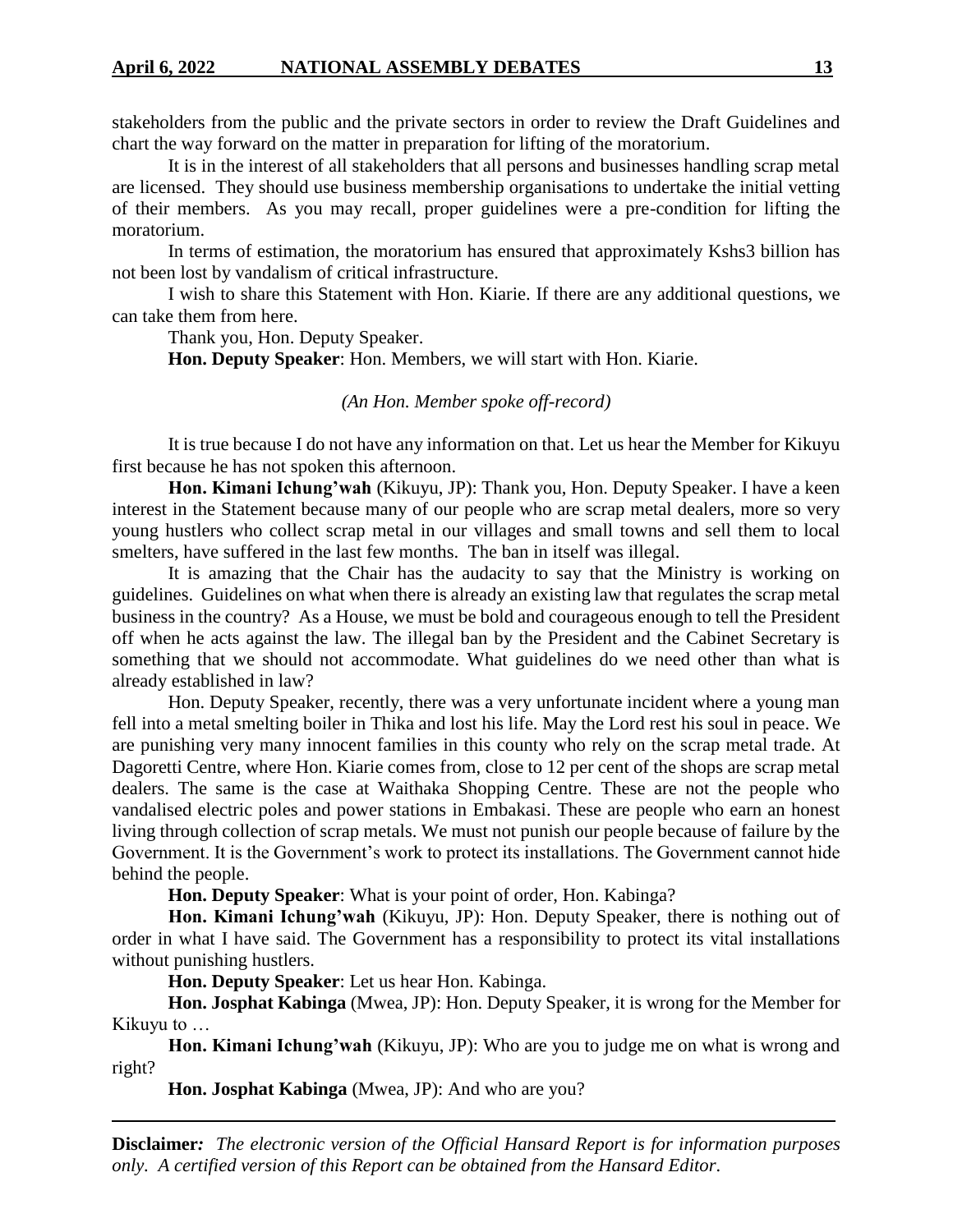stakeholders from the public and the private sectors in order to review the Draft Guidelines and chart the way forward on the matter in preparation for lifting of the moratorium.

It is in the interest of all stakeholders that all persons and businesses handling scrap metal are licensed. They should use business membership organisations to undertake the initial vetting of their members. As you may recall, proper guidelines were a pre-condition for lifting the moratorium.

In terms of estimation, the moratorium has ensured that approximately Kshs3 billion has not been lost by vandalism of critical infrastructure.

I wish to share this Statement with Hon. Kiarie. If there are any additional questions, we can take them from here.

Thank you, Hon. Deputy Speaker.

**Hon. Deputy Speaker**: Hon. Members, we will start with Hon. Kiarie.

*(An Hon. Member spoke off-record)*

It is true because I do not have any information on that. Let us hear the Member for Kikuyu first because he has not spoken this afternoon.

**Hon. Kimani Ichung'wah** (Kikuyu, JP): Thank you, Hon. Deputy Speaker. I have a keen interest in the Statement because many of our people who are scrap metal dealers, more so very young hustlers who collect scrap metal in our villages and small towns and sell them to local smelters, have suffered in the last few months. The ban in itself was illegal.

It is amazing that the Chair has the audacity to say that the Ministry is working on guidelines. Guidelines on what when there is already an existing law that regulates the scrap metal business in the country? As a House, we must be bold and courageous enough to tell the President off when he acts against the law. The illegal ban by the President and the Cabinet Secretary is something that we should not accommodate. What guidelines do we need other than what is already established in law?

Hon. Deputy Speaker, recently, there was a very unfortunate incident where a young man fell into a metal smelting boiler in Thika and lost his life. May the Lord rest his soul in peace. We are punishing very many innocent families in this county who rely on the scrap metal trade. At Dagoretti Centre, where Hon. Kiarie comes from, close to 12 per cent of the shops are scrap metal dealers. The same is the case at Waithaka Shopping Centre. These are not the people who vandalised electric poles and power stations in Embakasi. These are people who earn an honest living through collection of scrap metals. We must not punish our people because of failure by the Government. It is the Government's work to protect its installations. The Government cannot hide behind the people.

**Hon. Deputy Speaker**: What is your point of order, Hon. Kabinga?

**Hon. Kimani Ichung'wah** (Kikuyu, JP): Hon. Deputy Speaker, there is nothing out of order in what I have said. The Government has a responsibility to protect its vital installations without punishing hustlers.

**Hon. Deputy Speaker**: Let us hear Hon. Kabinga.

**Hon. Josphat Kabinga** (Mwea, JP): Hon. Deputy Speaker, it is wrong for the Member for Kikuyu to …

**Hon. Kimani Ichung'wah** (Kikuyu, JP): Who are you to judge me on what is wrong and right?

**Hon. Josphat Kabinga** (Mwea, JP): And who are you?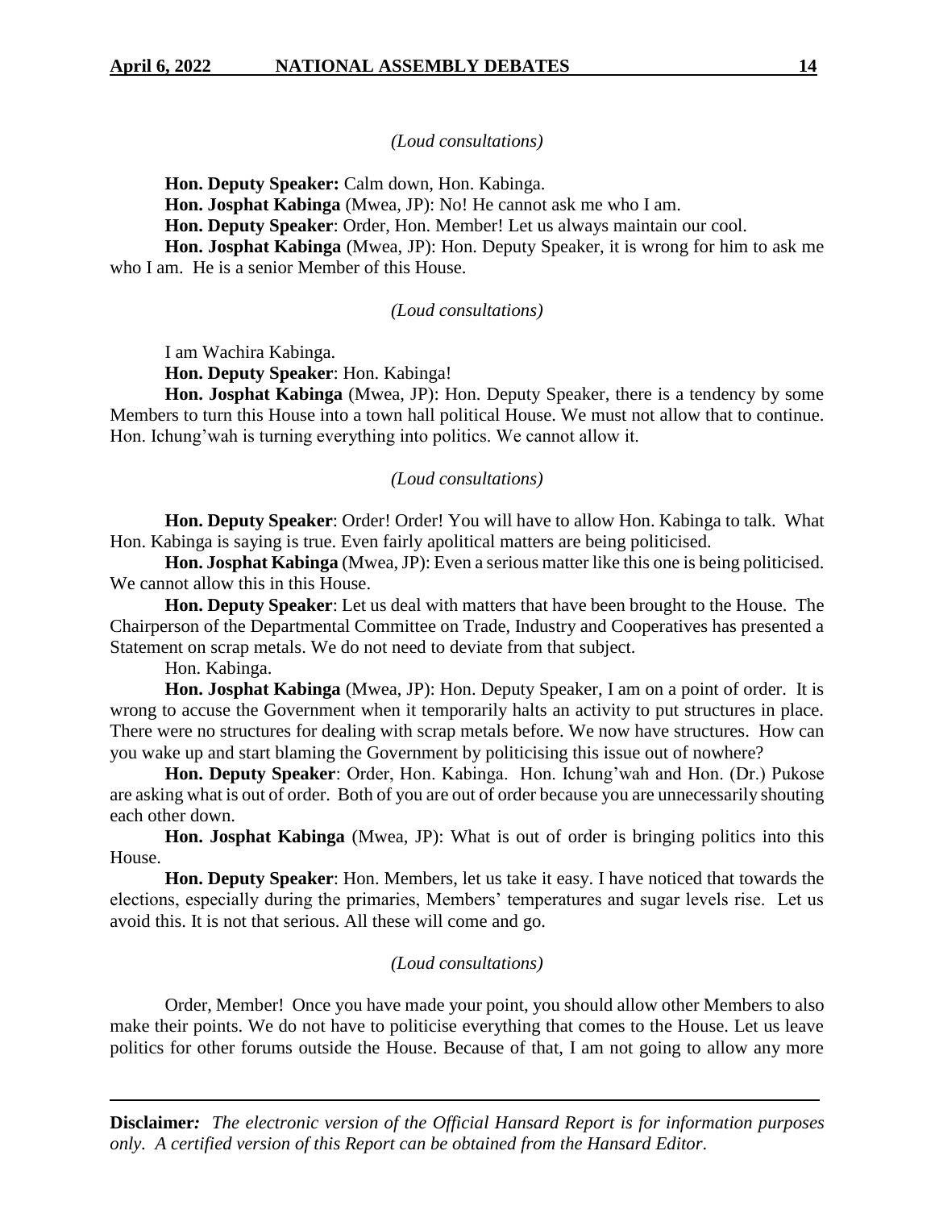*(Loud consultations)*

**Hon. Deputy Speaker:** Calm down, Hon. Kabinga.

**Hon. Josphat Kabinga** (Mwea, JP): No! He cannot ask me who I am.

**Hon. Deputy Speaker**: Order, Hon. Member! Let us always maintain our cool.

**Hon. Josphat Kabinga** (Mwea, JP): Hon. Deputy Speaker, it is wrong for him to ask me who I am. He is a senior Member of this House.

*(Loud consultations)*

I am Wachira Kabinga.

**Hon. Deputy Speaker**: Hon. Kabinga!

**Hon. Josphat Kabinga** (Mwea, JP): Hon. Deputy Speaker, there is a tendency by some Members to turn this House into a town hall political House. We must not allow that to continue. Hon. Ichung'wah is turning everything into politics. We cannot allow it.

*(Loud consultations)*

**Hon. Deputy Speaker**: Order! Order! You will have to allow Hon. Kabinga to talk. What Hon. Kabinga is saying is true. Even fairly apolitical matters are being politicised.

**Hon. Josphat Kabinga** (Mwea, JP): Even a serious matter like this one is being politicised. We cannot allow this in this House.

**Hon. Deputy Speaker**: Let us deal with matters that have been brought to the House. The Chairperson of the Departmental Committee on Trade, Industry and Cooperatives has presented a Statement on scrap metals. We do not need to deviate from that subject.

Hon. Kabinga.

**Hon. Josphat Kabinga** (Mwea, JP): Hon. Deputy Speaker, I am on a point of order. It is wrong to accuse the Government when it temporarily halts an activity to put structures in place. There were no structures for dealing with scrap metals before. We now have structures. How can you wake up and start blaming the Government by politicising this issue out of nowhere?

**Hon. Deputy Speaker**: Order, Hon. Kabinga. Hon. Ichung'wah and Hon. (Dr.) Pukose are asking what is out of order. Both of you are out of order because you are unnecessarily shouting each other down.

**Hon. Josphat Kabinga** (Mwea, JP): What is out of order is bringing politics into this House.

**Hon. Deputy Speaker**: Hon. Members, let us take it easy. I have noticed that towards the elections, especially during the primaries, Members' temperatures and sugar levels rise. Let us avoid this. It is not that serious. All these will come and go.

*(Loud consultations)*

Order, Member! Once you have made your point, you should allow other Members to also make their points. We do not have to politicise everything that comes to the House. Let us leave politics for other forums outside the House. Because of that, I am not going to allow any more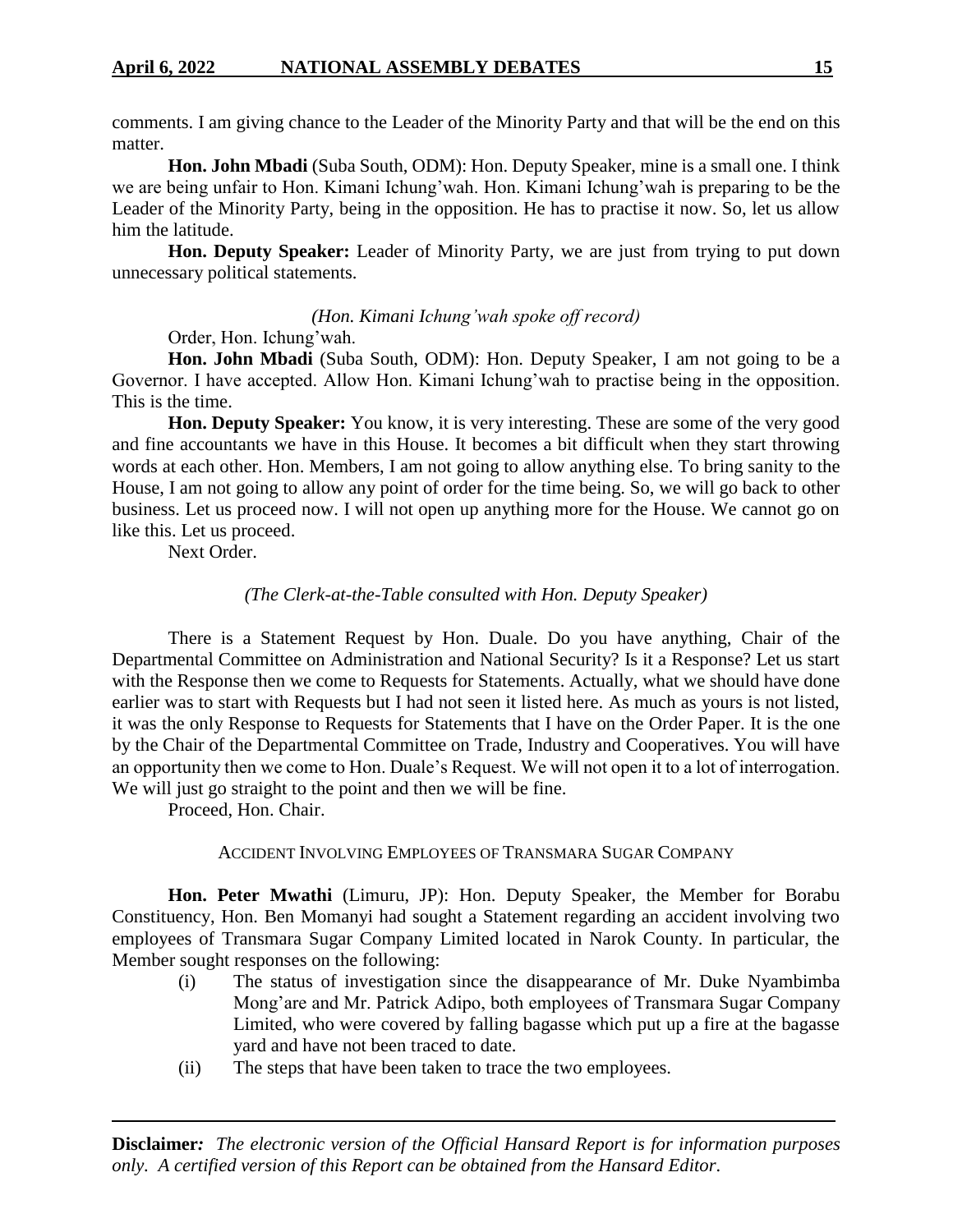comments. I am giving chance to the Leader of the Minority Party and that will be the end on this matter.

**Hon. John Mbadi** (Suba South, ODM): Hon. Deputy Speaker, mine is a small one. I think we are being unfair to Hon. Kimani Ichung'wah. Hon. Kimani Ichung'wah is preparing to be the Leader of the Minority Party, being in the opposition. He has to practise it now. So, let us allow him the latitude.

**Hon. Deputy Speaker:** Leader of Minority Party, we are just from trying to put down unnecessary political statements.

*(Hon. Kimani Ichung'wah spoke off record)*

Order, Hon. Ichung'wah.

**Hon. John Mbadi** (Suba South, ODM): Hon. Deputy Speaker, I am not going to be a Governor. I have accepted. Allow Hon. Kimani Ichung'wah to practise being in the opposition. This is the time.

**Hon. Deputy Speaker:** You know, it is very interesting. These are some of the very good and fine accountants we have in this House. It becomes a bit difficult when they start throwing words at each other. Hon. Members, I am not going to allow anything else. To bring sanity to the House, I am not going to allow any point of order for the time being. So, we will go back to other business. Let us proceed now. I will not open up anything more for the House. We cannot go on like this. Let us proceed.

Next Order.

*(The Clerk-at-the-Table consulted with Hon. Deputy Speaker)*

There is a Statement Request by Hon. Duale. Do you have anything, Chair of the Departmental Committee on Administration and National Security? Is it a Response? Let us start with the Response then we come to Requests for Statements. Actually, what we should have done earlier was to start with Requests but I had not seen it listed here. As much as yours is not listed, it was the only Response to Requests for Statements that I have on the Order Paper. It is the one by the Chair of the Departmental Committee on Trade, Industry and Cooperatives. You will have an opportunity then we come to Hon. Duale's Request. We will not open it to a lot of interrogation. We will just go straight to the point and then we will be fine.

Proceed, Hon. Chair.

ACCIDENT INVOLVING EMPLOYEES OF TRANSMARA SUGAR COMPANY

**Hon. Peter Mwathi** (Limuru, JP): Hon. Deputy Speaker, the Member for Borabu Constituency, Hon. Ben Momanyi had sought a Statement regarding an accident involving two employees of Transmara Sugar Company Limited located in Narok County. In particular, the Member sought responses on the following:

(i) The status of investigation since the disappearance of Mr. Duke Nyambimba Mong'are and Mr. Patrick Adipo, both employees of Transmara Sugar Company Limited, who were covered by falling bagasse which put up a fire at the bagasse yard and have not been traced to date.

(ii) The steps that have been taken to trace the two employees.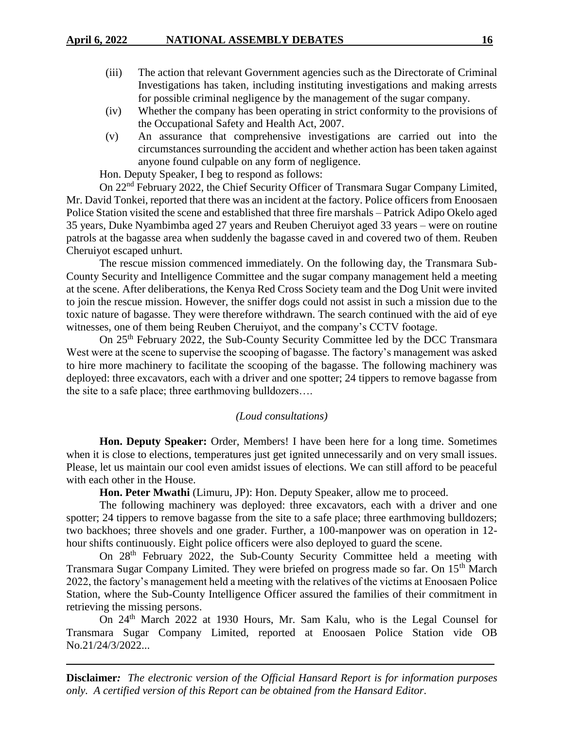(iii) The action that relevant Government agencies such as the Directorate of Criminal Investigations has taken, including instituting investigations and making arrests for possible criminal negligence by the management of the sugar company.

(iv) Whether the company has been operating in strict conformity to the provisions of the Occupational Safety and Health Act, 2007.

(v) An assurance that comprehensive investigations are carried out into the circumstances surrounding the accident and whether action has been taken against anyone found culpable on any form of negligence.

Hon. Deputy Speaker, I beg to respond as follows:

On 22nd February 2022, the Chief Security Officer of Transmara Sugar Company Limited, Mr. David Tonkei, reported that there was an incident at the factory. Police officers from Enoosaen Police Station visited the scene and established that three fire marshals – Patrick Adipo Okelo aged 35 years, Duke Nyambimba aged 27 years and Reuben Cheruiyot aged 33 years – were on routine patrols at the bagasse area when suddenly the bagasse caved in and covered two of them. Reuben Cheruiyot escaped unhurt.

The rescue mission commenced immediately. On the following day, the Transmara Sub-County Security and Intelligence Committee and the sugar company management held a meeting at the scene. After deliberations, the Kenya Red Cross Society team and the Dog Unit were invited to join the rescue mission. However, the sniffer dogs could not assist in such a mission due to the toxic nature of bagasse. They were therefore withdrawn. The search continued with the aid of eye witnesses, one of them being Reuben Cheruiyot, and the company's CCTV footage.

On 25th February 2022, the Sub-County Security Committee led by the DCC Transmara West were at the scene to supervise the scooping of bagasse. The factory's management was asked to hire more machinery to facilitate the scooping of the bagasse. The following machinery was deployed: three excavators, each with a driver and one spotter; 24 tippers to remove bagasse from the site to a safe place; three earthmoving bulldozers….

*(Loud consultations)*

**Hon. Deputy Speaker:** Order, Members! I have been here for a long time. Sometimes when it is close to elections, temperatures just get ignited unnecessarily and on very small issues. Please, let us maintain our cool even amidst issues of elections. We can still afford to be peaceful with each other in the House.

**Hon. Peter Mwathi** (Limuru, JP): Hon. Deputy Speaker, allow me to proceed.

The following machinery was deployed: three excavators, each with a driver and one spotter; 24 tippers to remove bagasse from the site to a safe place; three earthmoving bulldozers; two backhoes; three shovels and one grader. Further, a 100-manpower was on operation in 12-hour shifts continuously. Eight police officers were also deployed to guard the scene.

On 28th February 2022, the Sub-County Security Committee held a meeting with Transmara Sugar Company Limited. They were briefed on progress made so far. On 15th March 2022, the factory's management held a meeting with the relatives of the victims at Enoosaen Police Station, where the Sub-County Intelligence Officer assured the families of their commitment in retrieving the missing persons.

On 24th March 2022 at 1930 Hours, Mr. Sam Kalu, who is the Legal Counsel for Transmara Sugar Company Limited, reported at Enoosaen Police Station vide OB No.21/24/3/2022...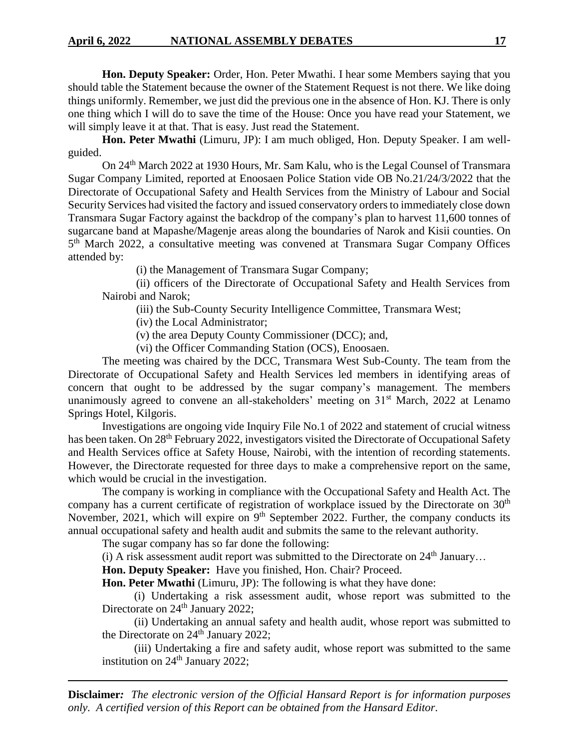**Hon. Deputy Speaker:** Order, Hon. Peter Mwathi. I hear some Members saying that you should table the Statement because the owner of the Statement Request is not there. We like doing things uniformly. Remember, we just did the previous one in the absence of Hon. KJ. There is only one thing which I will do to save the time of the House: Once you have read your Statement, we will simply leave it at that. That is easy. Just read the Statement.

**Hon. Peter Mwathi** (Limuru, JP): I am much obliged, Hon. Deputy Speaker. I am well-guided.

On 24th March 2022 at 1930 Hours, Mr. Sam Kalu, who is the Legal Counsel of Transmara Sugar Company Limited, reported at Enoosaen Police Station vide OB No.21/24/3/2022 that the Directorate of Occupational Safety and Health Services from the Ministry of Labour and Social Security Services had visited the factory and issued conservatory orders to immediately close down Transmara Sugar Factory against the backdrop of the company's plan to harvest 11,600 tonnes of sugarcane band at Mapashe/Magenje areas along the boundaries of Narok and Kisii counties. On 5th March 2022, a consultative meeting was convened at Transmara Sugar Company Offices attended by:

(i) the Management of Transmara Sugar Company;

(ii) officers of the Directorate of Occupational Safety and Health Services from Nairobi and Narok;

(iii) the Sub-County Security Intelligence Committee, Transmara West;

(iv) the Local Administrator;

(v) the area Deputy County Commissioner (DCC); and,

(vi) the Officer Commanding Station (OCS), Enoosaen.

The meeting was chaired by the DCC, Transmara West Sub-County. The team from the Directorate of Occupational Safety and Health Services led members in identifying areas of concern that ought to be addressed by the sugar company's management. The members unanimously agreed to convene an all-stakeholders' meeting on 31st March, 2022 at Lenamo Springs Hotel, Kilgoris.

Investigations are ongoing vide Inquiry File No.1 of 2022 and statement of crucial witness has been taken. On 28th February 2022, investigators visited the Directorate of Occupational Safety and Health Services office at Safety House, Nairobi, with the intention of recording statements. However, the Directorate requested for three days to make a comprehensive report on the same, which would be crucial in the investigation.

The company is working in compliance with the Occupational Safety and Health Act. The company has a current certificate of registration of workplace issued by the Directorate on 30th November, 2021, which will expire on 9th September 2022. Further, the company conducts its annual occupational safety and health audit and submits the same to the relevant authority.

The sugar company has so far done the following:

(i) A risk assessment audit report was submitted to the Directorate on 24th January…

**Hon. Deputy Speaker:** Have you finished, Hon. Chair? Proceed.

**Hon. Peter Mwathi** (Limuru, JP): The following is what they have done:

(i) Undertaking a risk assessment audit, whose report was submitted to the Directorate on 24th January 2022;

(ii) Undertaking an annual safety and health audit, whose report was submitted to the Directorate on 24th January 2022;

(iii) Undertaking a fire and safety audit, whose report was submitted to the same institution on 24th January 2022;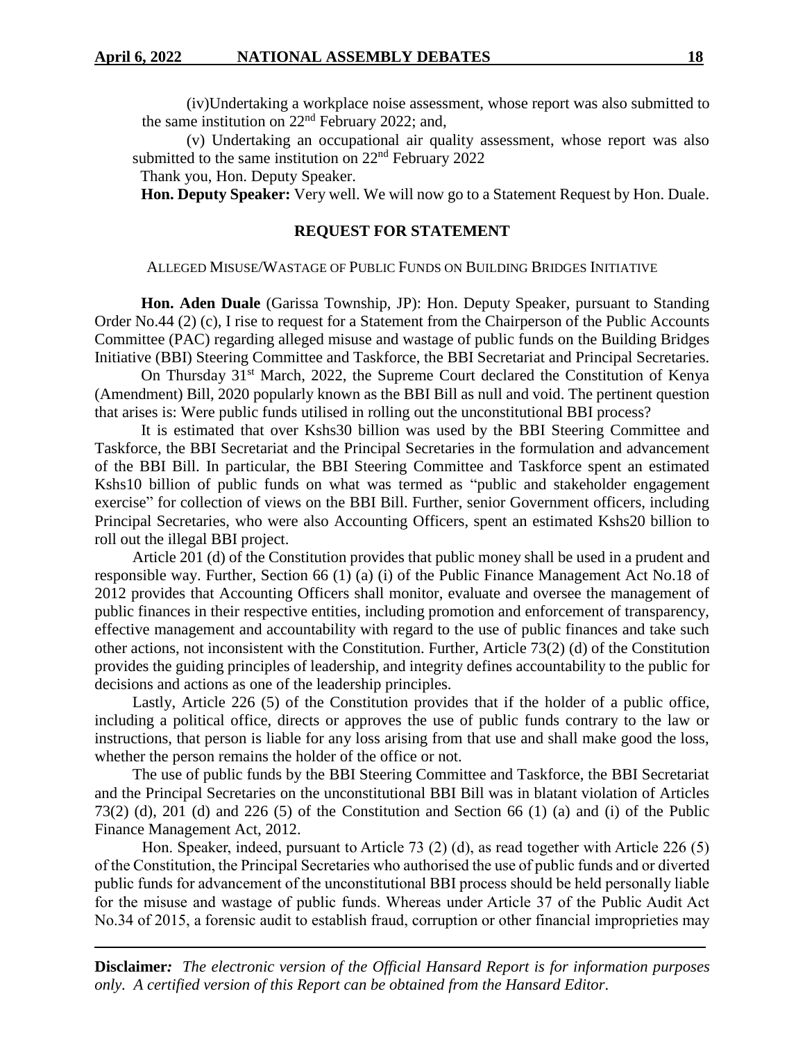(iv)Undertaking a workplace noise assessment, whose report was also submitted to the same institution on 22nd February 2022; and,

(v) Undertaking an occupational air quality assessment, whose report was also submitted to the same institution on 22nd February 2022

Thank you, Hon. Deputy Speaker.

**Hon. Deputy Speaker:** Very well. We will now go to a Statement Request by Hon. Duale.

## REQUEST FOR STATEMENT

ALLEGED MISUSE/WASTAGE OF PUBLIC FUNDS ON BUILDING BRIDGES INITIATIVE

**Hon. Aden Duale** (Garissa Township, JP): Hon. Deputy Speaker, pursuant to Standing Order No.44 (2) (c), I rise to request for a Statement from the Chairperson of the Public Accounts Committee (PAC) regarding alleged misuse and wastage of public funds on the Building Bridges Initiative (BBI) Steering Committee and Taskforce, the BBI Secretariat and Principal Secretaries.

On Thursday 31st March, 2022, the Supreme Court declared the Constitution of Kenya (Amendment) Bill, 2020 popularly known as the BBI Bill as null and void. The pertinent question that arises is: Were public funds utilised in rolling out the unconstitutional BBI process?

It is estimated that over Kshs30 billion was used by the BBI Steering Committee and Taskforce, the BBI Secretariat and the Principal Secretaries in the formulation and advancement of the BBI Bill. In particular, the BBI Steering Committee and Taskforce spent an estimated Kshs10 billion of public funds on what was termed as "public and stakeholder engagement exercise" for collection of views on the BBI Bill. Further, senior Government officers, including Principal Secretaries, who were also Accounting Officers, spent an estimated Kshs20 billion to roll out the illegal BBI project.

Article 201 (d) of the Constitution provides that public money shall be used in a prudent and responsible way. Further, Section 66 (1) (a) (i) of the Public Finance Management Act No.18 of 2012 provides that Accounting Officers shall monitor, evaluate and oversee the management of public finances in their respective entities, including promotion and enforcement of transparency, effective management and accountability with regard to the use of public finances and take such other actions, not inconsistent with the Constitution. Further, Article 73(2) (d) of the Constitution provides the guiding principles of leadership, and integrity defines accountability to the public for decisions and actions as one of the leadership principles.

Lastly, Article 226 (5) of the Constitution provides that if the holder of a public office, including a political office, directs or approves the use of public funds contrary to the law or instructions, that person is liable for any loss arising from that use and shall make good the loss, whether the person remains the holder of the office or not.

The use of public funds by the BBI Steering Committee and Taskforce, the BBI Secretariat and the Principal Secretaries on the unconstitutional BBI Bill was in blatant violation of Articles 73(2) (d), 201 (d) and 226 (5) of the Constitution and Section 66 (1) (a) and (i) of the Public Finance Management Act, 2012.

Hon. Speaker, indeed, pursuant to Article 73 (2) (d), as read together with Article 226 (5) of the Constitution, the Principal Secretaries who authorised the use of public funds and or diverted public funds for advancement of the unconstitutional BBI process should be held personally liable for the misuse and wastage of public funds. Whereas under Article 37 of the Public Audit Act No.34 of 2015, a forensic audit to establish fraud, corruption or other financial improprieties may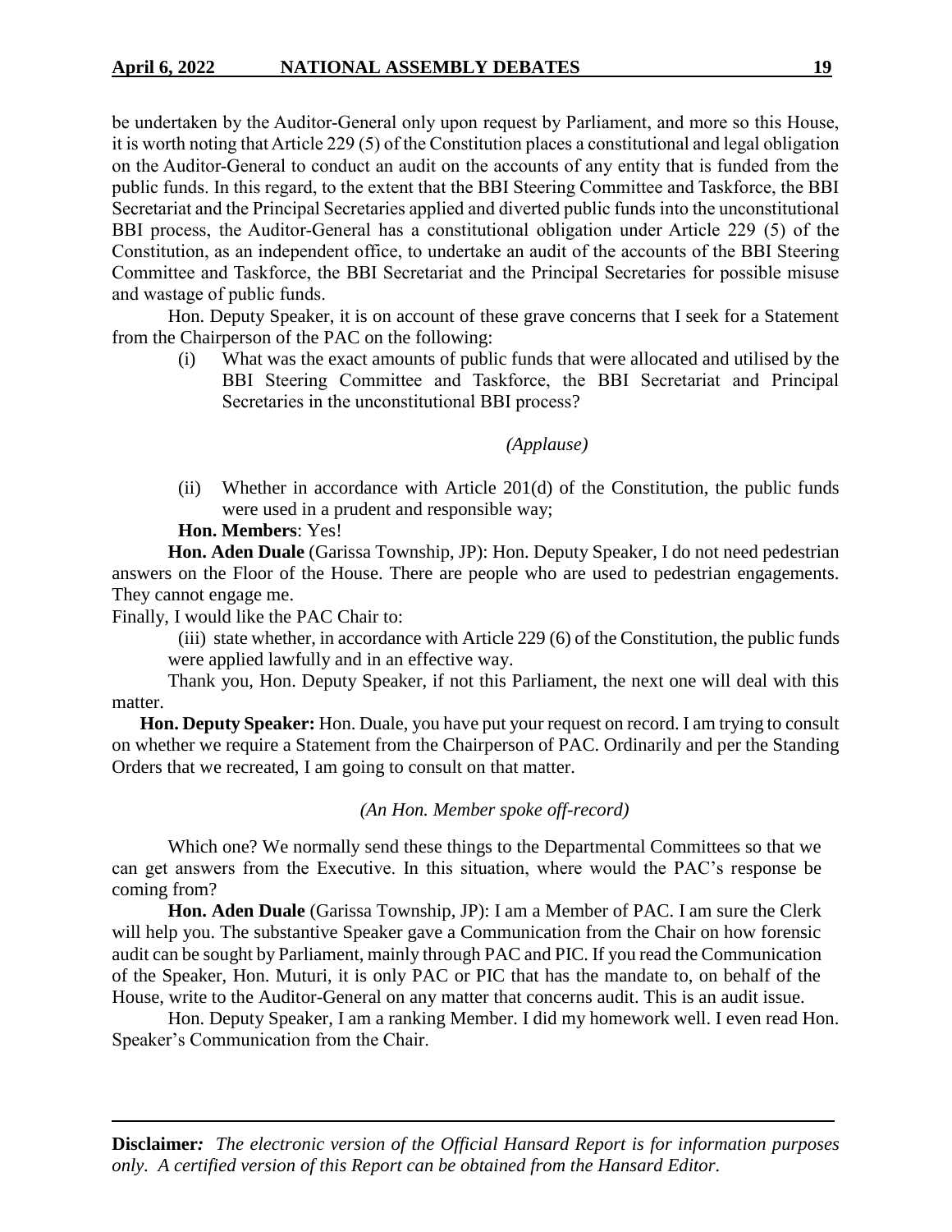be undertaken by the Auditor-General only upon request by Parliament, and more so this House, it is worth noting that Article 229 (5) of the Constitution places a constitutional and legal obligation on the Auditor-General to conduct an audit on the accounts of any entity that is funded from the public funds. In this regard, to the extent that the BBI Steering Committee and Taskforce, the BBI Secretariat and the Principal Secretaries applied and diverted public funds into the unconstitutional BBI process, the Auditor-General has a constitutional obligation under Article 229 (5) of the Constitution, as an independent office, to undertake an audit of the accounts of the BBI Steering Committee and Taskforce, the BBI Secretariat and the Principal Secretaries for possible misuse and wastage of public funds.

Hon. Deputy Speaker, it is on account of these grave concerns that I seek for a Statement from the Chairperson of the PAC on the following:

(i) What was the exact amounts of public funds that were allocated and utilised by the BBI Steering Committee and Taskforce, the BBI Secretariat and Principal Secretaries in the unconstitutional BBI process?

*(Applause)*

(ii) Whether in accordance with Article 201(d) of the Constitution, the public funds were used in a prudent and responsible way;

**Hon. Members**: Yes!

**Hon. Aden Duale** (Garissa Township, JP): Hon. Deputy Speaker, I do not need pedestrian answers on the Floor of the House. There are people who are used to pedestrian engagements. They cannot engage me.

Finally, I would like the PAC Chair to:

(iii) state whether, in accordance with Article 229 (6) of the Constitution, the public funds were applied lawfully and in an effective way.

Thank you, Hon. Deputy Speaker, if not this Parliament, the next one will deal with this matter.

**Hon. Deputy Speaker:** Hon. Duale, you have put your request on record. I am trying to consult on whether we require a Statement from the Chairperson of PAC. Ordinarily and per the Standing Orders that we recreated, I am going to consult on that matter.

*(An Hon. Member spoke off-record)*

Which one? We normally send these things to the Departmental Committees so that we can get answers from the Executive. In this situation, where would the PAC's response be coming from?

**Hon. Aden Duale** (Garissa Township, JP): I am a Member of PAC. I am sure the Clerk will help you. The substantive Speaker gave a Communication from the Chair on how forensic audit can be sought by Parliament, mainly through PAC and PIC. If you read the Communication of the Speaker, Hon. Muturi, it is only PAC or PIC that has the mandate to, on behalf of the House, write to the Auditor-General on any matter that concerns audit. This is an audit issue.

Hon. Deputy Speaker, I am a ranking Member. I did my homework well. I even read Hon. Speaker's Communication from the Chair.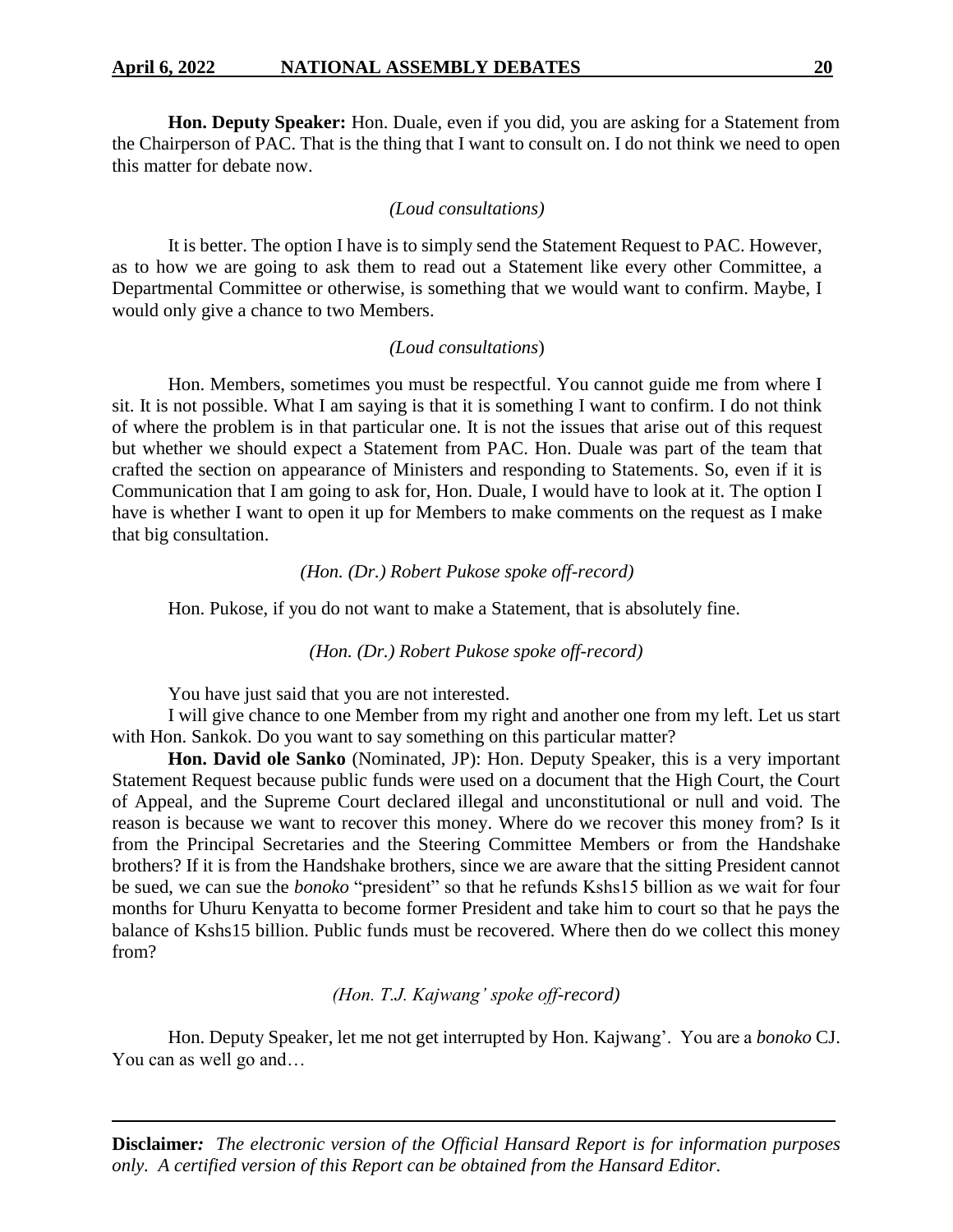**Hon. Deputy Speaker:** Hon. Duale, even if you did, you are asking for a Statement from the Chairperson of PAC. That is the thing that I want to consult on. I do not think we need to open this matter for debate now.

*(Loud consultations)*

It is better. The option I have is to simply send the Statement Request to PAC. However, as to how we are going to ask them to read out a Statement like every other Committee, a Departmental Committee or otherwise, is something that we would want to confirm. Maybe, I would only give a chance to two Members.

*(Loud consultations)*

Hon. Members, sometimes you must be respectful. You cannot guide me from where I sit. It is not possible. What I am saying is that it is something I want to confirm. I do not think of where the problem is in that particular one. It is not the issues that arise out of this request but whether we should expect a Statement from PAC. Hon. Duale was part of the team that crafted the section on appearance of Ministers and responding to Statements. So, even if it is Communication that I am going to ask for, Hon. Duale, I would have to look at it. The option I have is whether I want to open it up for Members to make comments on the request as I make that big consultation.

*(Hon. (Dr.) Robert Pukose spoke off-record)*

Hon. Pukose, if you do not want to make a Statement, that is absolutely fine.

*(Hon. (Dr.) Robert Pukose spoke off-record)*

You have just said that you are not interested.

I will give chance to one Member from my right and another one from my left. Let us start with Hon. Sankok. Do you want to say something on this particular matter?

**Hon. David ole Sanko** (Nominated, JP): Hon. Deputy Speaker, this is a very important Statement Request because public funds were used on a document that the High Court, the Court of Appeal, and the Supreme Court declared illegal and unconstitutional or null and void. The reason is because we want to recover this money. Where do we recover this money from? Is it from the Principal Secretaries and the Steering Committee Members or from the Handshake brothers? If it is from the Handshake brothers, since we are aware that the sitting President cannot be sued, we can sue the *bonoko* "president" so that he refunds Kshs15 billion as we wait for four months for Uhuru Kenyatta to become former President and take him to court so that he pays the balance of Kshs15 billion. Public funds must be recovered. Where then do we collect this money from?

*(Hon. T.J. Kajwang' spoke off-record)*

Hon. Deputy Speaker, let me not get interrupted by Hon. Kajwang'. You are a *bonoko* CJ. You can as well go and…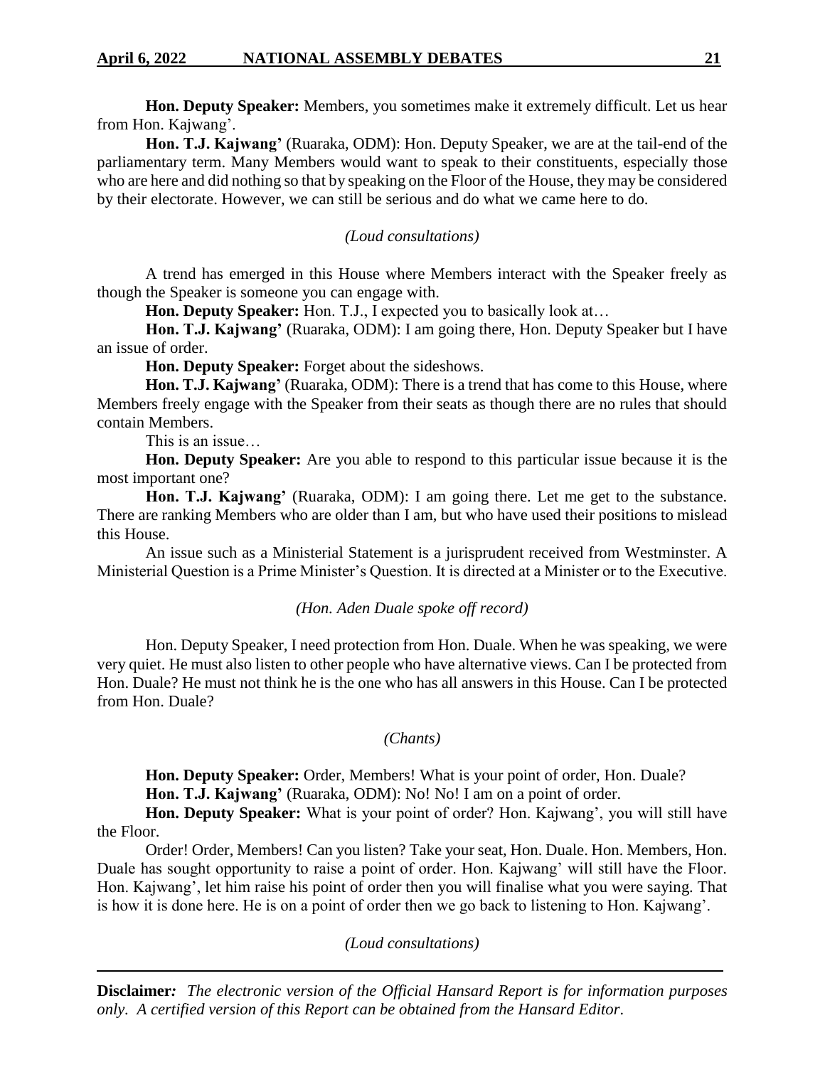**Hon. Deputy Speaker:** Members, you sometimes make it extremely difficult. Let us hear from Hon. Kajwang'.

**Hon. T.J. Kajwang'** (Ruaraka, ODM): Hon. Deputy Speaker, we are at the tail-end of the parliamentary term. Many Members would want to speak to their constituents, especially those who are here and did nothing so that by speaking on the Floor of the House, they may be considered by their electorate. However, we can still be serious and do what we came here to do.

*(Loud consultations)*

A trend has emerged in this House where Members interact with the Speaker freely as though the Speaker is someone you can engage with.

**Hon. Deputy Speaker:** Hon. T.J., I expected you to basically look at…

**Hon. T.J. Kajwang'** (Ruaraka, ODM): I am going there, Hon. Deputy Speaker but I have an issue of order.

**Hon. Deputy Speaker:** Forget about the sideshows.

**Hon. T.J. Kajwang'** (Ruaraka, ODM): There is a trend that has come to this House, where Members freely engage with the Speaker from their seats as though there are no rules that should contain Members.

This is an issue…

**Hon. Deputy Speaker:** Are you able to respond to this particular issue because it is the most important one?

**Hon. T.J. Kajwang'** (Ruaraka, ODM): I am going there. Let me get to the substance. There are ranking Members who are older than I am, but who have used their positions to mislead this House.

An issue such as a Ministerial Statement is a jurisprudent received from Westminster. A Ministerial Question is a Prime Minister's Question. It is directed at a Minister or to the Executive.

*(Hon. Aden Duale spoke off record)*

Hon. Deputy Speaker, I need protection from Hon. Duale. When he was speaking, we were very quiet. He must also listen to other people who have alternative views. Can I be protected from Hon. Duale? He must not think he is the one who has all answers in this House. Can I be protected from Hon. Duale?

*(Chants)*

**Hon. Deputy Speaker:** Order, Members! What is your point of order, Hon. Duale?

**Hon. T.J. Kajwang'** (Ruaraka, ODM): No! No! I am on a point of order.

**Hon. Deputy Speaker:** What is your point of order? Hon. Kajwang', you will still have the Floor.

Order! Order, Members! Can you listen? Take your seat, Hon. Duale. Hon. Members, Hon. Duale has sought opportunity to raise a point of order. Hon. Kajwang' will still have the Floor. Hon. Kajwang', let him raise his point of order then you will finalise what you were saying. That is how it is done here. He is on a point of order then we go back to listening to Hon. Kajwang'.

*(Loud consultations)*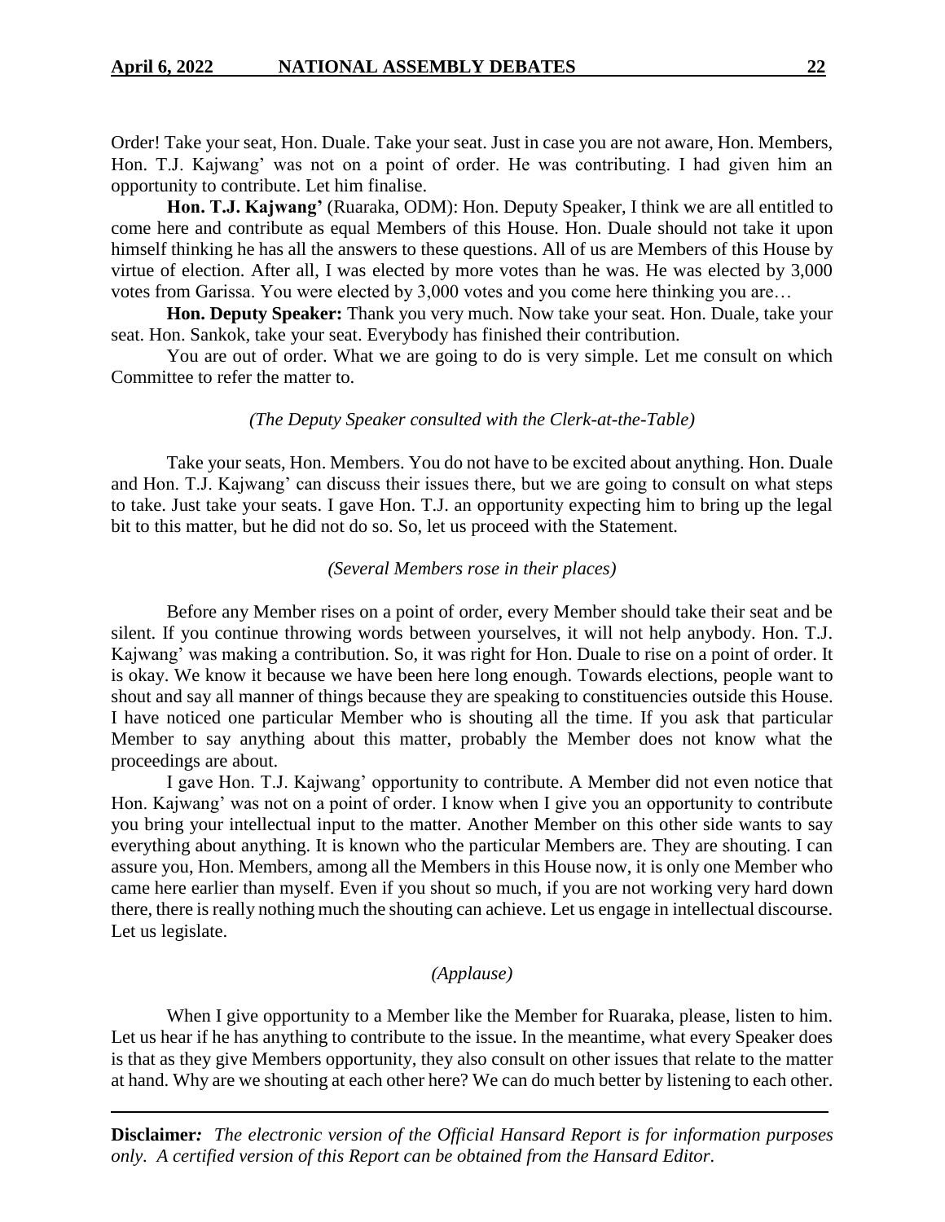Order! Take your seat, Hon. Duale. Take your seat. Just in case you are not aware, Hon. Members, Hon. T.J. Kajwang' was not on a point of order. He was contributing. I had given him an opportunity to contribute. Let him finalise.

**Hon. T.J. Kajwang'** (Ruaraka, ODM): Hon. Deputy Speaker, I think we are all entitled to come here and contribute as equal Members of this House. Hon. Duale should not take it upon himself thinking he has all the answers to these questions. All of us are Members of this House by virtue of election. After all, I was elected by more votes than he was. He was elected by 3,000 votes from Garissa. You were elected by 3,000 votes and you come here thinking you are…

**Hon. Deputy Speaker:** Thank you very much. Now take your seat. Hon. Duale, take your seat. Hon. Sankok, take your seat. Everybody has finished their contribution.

You are out of order. What we are going to do is very simple. Let me consult on which Committee to refer the matter to.

*(The Deputy Speaker consulted with the Clerk-at-the-Table)*

Take your seats, Hon. Members. You do not have to be excited about anything. Hon. Duale and Hon. T.J. Kajwang' can discuss their issues there, but we are going to consult on what steps to take. Just take your seats. I gave Hon. T.J. an opportunity expecting him to bring up the legal bit to this matter, but he did not do so. So, let us proceed with the Statement.

*(Several Members rose in their places)*

Before any Member rises on a point of order, every Member should take their seat and be silent. If you continue throwing words between yourselves, it will not help anybody. Hon. T.J. Kajwang' was making a contribution. So, it was right for Hon. Duale to rise on a point of order. It is okay. We know it because we have been here long enough. Towards elections, people want to shout and say all manner of things because they are speaking to constituencies outside this House. I have noticed one particular Member who is shouting all the time. If you ask that particular Member to say anything about this matter, probably the Member does not know what the proceedings are about.

I gave Hon. T.J. Kajwang' opportunity to contribute. A Member did not even notice that Hon. Kajwang' was not on a point of order. I know when I give you an opportunity to contribute you bring your intellectual input to the matter. Another Member on this other side wants to say everything about anything. It is known who the particular Members are. They are shouting. I can assure you, Hon. Members, among all the Members in this House now, it is only one Member who came here earlier than myself. Even if you shout so much, if you are not working very hard down there, there is really nothing much the shouting can achieve. Let us engage in intellectual discourse. Let us legislate.

*(Applause)*

When I give opportunity to a Member like the Member for Ruaraka, please, listen to him. Let us hear if he has anything to contribute to the issue. In the meantime, what every Speaker does is that as they give Members opportunity, they also consult on other issues that relate to the matter at hand. Why are we shouting at each other here? We can do much better by listening to each other.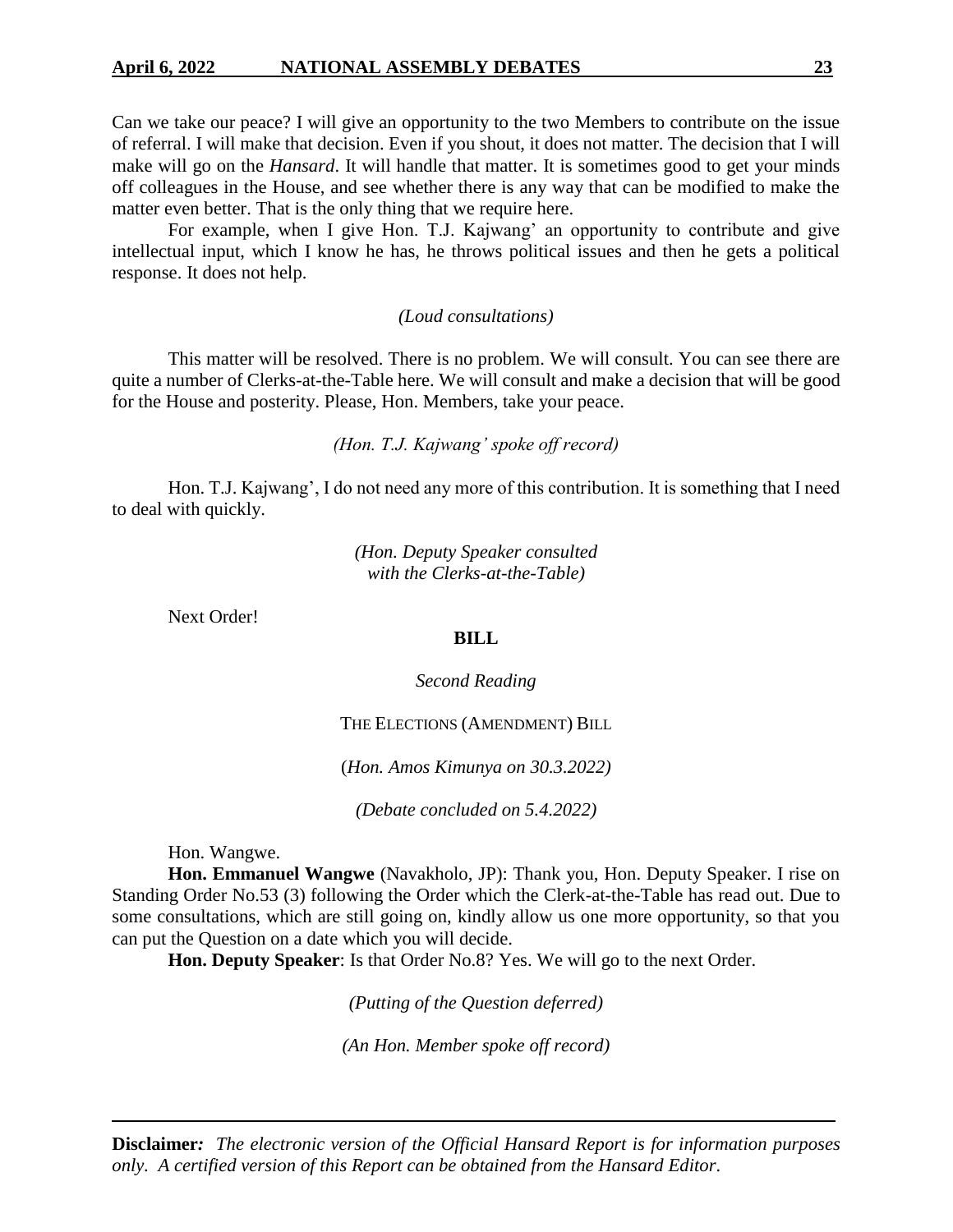Can we take our peace? I will give an opportunity to the two Members to contribute on the issue of referral. I will make that decision. Even if you shout, it does not matter. The decision that I will make will go on the *Hansard*. It will handle that matter. It is sometimes good to get your minds off colleagues in the House, and see whether there is any way that can be modified to make the matter even better. That is the only thing that we require here.

For example, when I give Hon. T.J. Kajwang' an opportunity to contribute and give intellectual input, which I know he has, he throws political issues and then he gets a political response. It does not help.

*(Loud consultations)*

This matter will be resolved. There is no problem. We will consult. You can see there are quite a number of Clerks-at-the-Table here. We will consult and make a decision that will be good for the House and posterity. Please, Hon. Members, take your peace.

*(Hon. T.J. Kajwang' spoke off record)*

Hon. T.J. Kajwang', I do not need any more of this contribution. It is something that I need to deal with quickly.

*(Hon. Deputy Speaker consulted with the Clerks-at-the-Table)*

Next Order!

**BILL**

*Second Reading*

THE ELECTIONS (AMENDMENT) BILL

(*Hon. Amos Kimunya on 30.3.2022)*

*(Debate concluded on 5.4.2022)*

Hon. Wangwe.

**Hon. Emmanuel Wangwe** (Navakholo, JP): Thank you, Hon. Deputy Speaker. I rise on Standing Order No.53 (3) following the Order which the Clerk-at-the-Table has read out. Due to some consultations, which are still going on, kindly allow us one more opportunity, so that you can put the Question on a date which you will decide.

**Hon. Deputy Speaker**: Is that Order No.8? Yes. We will go to the next Order.

*(Putting of the Question deferred)*

*(An Hon. Member spoke off record)*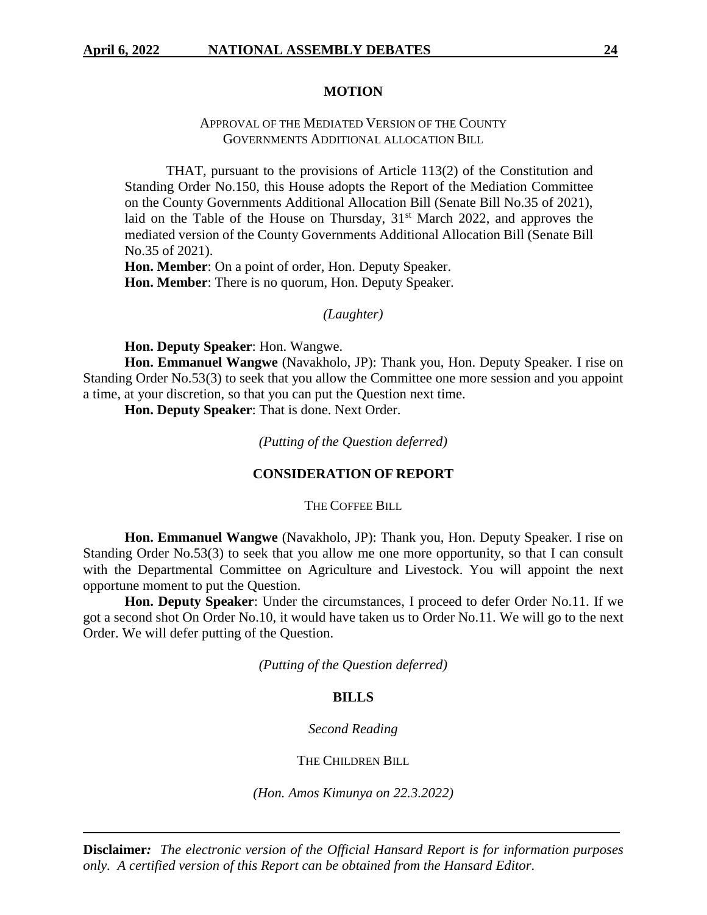## MOTION

APPROVAL OF THE MEDIATED VERSION OF THE COUNTY GOVERNMENTS ADDITIONAL ALLOCATION BILL

THAT, pursuant to the provisions of Article 113(2) of the Constitution and Standing Order No.150, this House adopts the Report of the Mediation Committee on the County Governments Additional Allocation Bill (Senate Bill No.35 of 2021), laid on the Table of the House on Thursday, 31st March 2022, and approves the mediated version of the County Governments Additional Allocation Bill (Senate Bill No.35 of 2021).

**Hon. Member**: On a point of order, Hon. Deputy Speaker.

**Hon. Member**: There is no quorum, Hon. Deputy Speaker.

*(Laughter)*

**Hon. Deputy Speaker**: Hon. Wangwe.

**Hon. Emmanuel Wangwe** (Navakholo, JP): Thank you, Hon. Deputy Speaker. I rise on Standing Order No.53(3) to seek that you allow the Committee one more session and you appoint a time, at your discretion, so that you can put the Question next time.

**Hon. Deputy Speaker**: That is done. Next Order.

*(Putting of the Question deferred)*

## CONSIDERATION OF REPORT

THE COFFEE BILL

**Hon. Emmanuel Wangwe** (Navakholo, JP): Thank you, Hon. Deputy Speaker. I rise on Standing Order No.53(3) to seek that you allow me one more opportunity, so that I can consult with the Departmental Committee on Agriculture and Livestock. You will appoint the next opportune moment to put the Question.

**Hon. Deputy Speaker**: Under the circumstances, I proceed to defer Order No.11. If we got a second shot On Order No.10, it would have taken us to Order No.11. We will go to the next Order. We will defer putting of the Question.

*(Putting of the Question deferred)*

## BILLS

*Second Reading*

THE CHILDREN BILL

*(Hon. Amos Kimunya on 22.3.2022)*

**Disclaimer***: The electronic version of the Official Hansard Report is for information purposes only. A certified version of this Report can be obtained from the Hansard Editor.*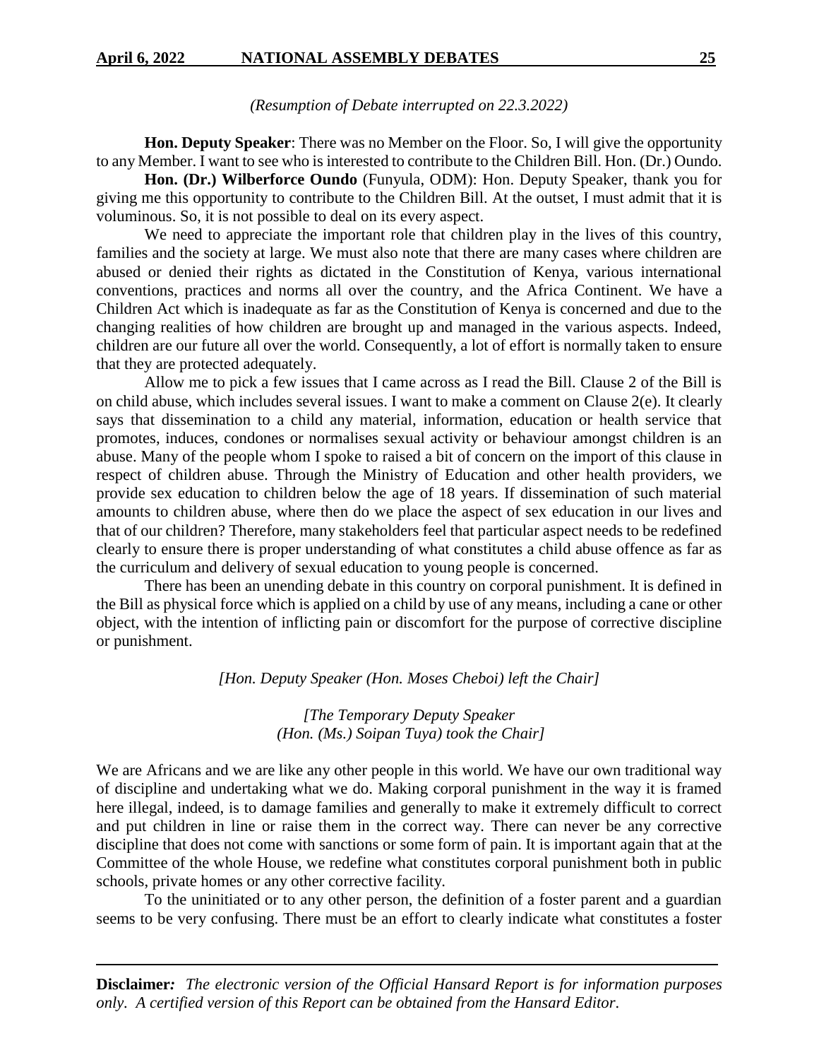*(Resumption of Debate interrupted on 22.3.2022)*

**Hon. Deputy Speaker**: There was no Member on the Floor. So, I will give the opportunity to any Member. I want to see who is interested to contribute to the Children Bill. Hon. (Dr.) Oundo.

**Hon. (Dr.) Wilberforce Oundo** (Funyula, ODM): Hon. Deputy Speaker, thank you for giving me this opportunity to contribute to the Children Bill. At the outset, I must admit that it is voluminous. So, it is not possible to deal on its every aspect.

We need to appreciate the important role that children play in the lives of this country, families and the society at large. We must also note that there are many cases where children are abused or denied their rights as dictated in the Constitution of Kenya, various international conventions, practices and norms all over the country, and the Africa Continent. We have a Children Act which is inadequate as far as the Constitution of Kenya is concerned and due to the changing realities of how children are brought up and managed in the various aspects. Indeed, children are our future all over the world. Consequently, a lot of effort is normally taken to ensure that they are protected adequately.

Allow me to pick a few issues that I came across as I read the Bill. Clause 2 of the Bill is on child abuse, which includes several issues. I want to make a comment on Clause 2(e). It clearly says that dissemination to a child any material, information, education or health service that promotes, induces, condones or normalises sexual activity or behaviour amongst children is an abuse. Many of the people whom I spoke to raised a bit of concern on the import of this clause in respect of children abuse. Through the Ministry of Education and other health providers, we provide sex education to children below the age of 18 years. If dissemination of such material amounts to children abuse, where then do we place the aspect of sex education in our lives and that of our children? Therefore, many stakeholders feel that particular aspect needs to be redefined clearly to ensure there is proper understanding of what constitutes a child abuse offence as far as the curriculum and delivery of sexual education to young people is concerned.

There has been an unending debate in this country on corporal punishment. It is defined in the Bill as physical force which is applied on a child by use of any means, including a cane or other object, with the intention of inflicting pain or discomfort for the purpose of corrective discipline or punishment.

*[Hon. Deputy Speaker (Hon. Moses Cheboi) left the Chair]*

*[The Temporary Deputy Speaker (Hon. (Ms.) Soipan Tuya) took the Chair]*

We are Africans and we are like any other people in this world. We have our own traditional way of discipline and undertaking what we do. Making corporal punishment in the way it is framed here illegal, indeed, is to damage families and generally to make it extremely difficult to correct and put children in line or raise them in the correct way. There can never be any corrective discipline that does not come with sanctions or some form of pain. It is important again that at the Committee of the whole House, we redefine what constitutes corporal punishment both in public schools, private homes or any other corrective facility.

To the uninitiated or to any other person, the definition of a foster parent and a guardian seems to be very confusing. There must be an effort to clearly indicate what constitutes a foster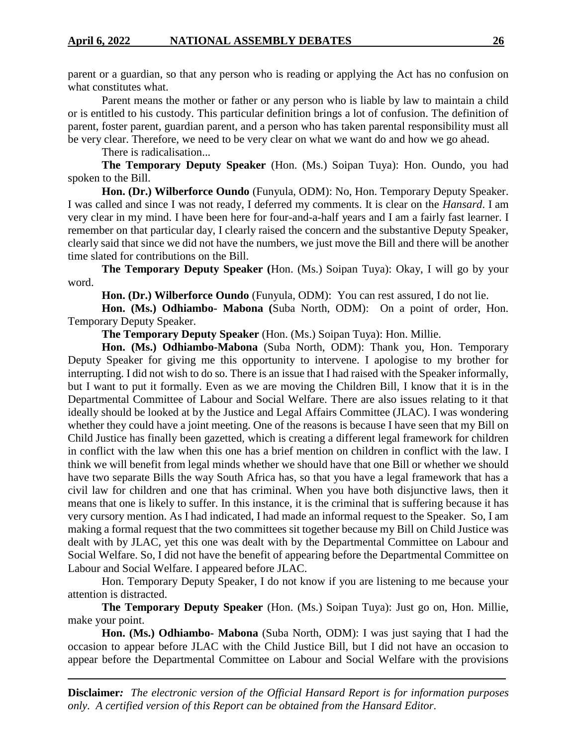parent or a guardian, so that any person who is reading or applying the Act has no confusion on what constitutes what.

Parent means the mother or father or any person who is liable by law to maintain a child or is entitled to his custody. This particular definition brings a lot of confusion. The definition of parent, foster parent, guardian parent, and a person who has taken parental responsibility must all be very clear. Therefore, we need to be very clear on what we want do and how we go ahead.

There is radicalisation...

**The Temporary Deputy Speaker** (Hon. (Ms.) Soipan Tuya): Hon. Oundo, you had spoken to the Bill.

**Hon. (Dr.) Wilberforce Oundo** (Funyula, ODM): No, Hon. Temporary Deputy Speaker. I was called and since I was not ready, I deferred my comments. It is clear on the *Hansard*. I am very clear in my mind. I have been here for four-and-a-half years and I am a fairly fast learner. I remember on that particular day, I clearly raised the concern and the substantive Deputy Speaker, clearly said that since we did not have the numbers, we just move the Bill and there will be another time slated for contributions on the Bill.

**The Temporary Deputy Speaker (**Hon. (Ms.) Soipan Tuya): Okay, I will go by your word.

**Hon. (Dr.) Wilberforce Oundo** (Funyula, ODM): You can rest assured, I do not lie.

**Hon. (Ms.) Odhiambo- Mabona (**Suba North, ODM): On a point of order, Hon. Temporary Deputy Speaker.

**The Temporary Deputy Speaker** (Hon. (Ms.) Soipan Tuya): Hon. Millie.

**Hon. (Ms.) Odhiambo-Mabona** (Suba North, ODM): Thank you, Hon. Temporary Deputy Speaker for giving me this opportunity to intervene. I apologise to my brother for interrupting. I did not wish to do so. There is an issue that I had raised with the Speaker informally, but I want to put it formally. Even as we are moving the Children Bill, I know that it is in the Departmental Committee of Labour and Social Welfare. There are also issues relating to it that ideally should be looked at by the Justice and Legal Affairs Committee (JLAC). I was wondering whether they could have a joint meeting. One of the reasons is because I have seen that my Bill on Child Justice has finally been gazetted, which is creating a different legal framework for children in conflict with the law when this one has a brief mention on children in conflict with the law. I think we will benefit from legal minds whether we should have that one Bill or whether we should have two separate Bills the way South Africa has, so that you have a legal framework that has a civil law for children and one that has criminal. When you have both disjunctive laws, then it means that one is likely to suffer. In this instance, it is the criminal that is suffering because it has very cursory mention. As I had indicated, I had made an informal request to the Speaker. So, I am making a formal request that the two committees sit together because my Bill on Child Justice was dealt with by JLAC, yet this one was dealt with by the Departmental Committee on Labour and Social Welfare. So, I did not have the benefit of appearing before the Departmental Committee on Labour and Social Welfare. I appeared before JLAC.

Hon. Temporary Deputy Speaker, I do not know if you are listening to me because your attention is distracted.

**The Temporary Deputy Speaker** (Hon. (Ms.) Soipan Tuya): Just go on, Hon. Millie, make your point.

**Hon. (Ms.) Odhiambo- Mabona** (Suba North, ODM): I was just saying that I had the occasion to appear before JLAC with the Child Justice Bill, but I did not have an occasion to appear before the Departmental Committee on Labour and Social Welfare with the provisions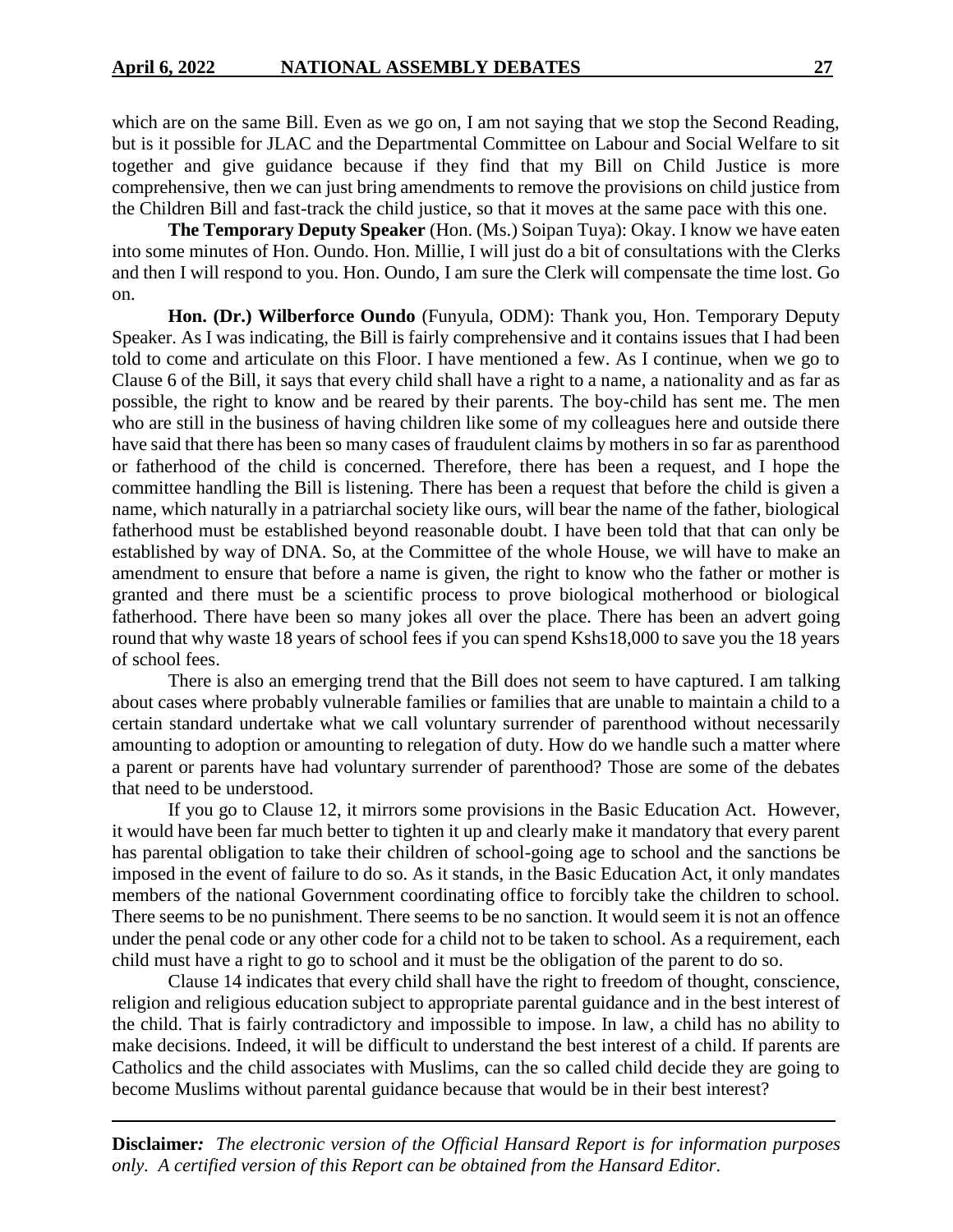which are on the same Bill. Even as we go on, I am not saying that we stop the Second Reading, but is it possible for JLAC and the Departmental Committee on Labour and Social Welfare to sit together and give guidance because if they find that my Bill on Child Justice is more comprehensive, then we can just bring amendments to remove the provisions on child justice from the Children Bill and fast-track the child justice, so that it moves at the same pace with this one.

**The Temporary Deputy Speaker** (Hon. (Ms.) Soipan Tuya): Okay. I know we have eaten into some minutes of Hon. Oundo. Hon. Millie, I will just do a bit of consultations with the Clerks and then I will respond to you. Hon. Oundo, I am sure the Clerk will compensate the time lost. Go on.

**Hon. (Dr.) Wilberforce Oundo** (Funyula, ODM): Thank you, Hon. Temporary Deputy Speaker. As I was indicating, the Bill is fairly comprehensive and it contains issues that I had been told to come and articulate on this Floor. I have mentioned a few. As I continue, when we go to Clause 6 of the Bill, it says that every child shall have a right to a name, a nationality and as far as possible, the right to know and be reared by their parents. The boy-child has sent me. The men who are still in the business of having children like some of my colleagues here and outside there have said that there has been so many cases of fraudulent claims by mothers in so far as parenthood or fatherhood of the child is concerned. Therefore, there has been a request, and I hope the committee handling the Bill is listening. There has been a request that before the child is given a name, which naturally in a patriarchal society like ours, will bear the name of the father, biological fatherhood must be established beyond reasonable doubt. I have been told that that can only be established by way of DNA. So, at the Committee of the whole House, we will have to make an amendment to ensure that before a name is given, the right to know who the father or mother is granted and there must be a scientific process to prove biological motherhood or biological fatherhood. There have been so many jokes all over the place. There has been an advert going round that why waste 18 years of school fees if you can spend Kshs18,000 to save you the 18 years of school fees.

There is also an emerging trend that the Bill does not seem to have captured. I am talking about cases where probably vulnerable families or families that are unable to maintain a child to a certain standard undertake what we call voluntary surrender of parenthood without necessarily amounting to adoption or amounting to relegation of duty. How do we handle such a matter where a parent or parents have had voluntary surrender of parenthood? Those are some of the debates that need to be understood.

If you go to Clause 12, it mirrors some provisions in the Basic Education Act. However, it would have been far much better to tighten it up and clearly make it mandatory that every parent has parental obligation to take their children of school-going age to school and the sanctions be imposed in the event of failure to do so. As it stands, in the Basic Education Act, it only mandates members of the national Government coordinating office to forcibly take the children to school. There seems to be no punishment. There seems to be no sanction. It would seem it is not an offence under the penal code or any other code for a child not to be taken to school. As a requirement, each child must have a right to go to school and it must be the obligation of the parent to do so.

Clause 14 indicates that every child shall have the right to freedom of thought, conscience, religion and religious education subject to appropriate parental guidance and in the best interest of the child. That is fairly contradictory and impossible to impose. In law, a child has no ability to make decisions. Indeed, it will be difficult to understand the best interest of a child. If parents are Catholics and the child associates with Muslims, can the so called child decide they are going to become Muslims without parental guidance because that would be in their best interest?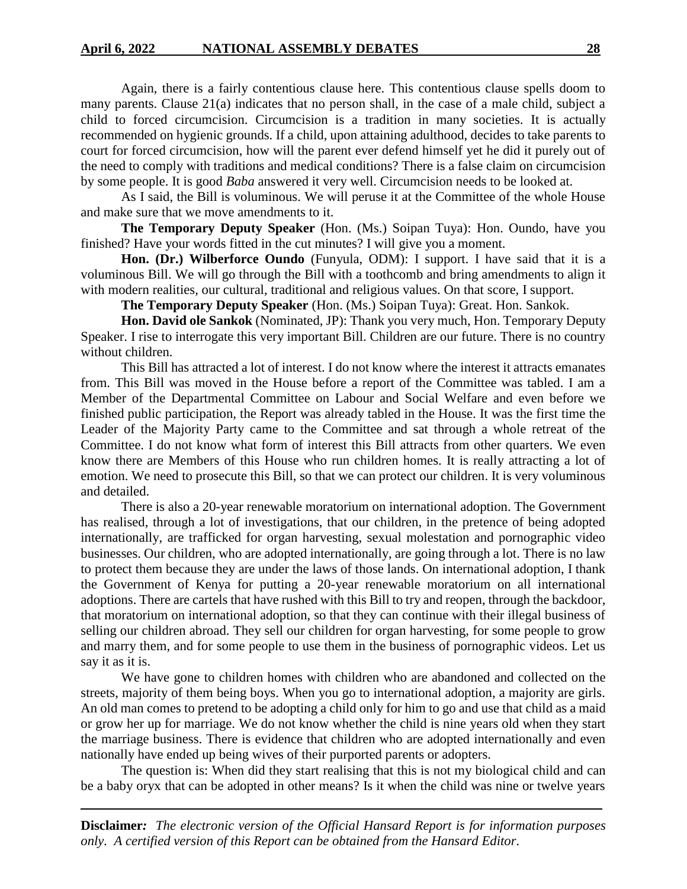Again, there is a fairly contentious clause here. This contentious clause spells doom to many parents. Clause 21(a) indicates that no person shall, in the case of a male child, subject a child to forced circumcision. Circumcision is a tradition in many societies. It is actually recommended on hygienic grounds. If a child, upon attaining adulthood, decides to take parents to court for forced circumcision, how will the parent ever defend himself yet he did it purely out of the need to comply with traditions and medical conditions? There is a false claim on circumcision by some people. It is good *Baba* answered it very well. Circumcision needs to be looked at.

As I said, the Bill is voluminous. We will peruse it at the Committee of the whole House and make sure that we move amendments to it.

**The Temporary Deputy Speaker** (Hon. (Ms.) Soipan Tuya): Hon. Oundo, have you finished? Have your words fitted in the cut minutes? I will give you a moment.

**Hon. (Dr.) Wilberforce Oundo** (Funyula, ODM): I support. I have said that it is a voluminous Bill. We will go through the Bill with a toothcomb and bring amendments to align it with modern realities, our cultural, traditional and religious values. On that score, I support.

**The Temporary Deputy Speaker** (Hon. (Ms.) Soipan Tuya): Great. Hon. Sankok.

**Hon. David ole Sankok** (Nominated, JP): Thank you very much, Hon. Temporary Deputy Speaker. I rise to interrogate this very important Bill. Children are our future. There is no country without children.

This Bill has attracted a lot of interest. I do not know where the interest it attracts emanates from. This Bill was moved in the House before a report of the Committee was tabled. I am a Member of the Departmental Committee on Labour and Social Welfare and even before we finished public participation, the Report was already tabled in the House. It was the first time the Leader of the Majority Party came to the Committee and sat through a whole retreat of the Committee. I do not know what form of interest this Bill attracts from other quarters. We even know there are Members of this House who run children homes. It is really attracting a lot of emotion. We need to prosecute this Bill, so that we can protect our children. It is very voluminous and detailed.

There is also a 20-year renewable moratorium on international adoption. The Government has realised, through a lot of investigations, that our children, in the pretence of being adopted internationally, are trafficked for organ harvesting, sexual molestation and pornographic video businesses. Our children, who are adopted internationally, are going through a lot. There is no law to protect them because they are under the laws of those lands. On international adoption, I thank the Government of Kenya for putting a 20-year renewable moratorium on all international adoptions. There are cartels that have rushed with this Bill to try and reopen, through the backdoor, that moratorium on international adoption, so that they can continue with their illegal business of selling our children abroad. They sell our children for organ harvesting, for some people to grow and marry them, and for some people to use them in the business of pornographic videos. Let us say it as it is.

We have gone to children homes with children who are abandoned and collected on the streets, majority of them being boys. When you go to international adoption, a majority are girls. An old man comes to pretend to be adopting a child only for him to go and use that child as a maid or grow her up for marriage. We do not know whether the child is nine years old when they start the marriage business. There is evidence that children who are adopted internationally and even nationally have ended up being wives of their purported parents or adopters.

The question is: When did they start realising that this is not my biological child and can be a baby oryx that can be adopted in other means? Is it when the child was nine or twelve years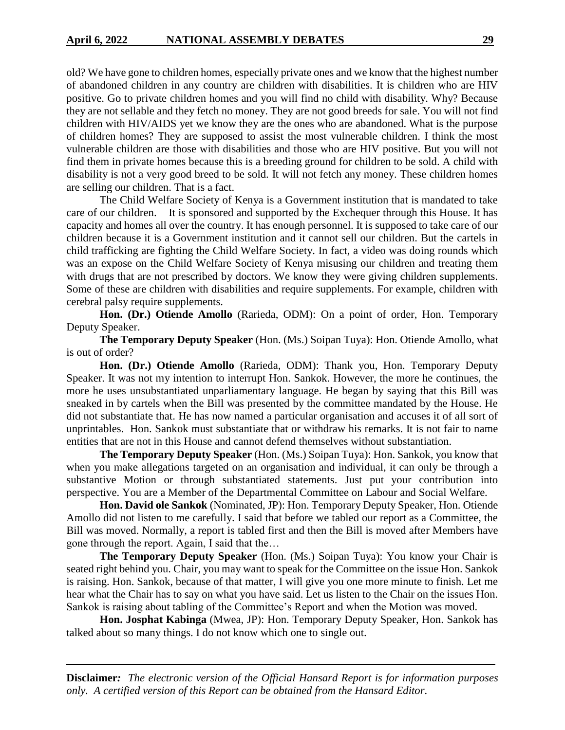old? We have gone to children homes, especially private ones and we know that the highest number of abandoned children in any country are children with disabilities. It is children who are HIV positive. Go to private children homes and you will find no child with disability. Why? Because they are not sellable and they fetch no money. They are not good breeds for sale. You will not find children with HIV/AIDS yet we know they are the ones who are abandoned. What is the purpose of children homes? They are supposed to assist the most vulnerable children. I think the most vulnerable children are those with disabilities and those who are HIV positive. But you will not find them in private homes because this is a breeding ground for children to be sold. A child with disability is not a very good breed to be sold. It will not fetch any money. These children homes are selling our children. That is a fact.

The Child Welfare Society of Kenya is a Government institution that is mandated to take care of our children. It is sponsored and supported by the Exchequer through this House. It has capacity and homes all over the country. It has enough personnel. It is supposed to take care of our children because it is a Government institution and it cannot sell our children. But the cartels in child trafficking are fighting the Child Welfare Society. In fact, a video was doing rounds which was an expose on the Child Welfare Society of Kenya misusing our children and treating them with drugs that are not prescribed by doctors. We know they were giving children supplements. Some of these are children with disabilities and require supplements. For example, children with cerebral palsy require supplements.

**Hon. (Dr.) Otiende Amollo** (Rarieda, ODM): On a point of order, Hon. Temporary Deputy Speaker.

**The Temporary Deputy Speaker** (Hon. (Ms.) Soipan Tuya): Hon. Otiende Amollo, what is out of order?

**Hon. (Dr.) Otiende Amollo** (Rarieda, ODM): Thank you, Hon. Temporary Deputy Speaker. It was not my intention to interrupt Hon. Sankok. However, the more he continues, the more he uses unsubstantiated unparliamentary language. He began by saying that this Bill was sneaked in by cartels when the Bill was presented by the committee mandated by the House. He did not substantiate that. He has now named a particular organisation and accuses it of all sort of unprintables. Hon. Sankok must substantiate that or withdraw his remarks. It is not fair to name entities that are not in this House and cannot defend themselves without substantiation.

**The Temporary Deputy Speaker** (Hon. (Ms.) Soipan Tuya): Hon. Sankok, you know that when you make allegations targeted on an organisation and individual, it can only be through a substantive Motion or through substantiated statements. Just put your contribution into perspective. You are a Member of the Departmental Committee on Labour and Social Welfare.

**Hon. David ole Sankok** (Nominated, JP): Hon. Temporary Deputy Speaker, Hon. Otiende Amollo did not listen to me carefully. I said that before we tabled our report as a Committee, the Bill was moved. Normally, a report is tabled first and then the Bill is moved after Members have gone through the report. Again, I said that the…

**The Temporary Deputy Speaker** (Hon. (Ms.) Soipan Tuya): You know your Chair is seated right behind you. Chair, you may want to speak for the Committee on the issue Hon. Sankok is raising. Hon. Sankok, because of that matter, I will give you one more minute to finish. Let me hear what the Chair has to say on what you have said. Let us listen to the Chair on the issues Hon. Sankok is raising about tabling of the Committee's Report and when the Motion was moved.

**Hon. Josphat Kabinga** (Mwea, JP): Hon. Temporary Deputy Speaker, Hon. Sankok has talked about so many things. I do not know which one to single out.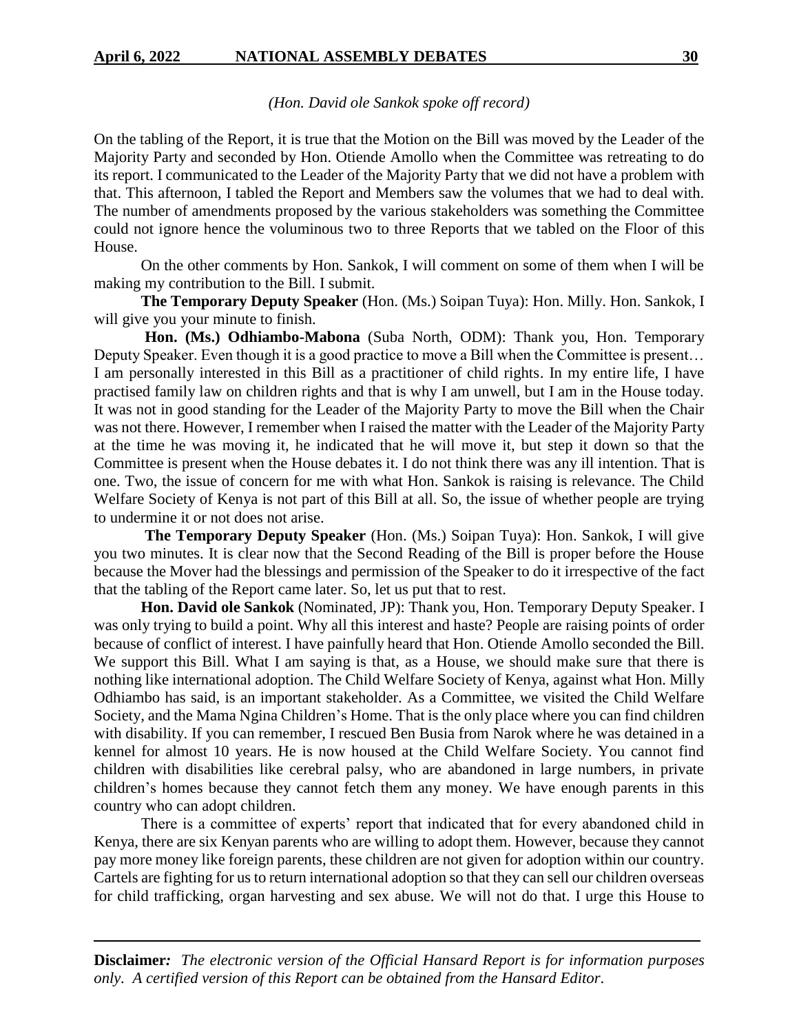*(Hon. David ole Sankok spoke off record)*

On the tabling of the Report, it is true that the Motion on the Bill was moved by the Leader of the Majority Party and seconded by Hon. Otiende Amollo when the Committee was retreating to do its report. I communicated to the Leader of the Majority Party that we did not have a problem with that. This afternoon, I tabled the Report and Members saw the volumes that we had to deal with. The number of amendments proposed by the various stakeholders was something the Committee could not ignore hence the voluminous two to three Reports that we tabled on the Floor of this House.

On the other comments by Hon. Sankok, I will comment on some of them when I will be making my contribution to the Bill. I submit.

**The Temporary Deputy Speaker** (Hon. (Ms.) Soipan Tuya): Hon. Milly. Hon. Sankok, I will give you your minute to finish.

**Hon. (Ms.) Odhiambo-Mabona** (Suba North, ODM): Thank you, Hon. Temporary Deputy Speaker. Even though it is a good practice to move a Bill when the Committee is present… I am personally interested in this Bill as a practitioner of child rights. In my entire life, I have practised family law on children rights and that is why I am unwell, but I am in the House today. It was not in good standing for the Leader of the Majority Party to move the Bill when the Chair was not there. However, I remember when I raised the matter with the Leader of the Majority Party at the time he was moving it, he indicated that he will move it, but step it down so that the Committee is present when the House debates it. I do not think there was any ill intention. That is one. Two, the issue of concern for me with what Hon. Sankok is raising is relevance. The Child Welfare Society of Kenya is not part of this Bill at all. So, the issue of whether people are trying to undermine it or not does not arise.

**The Temporary Deputy Speaker** (Hon. (Ms.) Soipan Tuya): Hon. Sankok, I will give you two minutes. It is clear now that the Second Reading of the Bill is proper before the House because the Mover had the blessings and permission of the Speaker to do it irrespective of the fact that the tabling of the Report came later. So, let us put that to rest.

**Hon. David ole Sankok** (Nominated, JP): Thank you, Hon. Temporary Deputy Speaker. I was only trying to build a point. Why all this interest and haste? People are raising points of order because of conflict of interest. I have painfully heard that Hon. Otiende Amollo seconded the Bill. We support this Bill. What I am saying is that, as a House, we should make sure that there is nothing like international adoption. The Child Welfare Society of Kenya, against what Hon. Milly Odhiambo has said, is an important stakeholder. As a Committee, we visited the Child Welfare Society, and the Mama Ngina Children's Home. That is the only place where you can find children with disability. If you can remember, I rescued Ben Busia from Narok where he was detained in a kennel for almost 10 years. He is now housed at the Child Welfare Society. You cannot find children with disabilities like cerebral palsy, who are abandoned in large numbers, in private children's homes because they cannot fetch them any money. We have enough parents in this country who can adopt children.

There is a committee of experts' report that indicated that for every abandoned child in Kenya, there are six Kenyan parents who are willing to adopt them. However, because they cannot pay more money like foreign parents, these children are not given for adoption within our country. Cartels are fighting for us to return international adoption so that they can sell our children overseas for child trafficking, organ harvesting and sex abuse. We will not do that. I urge this House to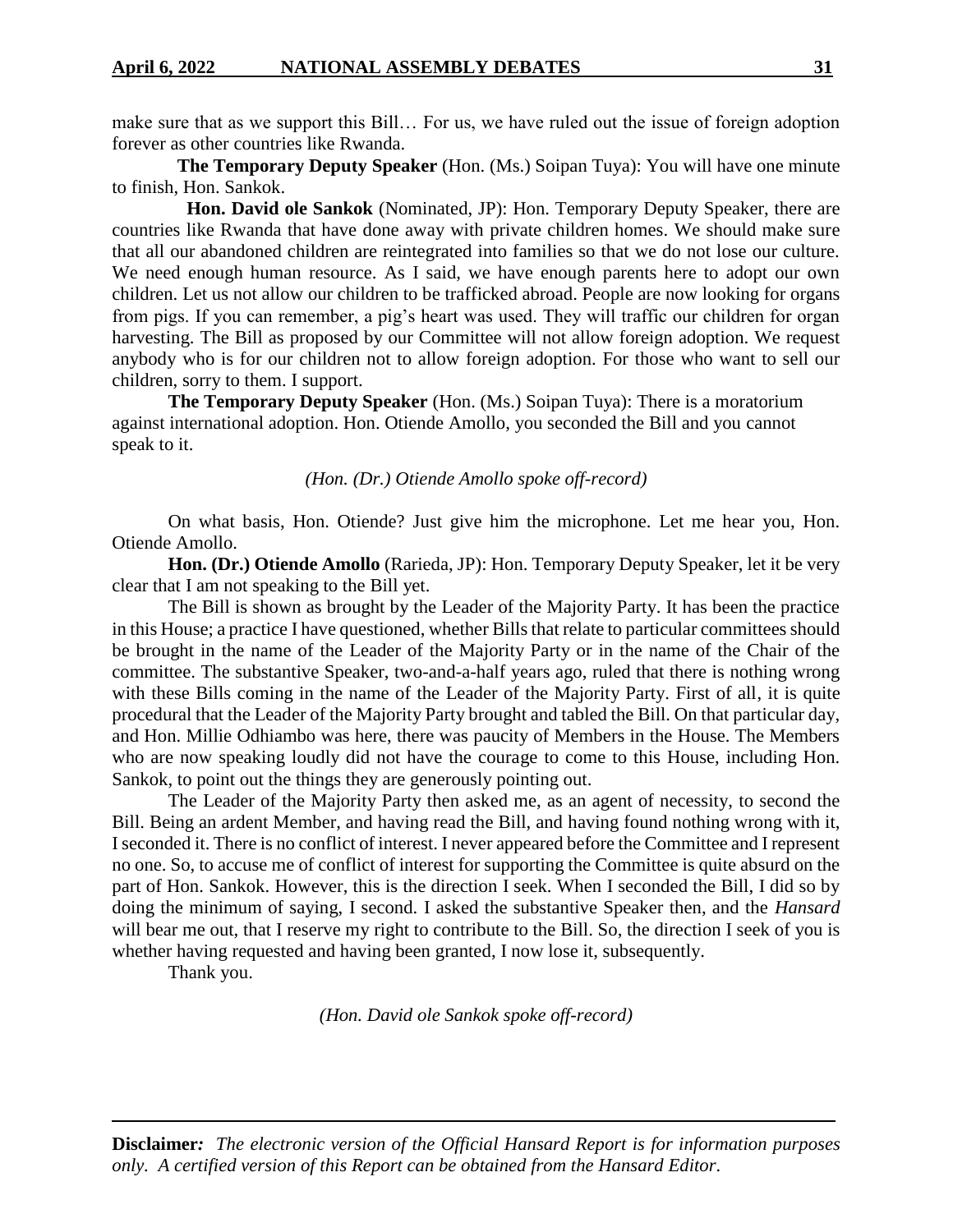make sure that as we support this Bill… For us, we have ruled out the issue of foreign adoption forever as other countries like Rwanda.

**The Temporary Deputy Speaker** (Hon. (Ms.) Soipan Tuya): You will have one minute to finish, Hon. Sankok.

**Hon. David ole Sankok** (Nominated, JP): Hon. Temporary Deputy Speaker, there are countries like Rwanda that have done away with private children homes. We should make sure that all our abandoned children are reintegrated into families so that we do not lose our culture. We need enough human resource. As I said, we have enough parents here to adopt our own children. Let us not allow our children to be trafficked abroad. People are now looking for organs from pigs. If you can remember, a pig's heart was used. They will traffic our children for organ harvesting. The Bill as proposed by our Committee will not allow foreign adoption. We request anybody who is for our children not to allow foreign adoption. For those who want to sell our children, sorry to them. I support.

**The Temporary Deputy Speaker** (Hon. (Ms.) Soipan Tuya): There is a moratorium against international adoption. Hon. Otiende Amollo, you seconded the Bill and you cannot speak to it.

*(Hon. (Dr.) Otiende Amollo spoke off-record)*

On what basis, Hon. Otiende? Just give him the microphone. Let me hear you, Hon. Otiende Amollo.

**Hon. (Dr.) Otiende Amollo** (Rarieda, JP): Hon. Temporary Deputy Speaker, let it be very clear that I am not speaking to the Bill yet.

The Bill is shown as brought by the Leader of the Majority Party. It has been the practice in this House; a practice I have questioned, whether Bills that relate to particular committees should be brought in the name of the Leader of the Majority Party or in the name of the Chair of the committee. The substantive Speaker, two-and-a-half years ago, ruled that there is nothing wrong with these Bills coming in the name of the Leader of the Majority Party. First of all, it is quite procedural that the Leader of the Majority Party brought and tabled the Bill. On that particular day, and Hon. Millie Odhiambo was here, there was paucity of Members in the House. The Members who are now speaking loudly did not have the courage to come to this House, including Hon. Sankok, to point out the things they are generously pointing out.

The Leader of the Majority Party then asked me, as an agent of necessity, to second the Bill. Being an ardent Member, and having read the Bill, and having found nothing wrong with it, I seconded it. There is no conflict of interest. I never appeared before the Committee and I represent no one. So, to accuse me of conflict of interest for supporting the Committee is quite absurd on the part of Hon. Sankok. However, this is the direction I seek. When I seconded the Bill, I did so by doing the minimum of saying, I second. I asked the substantive Speaker then, and the *Hansard* will bear me out, that I reserve my right to contribute to the Bill. So, the direction I seek of you is whether having requested and having been granted, I now lose it, subsequently.

Thank you.

*(Hon. David ole Sankok spoke off-record)*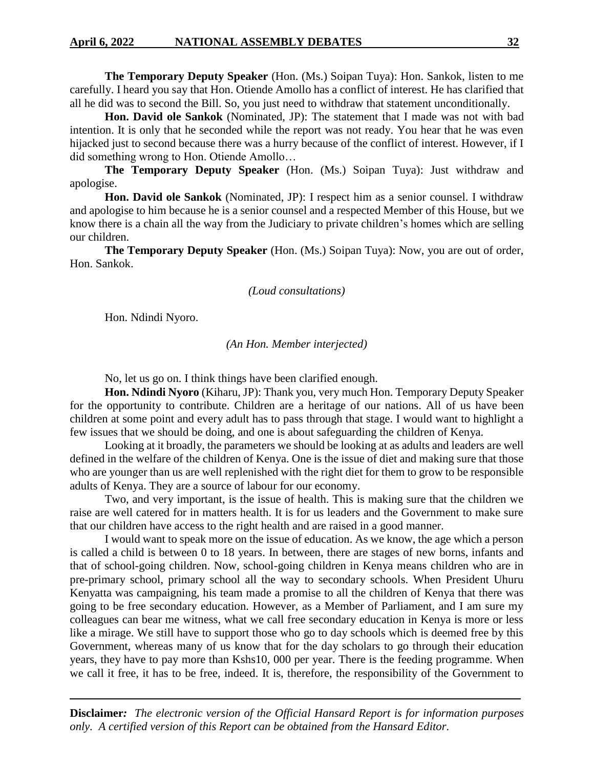**The Temporary Deputy Speaker** (Hon. (Ms.) Soipan Tuya): Hon. Sankok, listen to me carefully. I heard you say that Hon. Otiende Amollo has a conflict of interest. He has clarified that all he did was to second the Bill. So, you just need to withdraw that statement unconditionally.

**Hon. David ole Sankok** (Nominated, JP): The statement that I made was not with bad intention. It is only that he seconded while the report was not ready. You hear that he was even hijacked just to second because there was a hurry because of the conflict of interest. However, if I did something wrong to Hon. Otiende Amollo…

**The Temporary Deputy Speaker** (Hon. (Ms.) Soipan Tuya): Just withdraw and apologise.

**Hon. David ole Sankok** (Nominated, JP): I respect him as a senior counsel. I withdraw and apologise to him because he is a senior counsel and a respected Member of this House, but we know there is a chain all the way from the Judiciary to private children's homes which are selling our children.

**The Temporary Deputy Speaker** (Hon. (Ms.) Soipan Tuya): Now, you are out of order, Hon. Sankok.

*(Loud consultations)*

Hon. Ndindi Nyoro.

*(An Hon. Member interjected)*

No, let us go on. I think things have been clarified enough.

**Hon. Ndindi Nyoro** (Kiharu, JP): Thank you, very much Hon. Temporary Deputy Speaker for the opportunity to contribute. Children are a heritage of our nations. All of us have been children at some point and every adult has to pass through that stage. I would want to highlight a few issues that we should be doing, and one is about safeguarding the children of Kenya.

Looking at it broadly, the parameters we should be looking at as adults and leaders are well defined in the welfare of the children of Kenya. One is the issue of diet and making sure that those who are younger than us are well replenished with the right diet for them to grow to be responsible adults of Kenya. They are a source of labour for our economy.

Two, and very important, is the issue of health. This is making sure that the children we raise are well catered for in matters health. It is for us leaders and the Government to make sure that our children have access to the right health and are raised in a good manner.

I would want to speak more on the issue of education. As we know, the age which a person is called a child is between 0 to 18 years. In between, there are stages of new borns, infants and that of school-going children. Now, school-going children in Kenya means children who are in pre-primary school, primary school all the way to secondary schools. When President Uhuru Kenyatta was campaigning, his team made a promise to all the children of Kenya that there was going to be free secondary education. However, as a Member of Parliament, and I am sure my colleagues can bear me witness, what we call free secondary education in Kenya is more or less like a mirage. We still have to support those who go to day schools which is deemed free by this Government, whereas many of us know that for the day scholars to go through their education years, they have to pay more than Kshs10, 000 per year. There is the feeding programme. When we call it free, it has to be free, indeed. It is, therefore, the responsibility of the Government to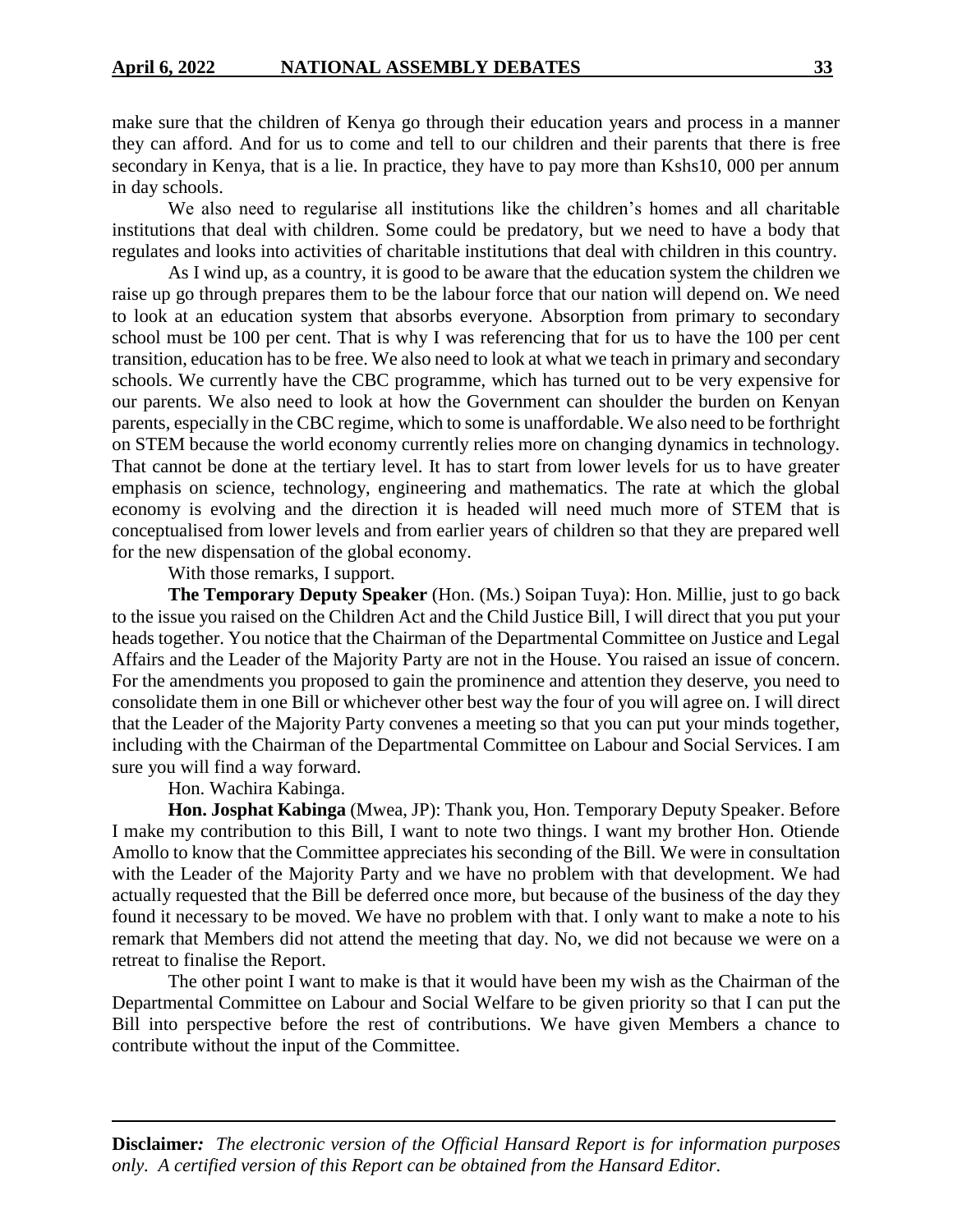make sure that the children of Kenya go through their education years and process in a manner they can afford. And for us to come and tell to our children and their parents that there is free secondary in Kenya, that is a lie. In practice, they have to pay more than Kshs10, 000 per annum in day schools.

We also need to regularise all institutions like the children's homes and all charitable institutions that deal with children. Some could be predatory, but we need to have a body that regulates and looks into activities of charitable institutions that deal with children in this country.

As I wind up, as a country, it is good to be aware that the education system the children we raise up go through prepares them to be the labour force that our nation will depend on. We need to look at an education system that absorbs everyone. Absorption from primary to secondary school must be 100 per cent. That is why I was referencing that for us to have the 100 per cent transition, education has to be free. We also need to look at what we teach in primary and secondary schools. We currently have the CBC programme, which has turned out to be very expensive for our parents. We also need to look at how the Government can shoulder the burden on Kenyan parents, especially in the CBC regime, which to some is unaffordable. We also need to be forthright on STEM because the world economy currently relies more on changing dynamics in technology. That cannot be done at the tertiary level. It has to start from lower levels for us to have greater emphasis on science, technology, engineering and mathematics. The rate at which the global economy is evolving and the direction it is headed will need much more of STEM that is conceptualised from lower levels and from earlier years of children so that they are prepared well for the new dispensation of the global economy.

With those remarks, I support.

**The Temporary Deputy Speaker** (Hon. (Ms.) Soipan Tuya): Hon. Millie, just to go back to the issue you raised on the Children Act and the Child Justice Bill, I will direct that you put your heads together. You notice that the Chairman of the Departmental Committee on Justice and Legal Affairs and the Leader of the Majority Party are not in the House. You raised an issue of concern. For the amendments you proposed to gain the prominence and attention they deserve, you need to consolidate them in one Bill or whichever other best way the four of you will agree on. I will direct that the Leader of the Majority Party convenes a meeting so that you can put your minds together, including with the Chairman of the Departmental Committee on Labour and Social Services. I am sure you will find a way forward.

Hon. Wachira Kabinga.

**Hon. Josphat Kabinga** (Mwea, JP): Thank you, Hon. Temporary Deputy Speaker. Before I make my contribution to this Bill, I want to note two things. I want my brother Hon. Otiende Amollo to know that the Committee appreciates his seconding of the Bill. We were in consultation with the Leader of the Majority Party and we have no problem with that development. We had actually requested that the Bill be deferred once more, but because of the business of the day they found it necessary to be moved. We have no problem with that. I only want to make a note to his remark that Members did not attend the meeting that day. No, we did not because we were on a retreat to finalise the Report.

The other point I want to make is that it would have been my wish as the Chairman of the Departmental Committee on Labour and Social Welfare to be given priority so that I can put the Bill into perspective before the rest of contributions. We have given Members a chance to contribute without the input of the Committee.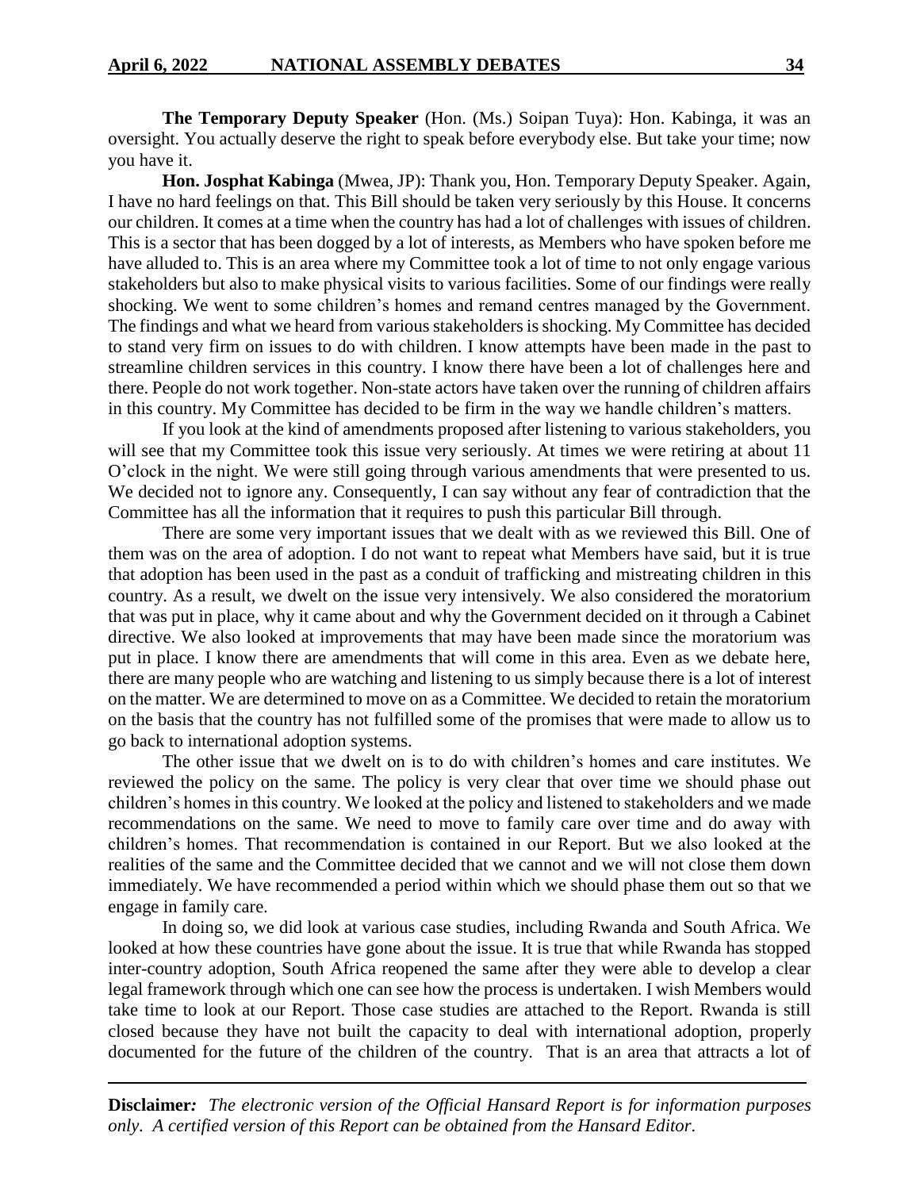**The Temporary Deputy Speaker** (Hon. (Ms.) Soipan Tuya): Hon. Kabinga, it was an oversight. You actually deserve the right to speak before everybody else. But take your time; now you have it.

**Hon. Josphat Kabinga** (Mwea, JP): Thank you, Hon. Temporary Deputy Speaker. Again, I have no hard feelings on that. This Bill should be taken very seriously by this House. It concerns our children. It comes at a time when the country has had a lot of challenges with issues of children. This is a sector that has been dogged by a lot of interests, as Members who have spoken before me have alluded to. This is an area where my Committee took a lot of time to not only engage various stakeholders but also to make physical visits to various facilities. Some of our findings were really shocking. We went to some children's homes and remand centres managed by the Government. The findings and what we heard from various stakeholders is shocking. My Committee has decided to stand very firm on issues to do with children. I know attempts have been made in the past to streamline children services in this country. I know there have been a lot of challenges here and there. People do not work together. Non-state actors have taken over the running of children affairs in this country. My Committee has decided to be firm in the way we handle children's matters.

If you look at the kind of amendments proposed after listening to various stakeholders, you will see that my Committee took this issue very seriously. At times we were retiring at about 11 O'clock in the night. We were still going through various amendments that were presented to us. We decided not to ignore any. Consequently, I can say without any fear of contradiction that the Committee has all the information that it requires to push this particular Bill through.

There are some very important issues that we dealt with as we reviewed this Bill. One of them was on the area of adoption. I do not want to repeat what Members have said, but it is true that adoption has been used in the past as a conduit of trafficking and mistreating children in this country. As a result, we dwelt on the issue very intensively. We also considered the moratorium that was put in place, why it came about and why the Government decided on it through a Cabinet directive. We also looked at improvements that may have been made since the moratorium was put in place. I know there are amendments that will come in this area. Even as we debate here, there are many people who are watching and listening to us simply because there is a lot of interest on the matter. We are determined to move on as a Committee. We decided to retain the moratorium on the basis that the country has not fulfilled some of the promises that were made to allow us to go back to international adoption systems.

The other issue that we dwelt on is to do with children's homes and care institutes. We reviewed the policy on the same. The policy is very clear that over time we should phase out children's homes in this country. We looked at the policy and listened to stakeholders and we made recommendations on the same. We need to move to family care over time and do away with children's homes. That recommendation is contained in our Report. But we also looked at the realities of the same and the Committee decided that we cannot and we will not close them down immediately. We have recommended a period within which we should phase them out so that we engage in family care.

In doing so, we did look at various case studies, including Rwanda and South Africa. We looked at how these countries have gone about the issue. It is true that while Rwanda has stopped inter-country adoption, South Africa reopened the same after they were able to develop a clear legal framework through which one can see how the process is undertaken. I wish Members would take time to look at our Report. Those case studies are attached to the Report. Rwanda is still closed because they have not built the capacity to deal with international adoption, properly documented for the future of the children of the country. That is an area that attracts a lot of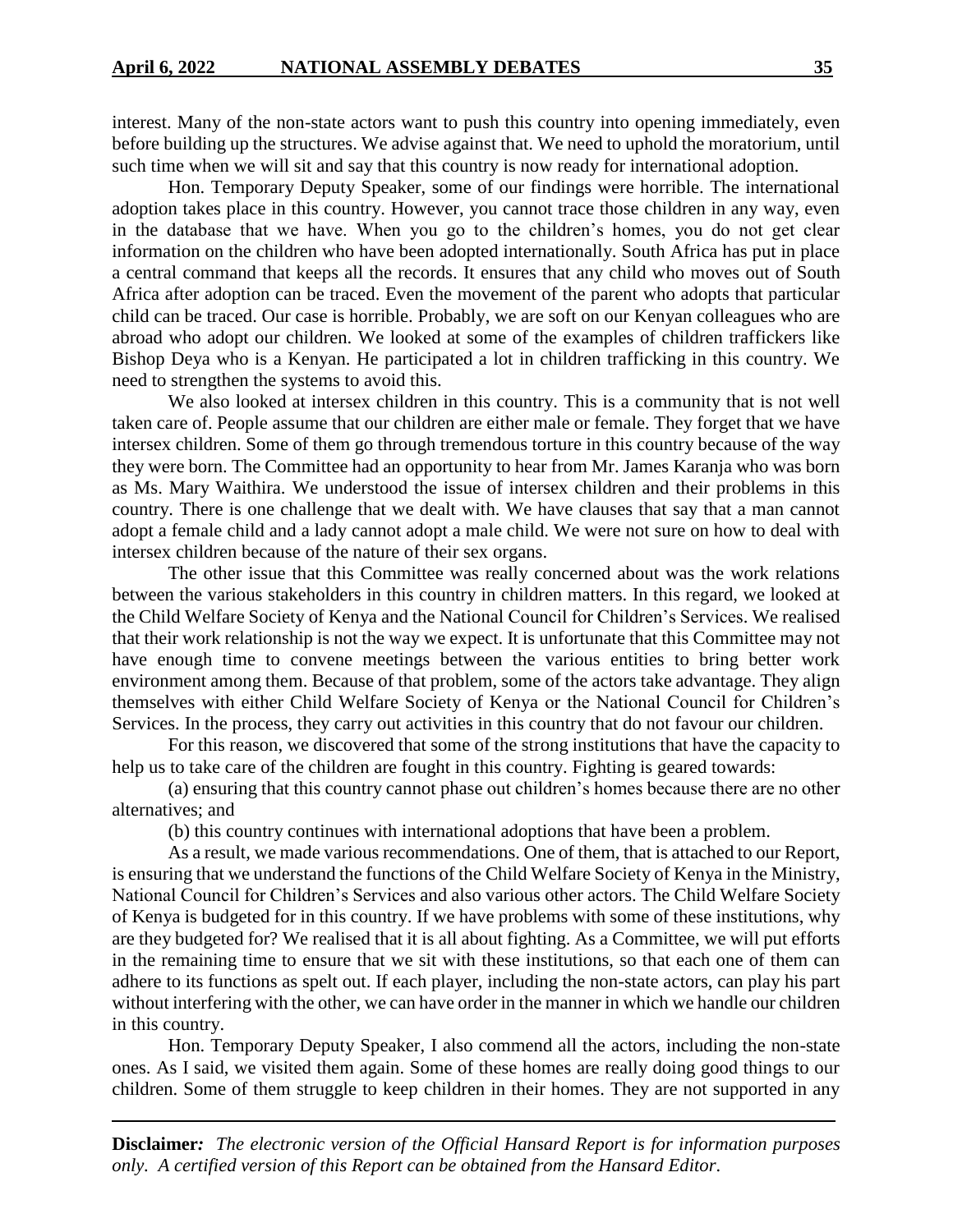interest. Many of the non-state actors want to push this country into opening immediately, even before building up the structures. We advise against that. We need to uphold the moratorium, until such time when we will sit and say that this country is now ready for international adoption.

Hon. Temporary Deputy Speaker, some of our findings were horrible. The international adoption takes place in this country. However, you cannot trace those children in any way, even in the database that we have. When you go to the children's homes, you do not get clear information on the children who have been adopted internationally. South Africa has put in place a central command that keeps all the records. It ensures that any child who moves out of South Africa after adoption can be traced. Even the movement of the parent who adopts that particular child can be traced. Our case is horrible. Probably, we are soft on our Kenyan colleagues who are abroad who adopt our children. We looked at some of the examples of children traffickers like Bishop Deya who is a Kenyan. He participated a lot in children trafficking in this country. We need to strengthen the systems to avoid this.

We also looked at intersex children in this country. This is a community that is not well taken care of. People assume that our children are either male or female. They forget that we have intersex children. Some of them go through tremendous torture in this country because of the way they were born. The Committee had an opportunity to hear from Mr. James Karanja who was born as Ms. Mary Waithira. We understood the issue of intersex children and their problems in this country. There is one challenge that we dealt with. We have clauses that say that a man cannot adopt a female child and a lady cannot adopt a male child. We were not sure on how to deal with intersex children because of the nature of their sex organs.

The other issue that this Committee was really concerned about was the work relations between the various stakeholders in this country in children matters. In this regard, we looked at the Child Welfare Society of Kenya and the National Council for Children's Services. We realised that their work relationship is not the way we expect. It is unfortunate that this Committee may not have enough time to convene meetings between the various entities to bring better work environment among them. Because of that problem, some of the actors take advantage. They align themselves with either Child Welfare Society of Kenya or the National Council for Children's Services. In the process, they carry out activities in this country that do not favour our children.

For this reason, we discovered that some of the strong institutions that have the capacity to help us to take care of the children are fought in this country. Fighting is geared towards:

(a) ensuring that this country cannot phase out children's homes because there are no other alternatives; and

(b) this country continues with international adoptions that have been a problem.

As a result, we made various recommendations. One of them, that is attached to our Report, is ensuring that we understand the functions of the Child Welfare Society of Kenya in the Ministry, National Council for Children's Services and also various other actors. The Child Welfare Society of Kenya is budgeted for in this country. If we have problems with some of these institutions, why are they budgeted for? We realised that it is all about fighting. As a Committee, we will put efforts in the remaining time to ensure that we sit with these institutions, so that each one of them can adhere to its functions as spelt out. If each player, including the non-state actors, can play his part without interfering with the other, we can have order in the manner in which we handle our children in this country.

Hon. Temporary Deputy Speaker, I also commend all the actors, including the non-state ones. As I said, we visited them again. Some of these homes are really doing good things to our children. Some of them struggle to keep children in their homes. They are not supported in any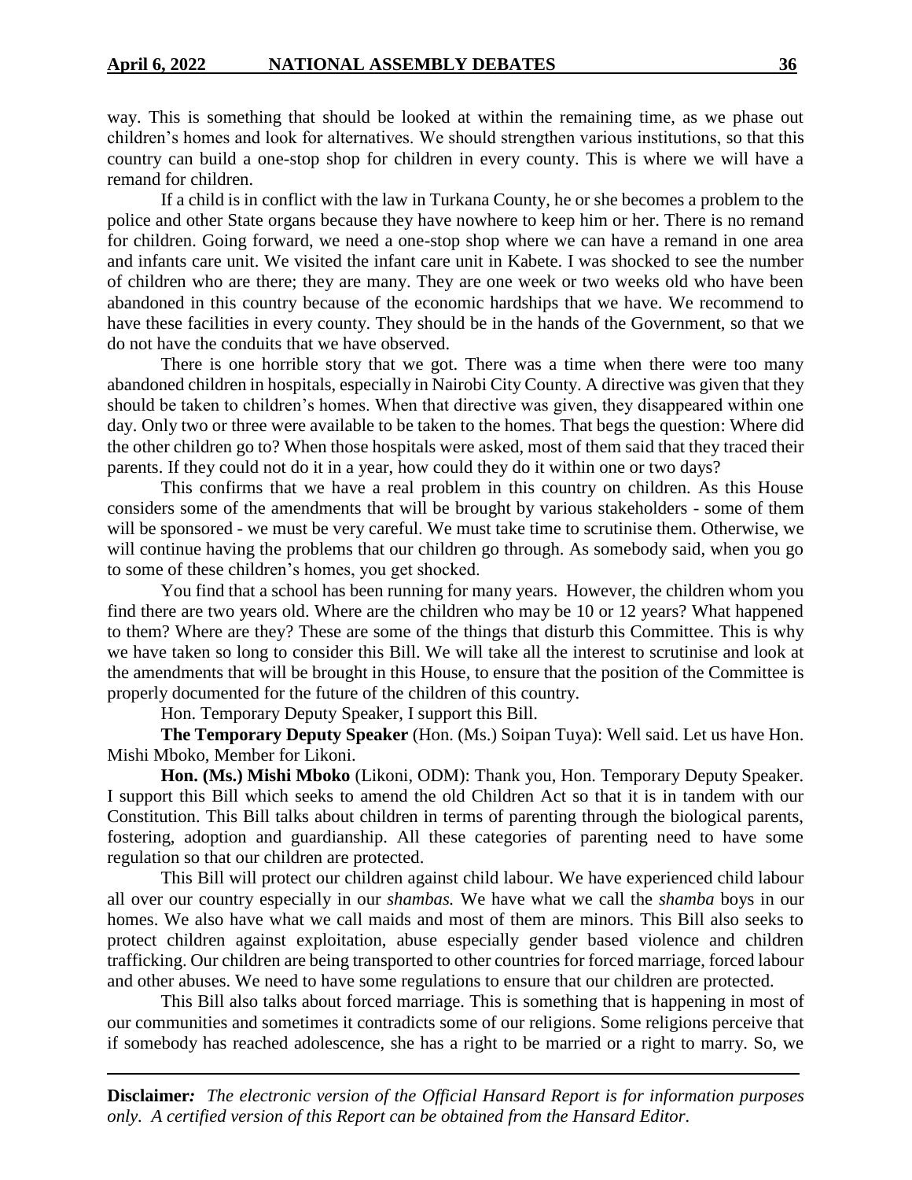way. This is something that should be looked at within the remaining time, as we phase out children's homes and look for alternatives. We should strengthen various institutions, so that this country can build a one-stop shop for children in every county. This is where we will have a remand for children.

If a child is in conflict with the law in Turkana County, he or she becomes a problem to the police and other State organs because they have nowhere to keep him or her. There is no remand for children. Going forward, we need a one-stop shop where we can have a remand in one area and infants care unit. We visited the infant care unit in Kabete. I was shocked to see the number of children who are there; they are many. They are one week or two weeks old who have been abandoned in this country because of the economic hardships that we have. We recommend to have these facilities in every county. They should be in the hands of the Government, so that we do not have the conduits that we have observed.

There is one horrible story that we got. There was a time when there were too many abandoned children in hospitals, especially in Nairobi City County. A directive was given that they should be taken to children's homes. When that directive was given, they disappeared within one day. Only two or three were available to be taken to the homes. That begs the question: Where did the other children go to? When those hospitals were asked, most of them said that they traced their parents. If they could not do it in a year, how could they do it within one or two days?

This confirms that we have a real problem in this country on children. As this House considers some of the amendments that will be brought by various stakeholders - some of them will be sponsored - we must be very careful. We must take time to scrutinise them. Otherwise, we will continue having the problems that our children go through. As somebody said, when you go to some of these children's homes, you get shocked.

You find that a school has been running for many years. However, the children whom you find there are two years old. Where are the children who may be 10 or 12 years? What happened to them? Where are they? These are some of the things that disturb this Committee. This is why we have taken so long to consider this Bill. We will take all the interest to scrutinise and look at the amendments that will be brought in this House, to ensure that the position of the Committee is properly documented for the future of the children of this country.

Hon. Temporary Deputy Speaker, I support this Bill.

**The Temporary Deputy Speaker** (Hon. (Ms.) Soipan Tuya): Well said. Let us have Hon. Mishi Mboko, Member for Likoni.

**Hon. (Ms.) Mishi Mboko** (Likoni, ODM): Thank you, Hon. Temporary Deputy Speaker. I support this Bill which seeks to amend the old Children Act so that it is in tandem with our Constitution. This Bill talks about children in terms of parenting through the biological parents, fostering, adoption and guardianship. All these categories of parenting need to have some regulation so that our children are protected.

This Bill will protect our children against child labour. We have experienced child labour all over our country especially in our *shambas.* We have what we call the *shamba* boys in our homes. We also have what we call maids and most of them are minors. This Bill also seeks to protect children against exploitation, abuse especially gender based violence and children trafficking. Our children are being transported to other countries for forced marriage, forced labour and other abuses. We need to have some regulations to ensure that our children are protected.

This Bill also talks about forced marriage. This is something that is happening in most of our communities and sometimes it contradicts some of our religions. Some religions perceive that if somebody has reached adolescence, she has a right to be married or a right to marry. So, we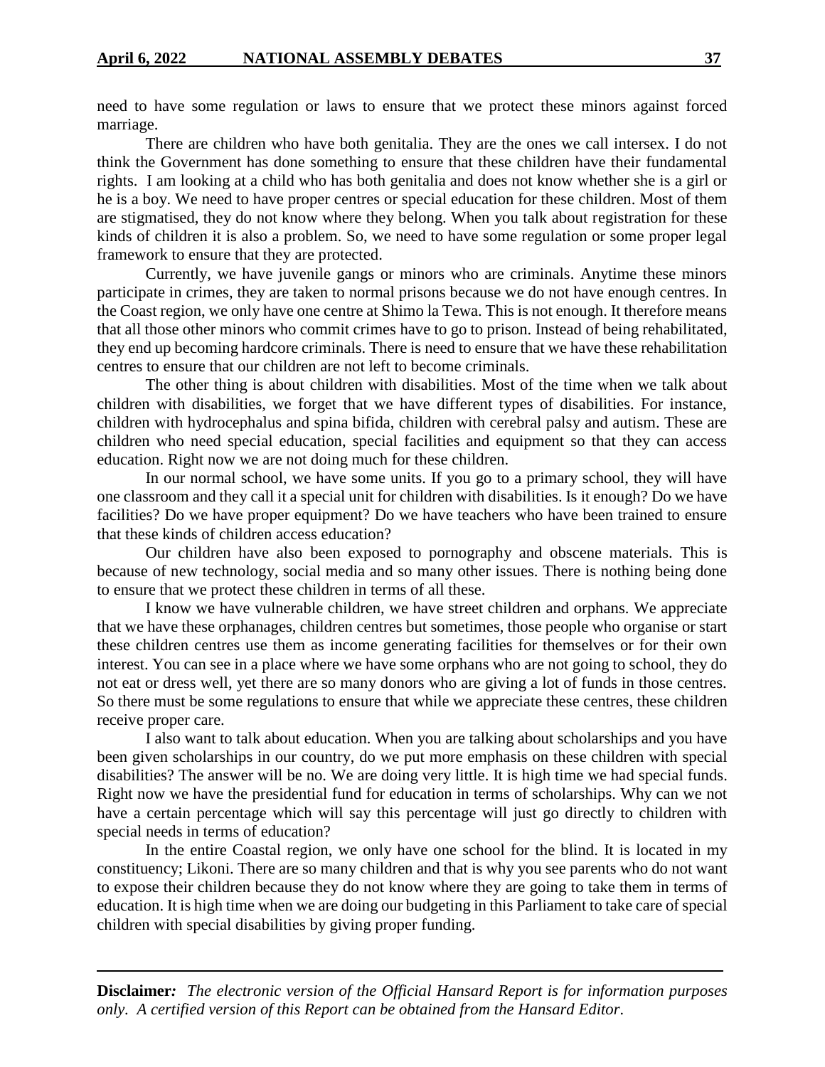need to have some regulation or laws to ensure that we protect these minors against forced marriage.

There are children who have both genitalia. They are the ones we call intersex. I do not think the Government has done something to ensure that these children have their fundamental rights. I am looking at a child who has both genitalia and does not know whether she is a girl or he is a boy. We need to have proper centres or special education for these children. Most of them are stigmatised, they do not know where they belong. When you talk about registration for these kinds of children it is also a problem. So, we need to have some regulation or some proper legal framework to ensure that they are protected.

Currently, we have juvenile gangs or minors who are criminals. Anytime these minors participate in crimes, they are taken to normal prisons because we do not have enough centres. In the Coast region, we only have one centre at Shimo la Tewa. This is not enough. It therefore means that all those other minors who commit crimes have to go to prison. Instead of being rehabilitated, they end up becoming hardcore criminals. There is need to ensure that we have these rehabilitation centres to ensure that our children are not left to become criminals.

The other thing is about children with disabilities. Most of the time when we talk about children with disabilities, we forget that we have different types of disabilities. For instance, children with hydrocephalus and spina bifida, children with cerebral palsy and autism. These are children who need special education, special facilities and equipment so that they can access education. Right now we are not doing much for these children.

In our normal school, we have some units. If you go to a primary school, they will have one classroom and they call it a special unit for children with disabilities. Is it enough? Do we have facilities? Do we have proper equipment? Do we have teachers who have been trained to ensure that these kinds of children access education?

Our children have also been exposed to pornography and obscene materials. This is because of new technology, social media and so many other issues. There is nothing being done to ensure that we protect these children in terms of all these.

I know we have vulnerable children, we have street children and orphans. We appreciate that we have these orphanages, children centres but sometimes, those people who organise or start these children centres use them as income generating facilities for themselves or for their own interest. You can see in a place where we have some orphans who are not going to school, they do not eat or dress well, yet there are so many donors who are giving a lot of funds in those centres. So there must be some regulations to ensure that while we appreciate these centres, these children receive proper care.

I also want to talk about education. When you are talking about scholarships and you have been given scholarships in our country, do we put more emphasis on these children with special disabilities? The answer will be no. We are doing very little. It is high time we had special funds. Right now we have the presidential fund for education in terms of scholarships. Why can we not have a certain percentage which will say this percentage will just go directly to children with special needs in terms of education?

In the entire Coastal region, we only have one school for the blind. It is located in my constituency; Likoni. There are so many children and that is why you see parents who do not want to expose their children because they do not know where they are going to take them in terms of education. It is high time when we are doing our budgeting in this Parliament to take care of special children with special disabilities by giving proper funding.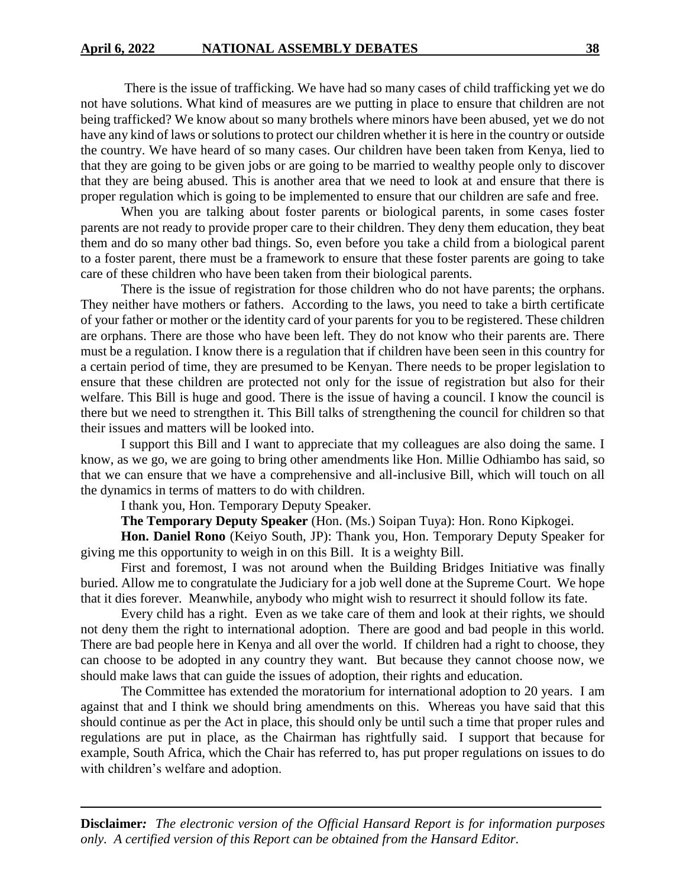There is the issue of trafficking. We have had so many cases of child trafficking yet we do not have solutions. What kind of measures are we putting in place to ensure that children are not being trafficked? We know about so many brothels where minors have been abused, yet we do not have any kind of laws or solutions to protect our children whether it is here in the country or outside the country. We have heard of so many cases. Our children have been taken from Kenya, lied to that they are going to be given jobs or are going to be married to wealthy people only to discover that they are being abused. This is another area that we need to look at and ensure that there is proper regulation which is going to be implemented to ensure that our children are safe and free.

When you are talking about foster parents or biological parents, in some cases foster parents are not ready to provide proper care to their children. They deny them education, they beat them and do so many other bad things. So, even before you take a child from a biological parent to a foster parent, there must be a framework to ensure that these foster parents are going to take care of these children who have been taken from their biological parents.

There is the issue of registration for those children who do not have parents; the orphans. They neither have mothers or fathers. According to the laws, you need to take a birth certificate of your father or mother or the identity card of your parents for you to be registered. These children are orphans. There are those who have been left. They do not know who their parents are. There must be a regulation. I know there is a regulation that if children have been seen in this country for a certain period of time, they are presumed to be Kenyan. There needs to be proper legislation to ensure that these children are protected not only for the issue of registration but also for their welfare. This Bill is huge and good. There is the issue of having a council. I know the council is there but we need to strengthen it. This Bill talks of strengthening the council for children so that their issues and matters will be looked into.

I support this Bill and I want to appreciate that my colleagues are also doing the same. I know, as we go, we are going to bring other amendments like Hon. Millie Odhiambo has said, so that we can ensure that we have a comprehensive and all-inclusive Bill, which will touch on all the dynamics in terms of matters to do with children.

I thank you, Hon. Temporary Deputy Speaker.

**The Temporary Deputy Speaker** (Hon. (Ms.) Soipan Tuya): Hon. Rono Kipkogei.

**Hon. Daniel Rono** (Keiyo South, JP): Thank you, Hon. Temporary Deputy Speaker for giving me this opportunity to weigh in on this Bill. It is a weighty Bill.

First and foremost, I was not around when the Building Bridges Initiative was finally buried. Allow me to congratulate the Judiciary for a job well done at the Supreme Court. We hope that it dies forever. Meanwhile, anybody who might wish to resurrect it should follow its fate.

Every child has a right. Even as we take care of them and look at their rights, we should not deny them the right to international adoption. There are good and bad people in this world. There are bad people here in Kenya and all over the world. If children had a right to choose, they can choose to be adopted in any country they want. But because they cannot choose now, we should make laws that can guide the issues of adoption, their rights and education.

The Committee has extended the moratorium for international adoption to 20 years. I am against that and I think we should bring amendments on this. Whereas you have said that this should continue as per the Act in place, this should only be until such a time that proper rules and regulations are put in place, as the Chairman has rightfully said. I support that because for example, South Africa, which the Chair has referred to, has put proper regulations on issues to do with children's welfare and adoption.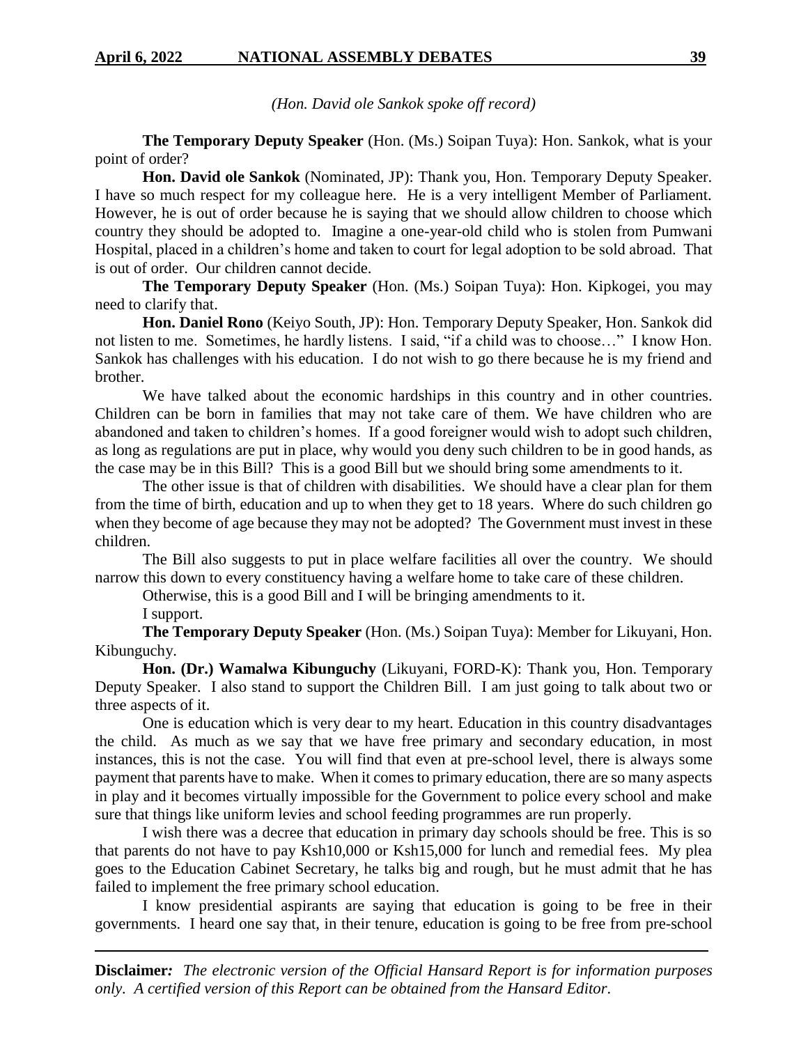*(Hon. David ole Sankok spoke off record)*

**The Temporary Deputy Speaker** (Hon. (Ms.) Soipan Tuya): Hon. Sankok, what is your point of order?

**Hon. David ole Sankok** (Nominated, JP): Thank you, Hon. Temporary Deputy Speaker. I have so much respect for my colleague here. He is a very intelligent Member of Parliament. However, he is out of order because he is saying that we should allow children to choose which country they should be adopted to. Imagine a one-year-old child who is stolen from Pumwani Hospital, placed in a children's home and taken to court for legal adoption to be sold abroad. That is out of order. Our children cannot decide.

**The Temporary Deputy Speaker** (Hon. (Ms.) Soipan Tuya): Hon. Kipkogei, you may need to clarify that.

**Hon. Daniel Rono** (Keiyo South, JP): Hon. Temporary Deputy Speaker, Hon. Sankok did not listen to me. Sometimes, he hardly listens. I said, "if a child was to choose…" I know Hon. Sankok has challenges with his education. I do not wish to go there because he is my friend and brother.

We have talked about the economic hardships in this country and in other countries. Children can be born in families that may not take care of them. We have children who are abandoned and taken to children's homes. If a good foreigner would wish to adopt such children, as long as regulations are put in place, why would you deny such children to be in good hands, as the case may be in this Bill? This is a good Bill but we should bring some amendments to it.

The other issue is that of children with disabilities. We should have a clear plan for them from the time of birth, education and up to when they get to 18 years. Where do such children go when they become of age because they may not be adopted? The Government must invest in these children.

The Bill also suggests to put in place welfare facilities all over the country. We should narrow this down to every constituency having a welfare home to take care of these children.

Otherwise, this is a good Bill and I will be bringing amendments to it.

I support.

**The Temporary Deputy Speaker** (Hon. (Ms.) Soipan Tuya): Member for Likuyani, Hon. Kibunguchy.

**Hon. (Dr.) Wamalwa Kibunguchy** (Likuyani, FORD-K): Thank you, Hon. Temporary Deputy Speaker. I also stand to support the Children Bill. I am just going to talk about two or three aspects of it.

One is education which is very dear to my heart. Education in this country disadvantages the child. As much as we say that we have free primary and secondary education, in most instances, this is not the case. You will find that even at pre-school level, there is always some payment that parents have to make. When it comes to primary education, there are so many aspects in play and it becomes virtually impossible for the Government to police every school and make sure that things like uniform levies and school feeding programmes are run properly.

I wish there was a decree that education in primary day schools should be free. This is so that parents do not have to pay Ksh10,000 or Ksh15,000 for lunch and remedial fees. My plea goes to the Education Cabinet Secretary, he talks big and rough, but he must admit that he has failed to implement the free primary school education.

I know presidential aspirants are saying that education is going to be free in their governments. I heard one say that, in their tenure, education is going to be free from pre-school

**Disclaimer***:* *The electronic version of the Official Hansard Report is for information purposes only. A certified version of this Report can be obtained from the Hansard Editor.*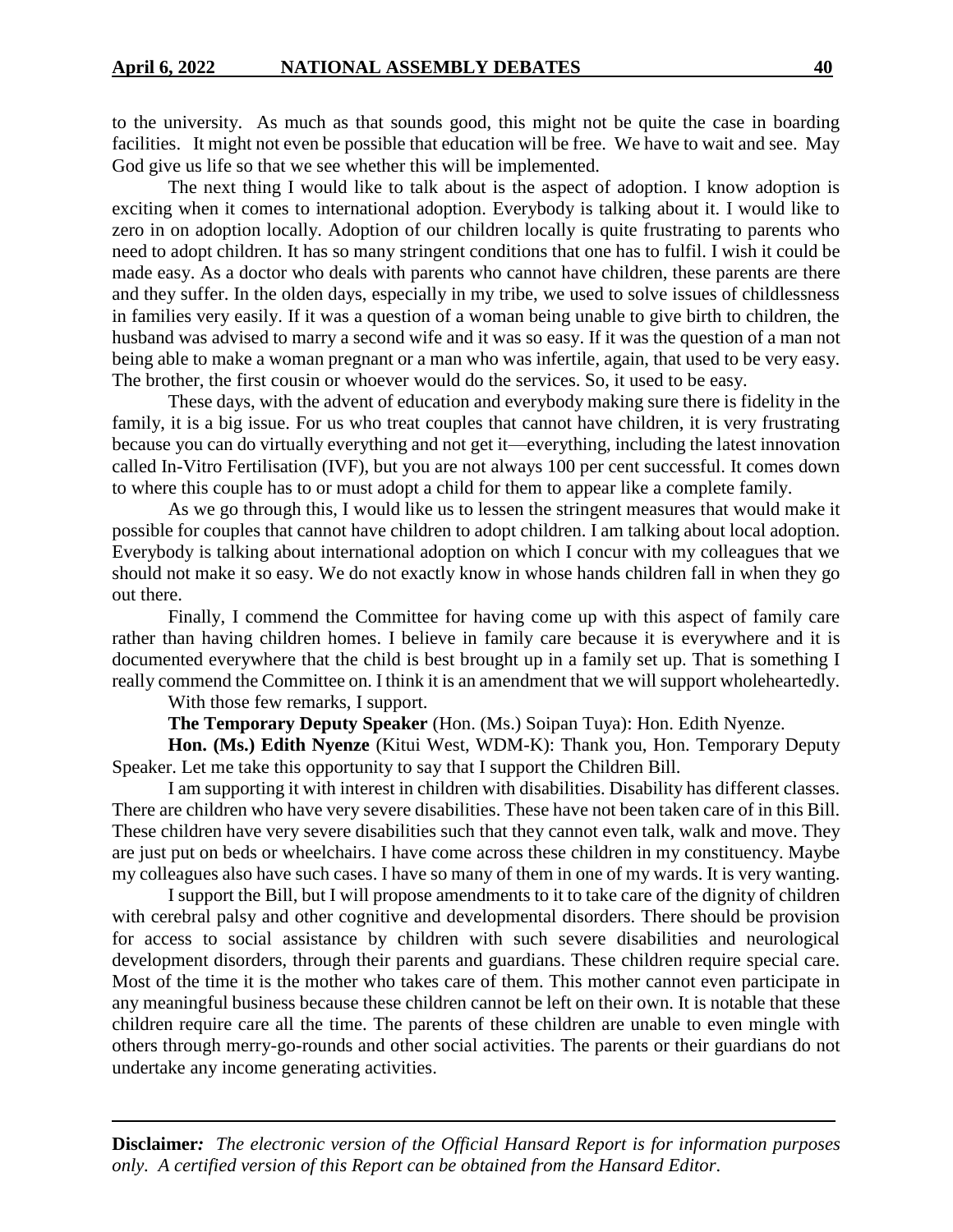to the university. As much as that sounds good, this might not be quite the case in boarding facilities. It might not even be possible that education will be free. We have to wait and see. May God give us life so that we see whether this will be implemented.

The next thing I would like to talk about is the aspect of adoption. I know adoption is exciting when it comes to international adoption. Everybody is talking about it. I would like to zero in on adoption locally. Adoption of our children locally is quite frustrating to parents who need to adopt children. It has so many stringent conditions that one has to fulfil. I wish it could be made easy. As a doctor who deals with parents who cannot have children, these parents are there and they suffer. In the olden days, especially in my tribe, we used to solve issues of childlessness in families very easily. If it was a question of a woman being unable to give birth to children, the husband was advised to marry a second wife and it was so easy. If it was the question of a man not being able to make a woman pregnant or a man who was infertile, again, that used to be very easy. The brother, the first cousin or whoever would do the services. So, it used to be easy.

These days, with the advent of education and everybody making sure there is fidelity in the family, it is a big issue. For us who treat couples that cannot have children, it is very frustrating because you can do virtually everything and not get it—everything, including the latest innovation called In-Vitro Fertilisation (IVF), but you are not always 100 per cent successful. It comes down to where this couple has to or must adopt a child for them to appear like a complete family.

As we go through this, I would like us to lessen the stringent measures that would make it possible for couples that cannot have children to adopt children. I am talking about local adoption. Everybody is talking about international adoption on which I concur with my colleagues that we should not make it so easy. We do not exactly know in whose hands children fall in when they go out there.

Finally, I commend the Committee for having come up with this aspect of family care rather than having children homes. I believe in family care because it is everywhere and it is documented everywhere that the child is best brought up in a family set up. That is something I really commend the Committee on. I think it is an amendment that we will support wholeheartedly.

With those few remarks, I support.

**The Temporary Deputy Speaker** (Hon. (Ms.) Soipan Tuya): Hon. Edith Nyenze.

**Hon. (Ms.) Edith Nyenze** (Kitui West, WDM-K): Thank you, Hon. Temporary Deputy Speaker. Let me take this opportunity to say that I support the Children Bill.

I am supporting it with interest in children with disabilities. Disability has different classes. There are children who have very severe disabilities. These have not been taken care of in this Bill. These children have very severe disabilities such that they cannot even talk, walk and move. They are just put on beds or wheelchairs. I have come across these children in my constituency. Maybe my colleagues also have such cases. I have so many of them in one of my wards. It is very wanting.

I support the Bill, but I will propose amendments to it to take care of the dignity of children with cerebral palsy and other cognitive and developmental disorders. There should be provision for access to social assistance by children with such severe disabilities and neurological development disorders, through their parents and guardians. These children require special care. Most of the time it is the mother who takes care of them. This mother cannot even participate in any meaningful business because these children cannot be left on their own. It is notable that these children require care all the time. The parents of these children are unable to even mingle with others through merry-go-rounds and other social activities. The parents or their guardians do not undertake any income generating activities.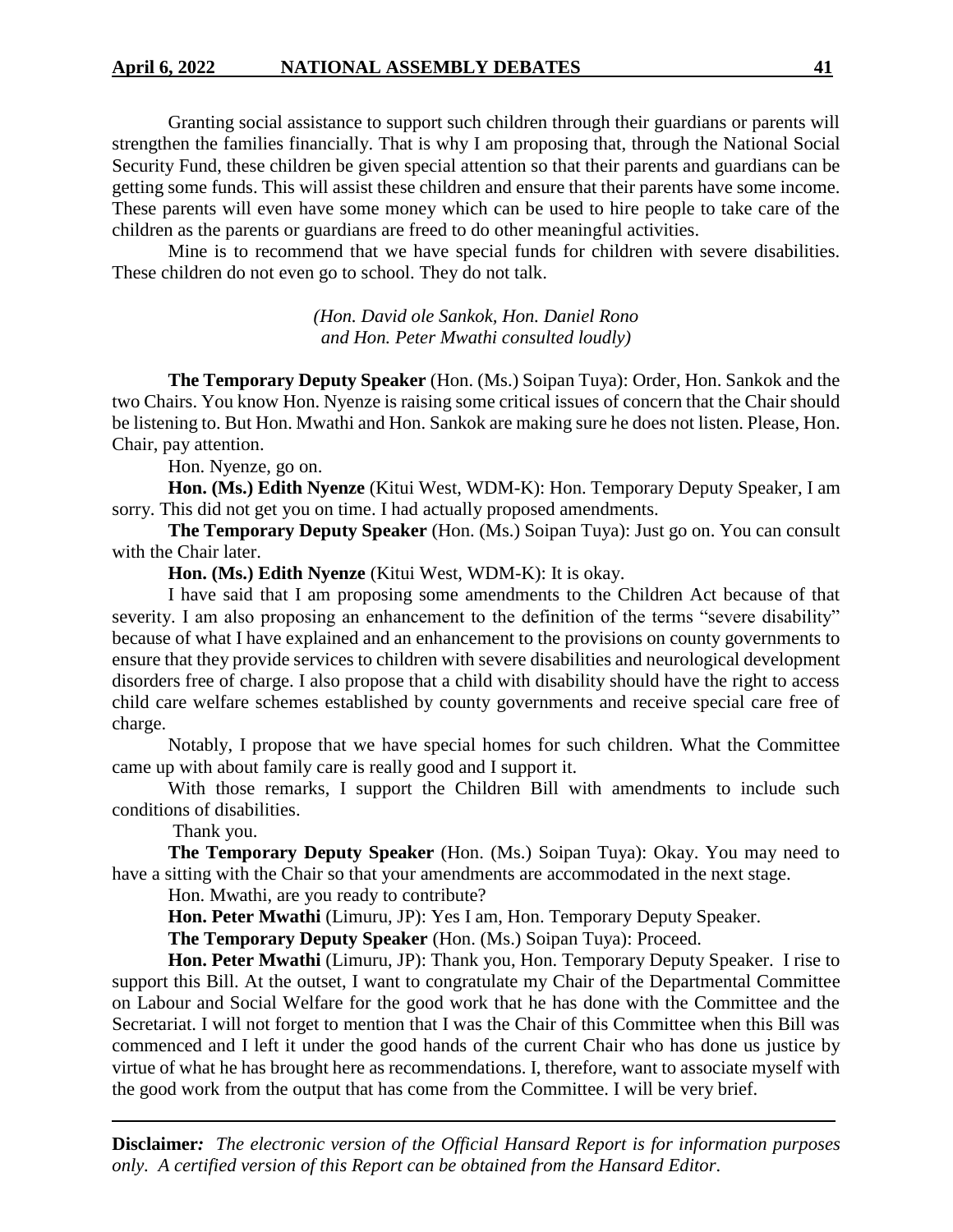Granting social assistance to support such children through their guardians or parents will strengthen the families financially. That is why I am proposing that, through the National Social Security Fund, these children be given special attention so that their parents and guardians can be getting some funds. This will assist these children and ensure that their parents have some income. These parents will even have some money which can be used to hire people to take care of the children as the parents or guardians are freed to do other meaningful activities.

Mine is to recommend that we have special funds for children with severe disabilities. These children do not even go to school. They do not talk.

*(Hon. David ole Sankok, Hon. Daniel Rono and Hon. Peter Mwathi consulted loudly)*

**The Temporary Deputy Speaker** (Hon. (Ms.) Soipan Tuya): Order, Hon. Sankok and the two Chairs. You know Hon. Nyenze is raising some critical issues of concern that the Chair should be listening to. But Hon. Mwathi and Hon. Sankok are making sure he does not listen. Please, Hon. Chair, pay attention.

Hon. Nyenze, go on.

**Hon. (Ms.) Edith Nyenze** (Kitui West, WDM-K): Hon. Temporary Deputy Speaker, I am sorry. This did not get you on time. I had actually proposed amendments.

**The Temporary Deputy Speaker** (Hon. (Ms.) Soipan Tuya): Just go on. You can consult with the Chair later.

**Hon. (Ms.) Edith Nyenze** (Kitui West, WDM-K): It is okay.

I have said that I am proposing some amendments to the Children Act because of that severity. I am also proposing an enhancement to the definition of the terms "severe disability" because of what I have explained and an enhancement to the provisions on county governments to ensure that they provide services to children with severe disabilities and neurological development disorders free of charge. I also propose that a child with disability should have the right to access child care welfare schemes established by county governments and receive special care free of charge.

Notably, I propose that we have special homes for such children. What the Committee came up with about family care is really good and I support it.

With those remarks, I support the Children Bill with amendments to include such conditions of disabilities.

Thank you.

**The Temporary Deputy Speaker** (Hon. (Ms.) Soipan Tuya): Okay. You may need to have a sitting with the Chair so that your amendments are accommodated in the next stage.

Hon. Mwathi, are you ready to contribute?

**Hon. Peter Mwathi** (Limuru, JP): Yes I am, Hon. Temporary Deputy Speaker.

**The Temporary Deputy Speaker** (Hon. (Ms.) Soipan Tuya): Proceed.

**Hon. Peter Mwathi** (Limuru, JP): Thank you, Hon. Temporary Deputy Speaker. I rise to support this Bill. At the outset, I want to congratulate my Chair of the Departmental Committee on Labour and Social Welfare for the good work that he has done with the Committee and the Secretariat. I will not forget to mention that I was the Chair of this Committee when this Bill was commenced and I left it under the good hands of the current Chair who has done us justice by virtue of what he has brought here as recommendations. I, therefore, want to associate myself with the good work from the output that has come from the Committee. I will be very brief.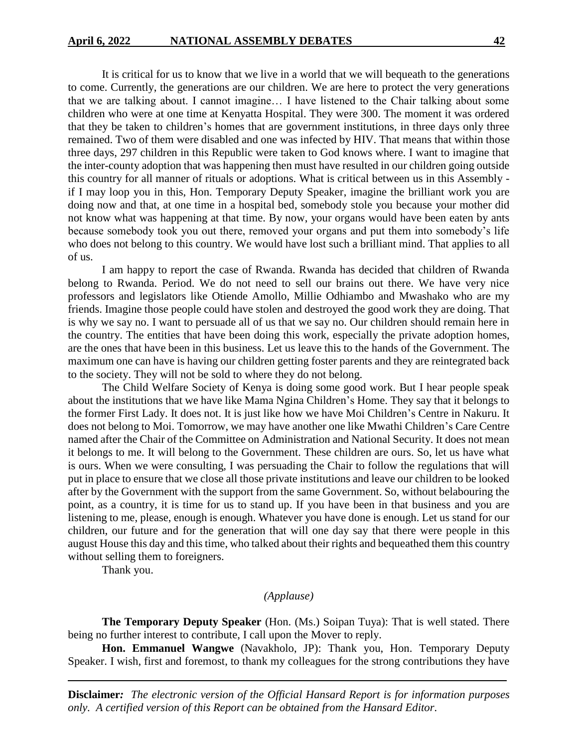It is critical for us to know that we live in a world that we will bequeath to the generations to come. Currently, the generations are our children. We are here to protect the very generations that we are talking about. I cannot imagine… I have listened to the Chair talking about some children who were at one time at Kenyatta Hospital. They were 300. The moment it was ordered that they be taken to children's homes that are government institutions, in three days only three remained. Two of them were disabled and one was infected by HIV. That means that within those three days, 297 children in this Republic were taken to God knows where. I want to imagine that the inter-county adoption that was happening then must have resulted in our children going outside this country for all manner of rituals or adoptions. What is critical between us in this Assembly - if I may loop you in this, Hon. Temporary Deputy Speaker, imagine the brilliant work you are doing now and that, at one time in a hospital bed, somebody stole you because your mother did not know what was happening at that time. By now, your organs would have been eaten by ants because somebody took you out there, removed your organs and put them into somebody's life who does not belong to this country. We would have lost such a brilliant mind. That applies to all of us.

I am happy to report the case of Rwanda. Rwanda has decided that children of Rwanda belong to Rwanda. Period. We do not need to sell our brains out there. We have very nice professors and legislators like Otiende Amollo, Millie Odhiambo and Mwashako who are my friends. Imagine those people could have stolen and destroyed the good work they are doing. That is why we say no. I want to persuade all of us that we say no. Our children should remain here in the country. The entities that have been doing this work, especially the private adoption homes, are the ones that have been in this business. Let us leave this to the hands of the Government. The maximum one can have is having our children getting foster parents and they are reintegrated back to the society. They will not be sold to where they do not belong.

The Child Welfare Society of Kenya is doing some good work. But I hear people speak about the institutions that we have like Mama Ngina Children's Home. They say that it belongs to the former First Lady. It does not. It is just like how we have Moi Children's Centre in Nakuru. It does not belong to Moi. Tomorrow, we may have another one like Mwathi Children's Care Centre named after the Chair of the Committee on Administration and National Security. It does not mean it belongs to me. It will belong to the Government. These children are ours. So, let us have what is ours. When we were consulting, I was persuading the Chair to follow the regulations that will put in place to ensure that we close all those private institutions and leave our children to be looked after by the Government with the support from the same Government. So, without belabouring the point, as a country, it is time for us to stand up. If you have been in that business and you are listening to me, please, enough is enough. Whatever you have done is enough. Let us stand for our children, our future and for the generation that will one day say that there were people in this august House this day and this time, who talked about their rights and bequeathed them this country without selling them to foreigners.

Thank you.

*(Applause)*

**The Temporary Deputy Speaker** (Hon. (Ms.) Soipan Tuya): That is well stated. There being no further interest to contribute, I call upon the Mover to reply.

**Hon. Emmanuel Wangwe** (Navakholo, JP): Thank you, Hon. Temporary Deputy Speaker. I wish, first and foremost, to thank my colleagues for the strong contributions they have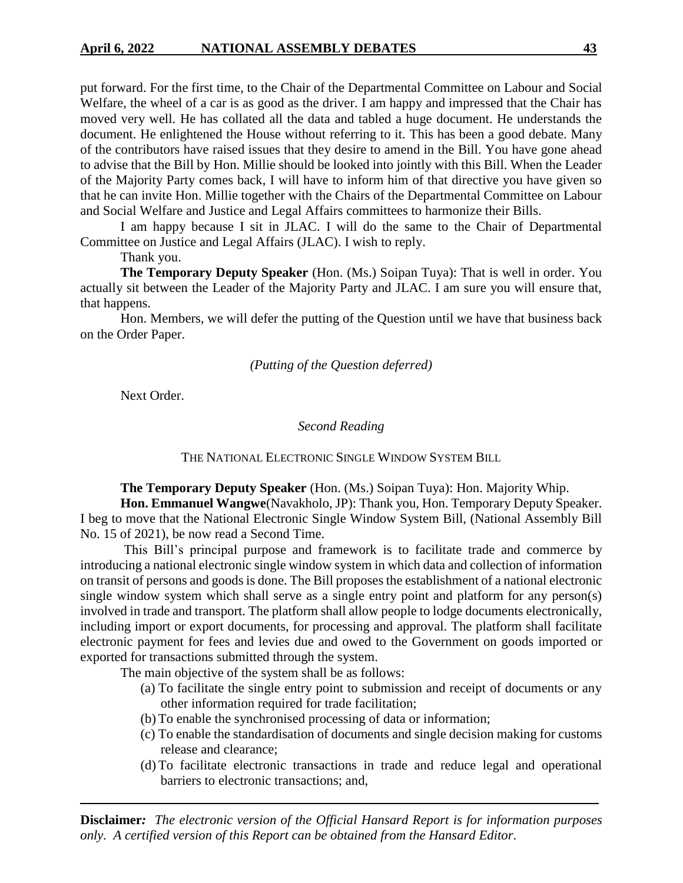put forward. For the first time, to the Chair of the Departmental Committee on Labour and Social Welfare, the wheel of a car is as good as the driver. I am happy and impressed that the Chair has moved very well. He has collated all the data and tabled a huge document. He understands the document. He enlightened the House without referring to it. This has been a good debate. Many of the contributors have raised issues that they desire to amend in the Bill. You have gone ahead to advise that the Bill by Hon. Millie should be looked into jointly with this Bill. When the Leader of the Majority Party comes back, I will have to inform him of that directive you have given so that he can invite Hon. Millie together with the Chairs of the Departmental Committee on Labour and Social Welfare and Justice and Legal Affairs committees to harmonize their Bills.

I am happy because I sit in JLAC. I will do the same to the Chair of Departmental Committee on Justice and Legal Affairs (JLAC). I wish to reply.

Thank you.

**The Temporary Deputy Speaker** (Hon. (Ms.) Soipan Tuya): That is well in order. You actually sit between the Leader of the Majority Party and JLAC. I am sure you will ensure that, that happens.

Hon. Members, we will defer the putting of the Question until we have that business back on the Order Paper.

*(Putting of the Question deferred)*

Next Order.

*Second Reading*

THE NATIONAL ELECTRONIC SINGLE WINDOW SYSTEM BILL

**The Temporary Deputy Speaker** (Hon. (Ms.) Soipan Tuya): Hon. Majority Whip.

**Hon. Emmanuel Wangwe**(Navakholo, JP): Thank you, Hon. Temporary Deputy Speaker. I beg to move that the National Electronic Single Window System Bill, (National Assembly Bill No. 15 of 2021), be now read a Second Time.

This Bill's principal purpose and framework is to facilitate trade and commerce by introducing a national electronic single window system in which data and collection of information on transit of persons and goods is done. The Bill proposes the establishment of a national electronic single window system which shall serve as a single entry point and platform for any person(s) involved in trade and transport. The platform shall allow people to lodge documents electronically, including import or export documents, for processing and approval. The platform shall facilitate electronic payment for fees and levies due and owed to the Government on goods imported or exported for transactions submitted through the system.

The main objective of the system shall be as follows:

(a) To facilitate the single entry point to submission and receipt of documents or any other information required for trade facilitation;

(b) To enable the synchronised processing of data or information;

(c) To enable the standardisation of documents and single decision making for customs release and clearance;

(d) To facilitate electronic transactions in trade and reduce legal and operational barriers to electronic transactions; and,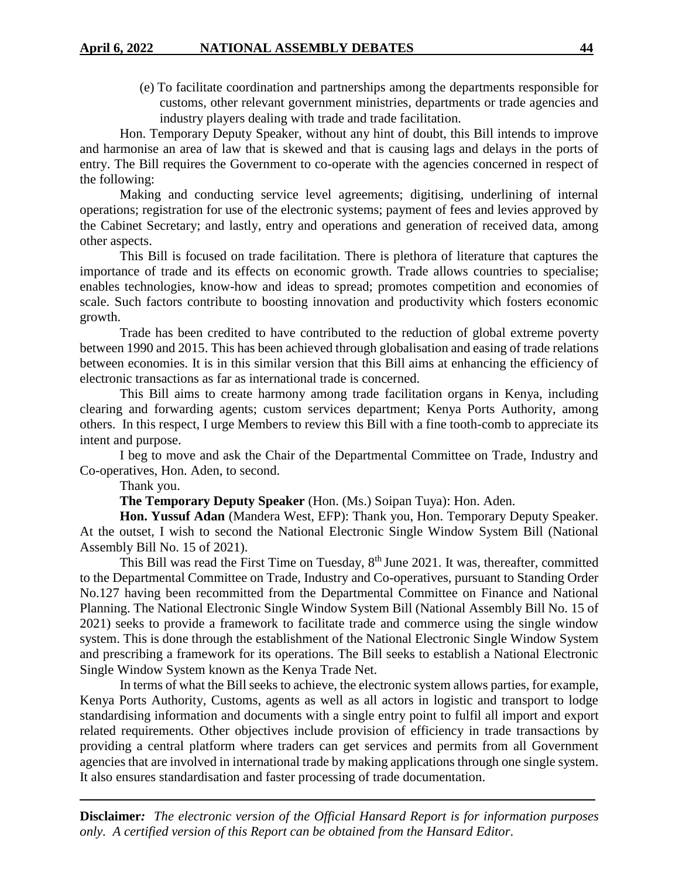(e) To facilitate coordination and partnerships among the departments responsible for customs, other relevant government ministries, departments or trade agencies and industry players dealing with trade and trade facilitation.

Hon. Temporary Deputy Speaker, without any hint of doubt, this Bill intends to improve and harmonise an area of law that is skewed and that is causing lags and delays in the ports of entry. The Bill requires the Government to co-operate with the agencies concerned in respect of the following:

Making and conducting service level agreements; digitising, underlining of internal operations; registration for use of the electronic systems; payment of fees and levies approved by the Cabinet Secretary; and lastly, entry and operations and generation of received data, among other aspects.

This Bill is focused on trade facilitation. There is plethora of literature that captures the importance of trade and its effects on economic growth. Trade allows countries to specialise; enables technologies, know-how and ideas to spread; promotes competition and economies of scale. Such factors contribute to boosting innovation and productivity which fosters economic growth.

Trade has been credited to have contributed to the reduction of global extreme poverty between 1990 and 2015. This has been achieved through globalisation and easing of trade relations between economies. It is in this similar version that this Bill aims at enhancing the efficiency of electronic transactions as far as international trade is concerned.

This Bill aims to create harmony among trade facilitation organs in Kenya, including clearing and forwarding agents; custom services department; Kenya Ports Authority, among others. In this respect, I urge Members to review this Bill with a fine tooth-comb to appreciate its intent and purpose.

I beg to move and ask the Chair of the Departmental Committee on Trade, Industry and Co-operatives, Hon. Aden, to second.

Thank you.

**The Temporary Deputy Speaker** (Hon. (Ms.) Soipan Tuya): Hon. Aden.

**Hon. Yussuf Adan** (Mandera West, EFP): Thank you, Hon. Temporary Deputy Speaker. At the outset, I wish to second the National Electronic Single Window System Bill (National Assembly Bill No. 15 of 2021).

This Bill was read the First Time on Tuesday, 8th June 2021. It was, thereafter, committed to the Departmental Committee on Trade, Industry and Co-operatives, pursuant to Standing Order No.127 having been recommitted from the Departmental Committee on Finance and National Planning. The National Electronic Single Window System Bill (National Assembly Bill No. 15 of 2021) seeks to provide a framework to facilitate trade and commerce using the single window system. This is done through the establishment of the National Electronic Single Window System and prescribing a framework for its operations. The Bill seeks to establish a National Electronic Single Window System known as the Kenya Trade Net.

In terms of what the Bill seeks to achieve, the electronic system allows parties, for example, Kenya Ports Authority, Customs, agents as well as all actors in logistic and transport to lodge standardising information and documents with a single entry point to fulfil all import and export related requirements. Other objectives include provision of efficiency in trade transactions by providing a central platform where traders can get services and permits from all Government agencies that are involved in international trade by making applications through one single system. It also ensures standardisation and faster processing of trade documentation.

**Disclaimer***:* *The electronic version of the Official Hansard Report is for information purposes only. A certified version of this Report can be obtained from the Hansard Editor.*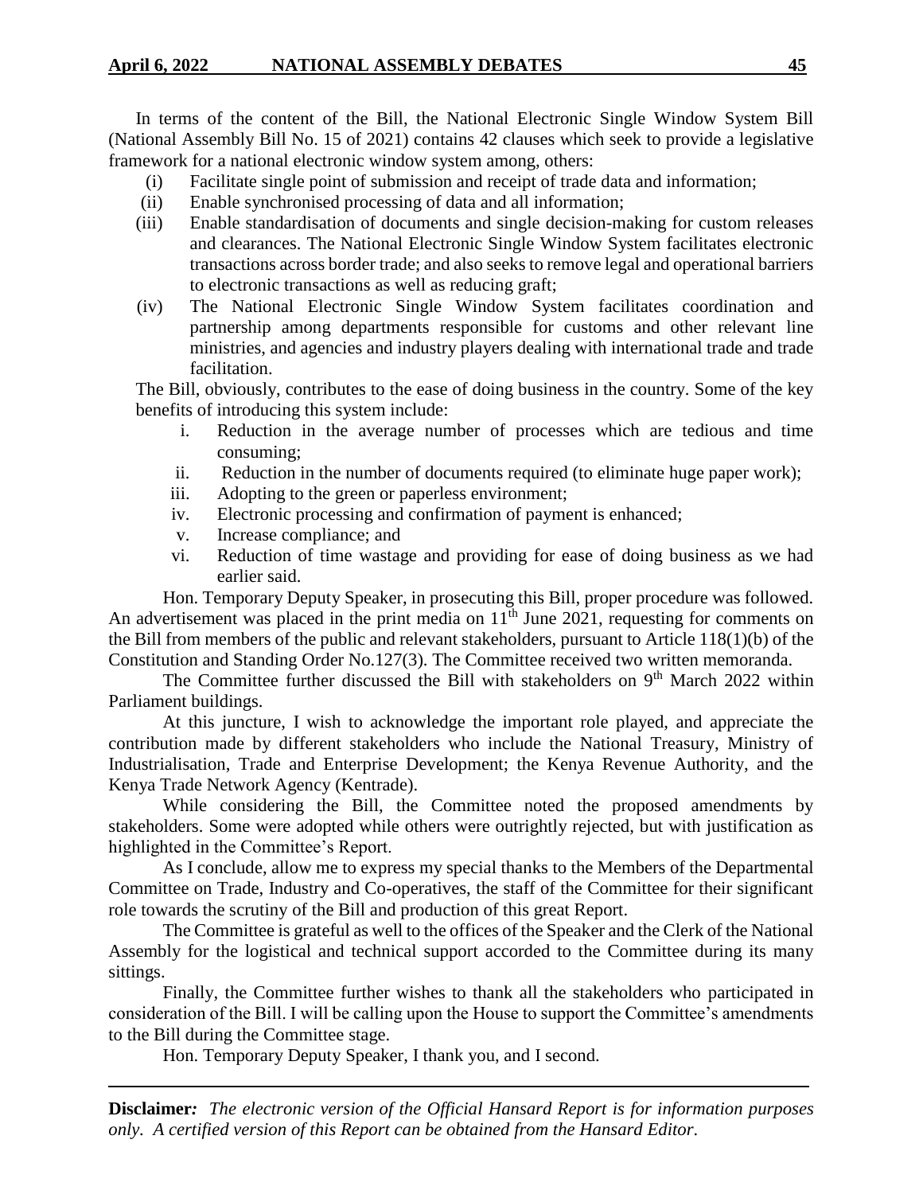In terms of the content of the Bill, the National Electronic Single Window System Bill (National Assembly Bill No. 15 of 2021) contains 42 clauses which seek to provide a legislative framework for a national electronic window system among, others:

- (i) Facilitate single point of submission and receipt of trade data and information;
- (ii) Enable synchronised processing of data and all information;
- (iii) Enable standardisation of documents and single decision-making for custom releases and clearances. The National Electronic Single Window System facilitates electronic transactions across border trade; and also seeks to remove legal and operational barriers to electronic transactions as well as reducing graft;
- (iv) The National Electronic Single Window System facilitates coordination and partnership among departments responsible for customs and other relevant line ministries, and agencies and industry players dealing with international trade and trade facilitation.

The Bill, obviously, contributes to the ease of doing business in the country. Some of the key benefits of introducing this system include:

- i. Reduction in the average number of processes which are tedious and time consuming;
- ii. Reduction in the number of documents required (to eliminate huge paper work);
- iii. Adopting to the green or paperless environment;
- iv. Electronic processing and confirmation of payment is enhanced;
- v. Increase compliance; and
- vi. Reduction of time wastage and providing for ease of doing business as we had earlier said.

Hon. Temporary Deputy Speaker, in prosecuting this Bill, proper procedure was followed. An advertisement was placed in the print media on 11th June 2021, requesting for comments on the Bill from members of the public and relevant stakeholders, pursuant to Article 118(1)(b) of the Constitution and Standing Order No.127(3). The Committee received two written memoranda.

The Committee further discussed the Bill with stakeholders on 9th March 2022 within Parliament buildings.

At this juncture, I wish to acknowledge the important role played, and appreciate the contribution made by different stakeholders who include the National Treasury, Ministry of Industrialisation, Trade and Enterprise Development; the Kenya Revenue Authority, and the Kenya Trade Network Agency (Kentrade).

While considering the Bill, the Committee noted the proposed amendments by stakeholders. Some were adopted while others were outrightly rejected, but with justification as highlighted in the Committee's Report.

As I conclude, allow me to express my special thanks to the Members of the Departmental Committee on Trade, Industry and Co-operatives, the staff of the Committee for their significant role towards the scrutiny of the Bill and production of this great Report.

The Committee is grateful as well to the offices of the Speaker and the Clerk of the National Assembly for the logistical and technical support accorded to the Committee during its many sittings.

Finally, the Committee further wishes to thank all the stakeholders who participated in consideration of the Bill. I will be calling upon the House to support the Committee's amendments to the Bill during the Committee stage.

Hon. Temporary Deputy Speaker, I thank you, and I second.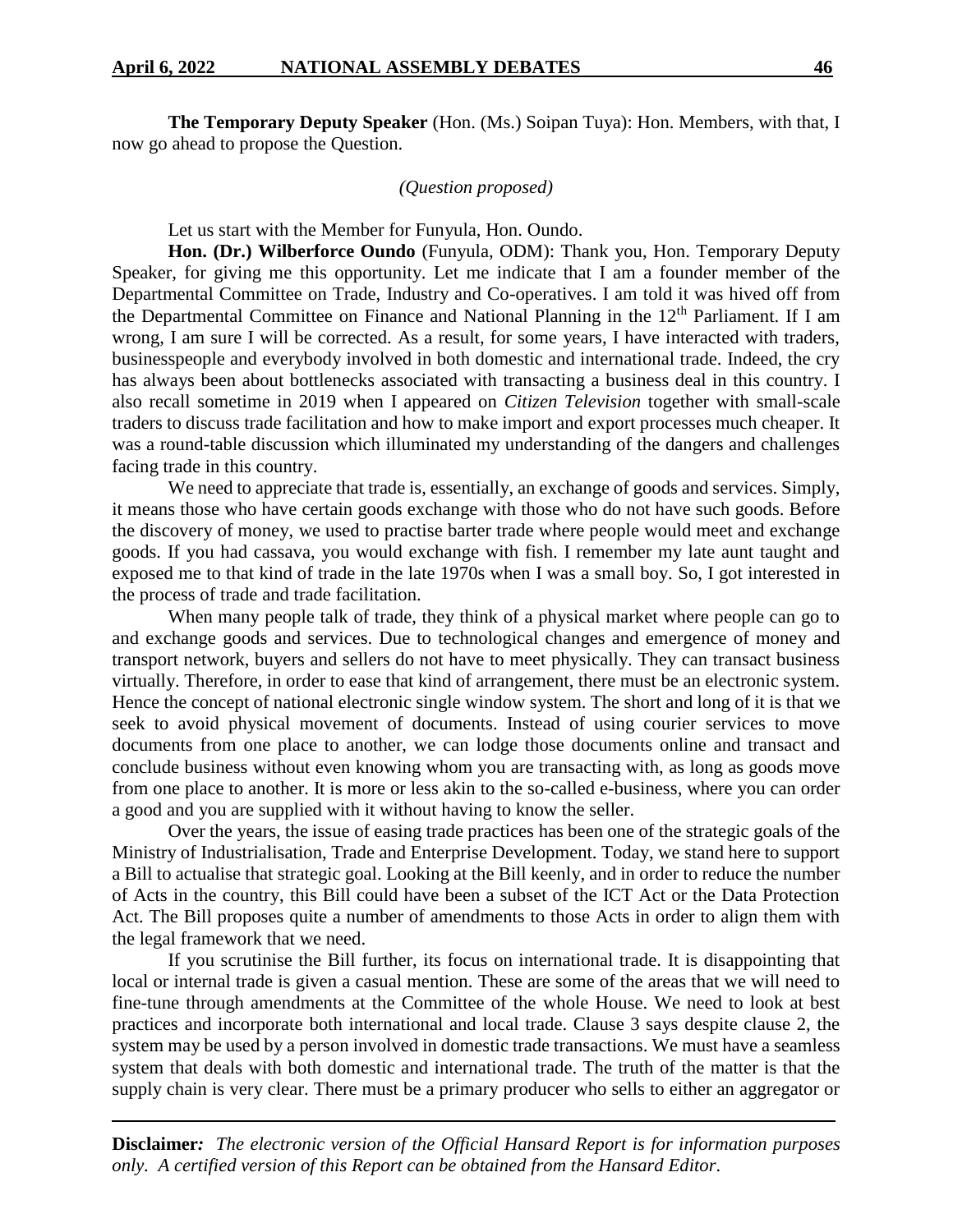**The Temporary Deputy Speaker** (Hon. (Ms.) Soipan Tuya): Hon. Members, with that, I now go ahead to propose the Question.

*(Question proposed)*

Let us start with the Member for Funyula, Hon. Oundo.

**Hon. (Dr.) Wilberforce Oundo** (Funyula, ODM): Thank you, Hon. Temporary Deputy Speaker, for giving me this opportunity. Let me indicate that I am a founder member of the Departmental Committee on Trade, Industry and Co-operatives. I am told it was hived off from the Departmental Committee on Finance and National Planning in the 12th Parliament. If I am wrong, I am sure I will be corrected. As a result, for some years, I have interacted with traders, businesspeople and everybody involved in both domestic and international trade. Indeed, the cry has always been about bottlenecks associated with transacting a business deal in this country. I also recall sometime in 2019 when I appeared on *Citizen Television* together with small-scale traders to discuss trade facilitation and how to make import and export processes much cheaper. It was a round-table discussion which illuminated my understanding of the dangers and challenges facing trade in this country.

We need to appreciate that trade is, essentially, an exchange of goods and services. Simply, it means those who have certain goods exchange with those who do not have such goods. Before the discovery of money, we used to practise barter trade where people would meet and exchange goods. If you had cassava, you would exchange with fish. I remember my late aunt taught and exposed me to that kind of trade in the late 1970s when I was a small boy. So, I got interested in the process of trade and trade facilitation.

When many people talk of trade, they think of a physical market where people can go to and exchange goods and services. Due to technological changes and emergence of money and transport network, buyers and sellers do not have to meet physically. They can transact business virtually. Therefore, in order to ease that kind of arrangement, there must be an electronic system. Hence the concept of national electronic single window system. The short and long of it is that we seek to avoid physical movement of documents. Instead of using courier services to move documents from one place to another, we can lodge those documents online and transact and conclude business without even knowing whom you are transacting with, as long as goods move from one place to another. It is more or less akin to the so-called e-business, where you can order a good and you are supplied with it without having to know the seller.

Over the years, the issue of easing trade practices has been one of the strategic goals of the Ministry of Industrialisation, Trade and Enterprise Development. Today, we stand here to support a Bill to actualise that strategic goal. Looking at the Bill keenly, and in order to reduce the number of Acts in the country, this Bill could have been a subset of the ICT Act or the Data Protection Act. The Bill proposes quite a number of amendments to those Acts in order to align them with the legal framework that we need.

If you scrutinise the Bill further, its focus on international trade. It is disappointing that local or internal trade is given a casual mention. These are some of the areas that we will need to fine-tune through amendments at the Committee of the whole House. We need to look at best practices and incorporate both international and local trade. Clause 3 says despite clause 2, the system may be used by a person involved in domestic trade transactions. We must have a seamless system that deals with both domestic and international trade. The truth of the matter is that the supply chain is very clear. There must be a primary producer who sells to either an aggregator or

**Disclaimer***:* *The electronic version of the Official Hansard Report is for information purposes only. A certified version of this Report can be obtained from the Hansard Editor.*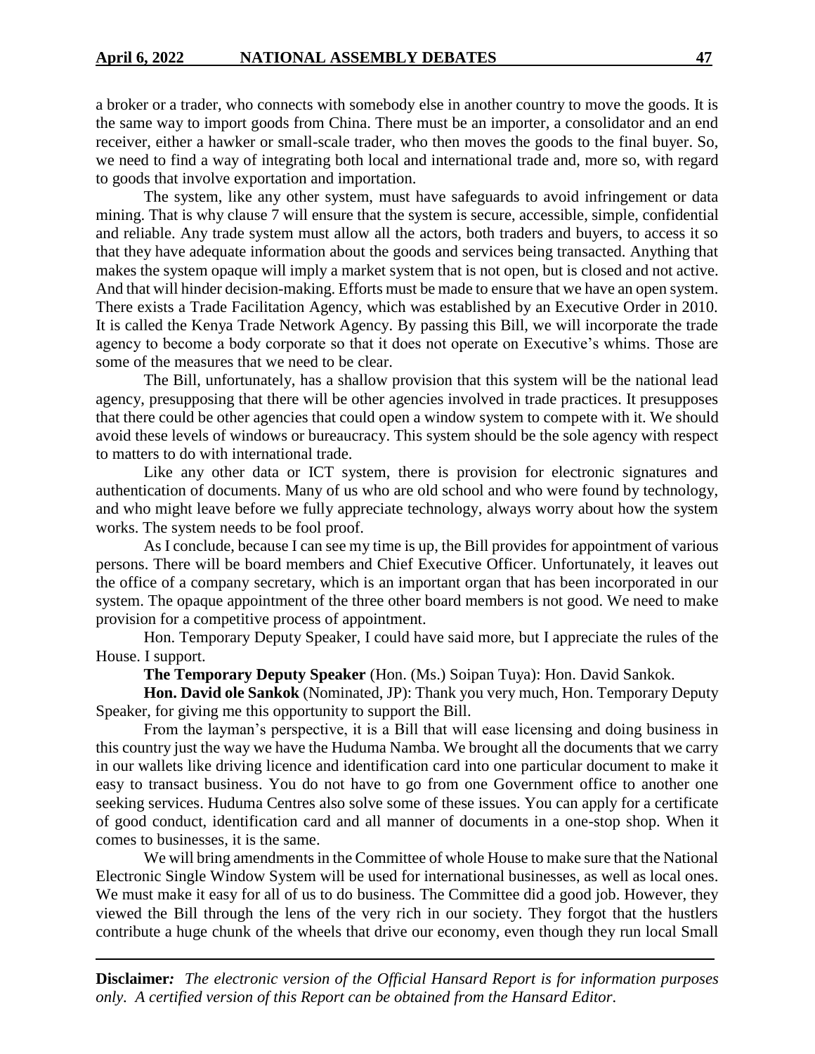a broker or a trader, who connects with somebody else in another country to move the goods. It is the same way to import goods from China. There must be an importer, a consolidator and an end receiver, either a hawker or small-scale trader, who then moves the goods to the final buyer. So, we need to find a way of integrating both local and international trade and, more so, with regard to goods that involve exportation and importation.

The system, like any other system, must have safeguards to avoid infringement or data mining. That is why clause 7 will ensure that the system is secure, accessible, simple, confidential and reliable. Any trade system must allow all the actors, both traders and buyers, to access it so that they have adequate information about the goods and services being transacted. Anything that makes the system opaque will imply a market system that is not open, but is closed and not active. And that will hinder decision-making. Efforts must be made to ensure that we have an open system. There exists a Trade Facilitation Agency, which was established by an Executive Order in 2010. It is called the Kenya Trade Network Agency. By passing this Bill, we will incorporate the trade agency to become a body corporate so that it does not operate on Executive's whims. Those are some of the measures that we need to be clear.

The Bill, unfortunately, has a shallow provision that this system will be the national lead agency, presupposing that there will be other agencies involved in trade practices. It presupposes that there could be other agencies that could open a window system to compete with it. We should avoid these levels of windows or bureaucracy. This system should be the sole agency with respect to matters to do with international trade.

Like any other data or ICT system, there is provision for electronic signatures and authentication of documents. Many of us who are old school and who were found by technology, and who might leave before we fully appreciate technology, always worry about how the system works. The system needs to be fool proof.

As I conclude, because I can see my time is up, the Bill provides for appointment of various persons. There will be board members and Chief Executive Officer. Unfortunately, it leaves out the office of a company secretary, which is an important organ that has been incorporated in our system. The opaque appointment of the three other board members is not good. We need to make provision for a competitive process of appointment.

Hon. Temporary Deputy Speaker, I could have said more, but I appreciate the rules of the House. I support.

**The Temporary Deputy Speaker** (Hon. (Ms.) Soipan Tuya): Hon. David Sankok.

**Hon. David ole Sankok** (Nominated, JP): Thank you very much, Hon. Temporary Deputy Speaker, for giving me this opportunity to support the Bill.

From the layman's perspective, it is a Bill that will ease licensing and doing business in this country just the way we have the Huduma Namba. We brought all the documents that we carry in our wallets like driving licence and identification card into one particular document to make it easy to transact business. You do not have to go from one Government office to another one seeking services. Huduma Centres also solve some of these issues. You can apply for a certificate of good conduct, identification card and all manner of documents in a one-stop shop. When it comes to businesses, it is the same.

We will bring amendments in the Committee of whole House to make sure that the National Electronic Single Window System will be used for international businesses, as well as local ones. We must make it easy for all of us to do business. The Committee did a good job. However, they viewed the Bill through the lens of the very rich in our society. They forgot that the hustlers contribute a huge chunk of the wheels that drive our economy, even though they run local Small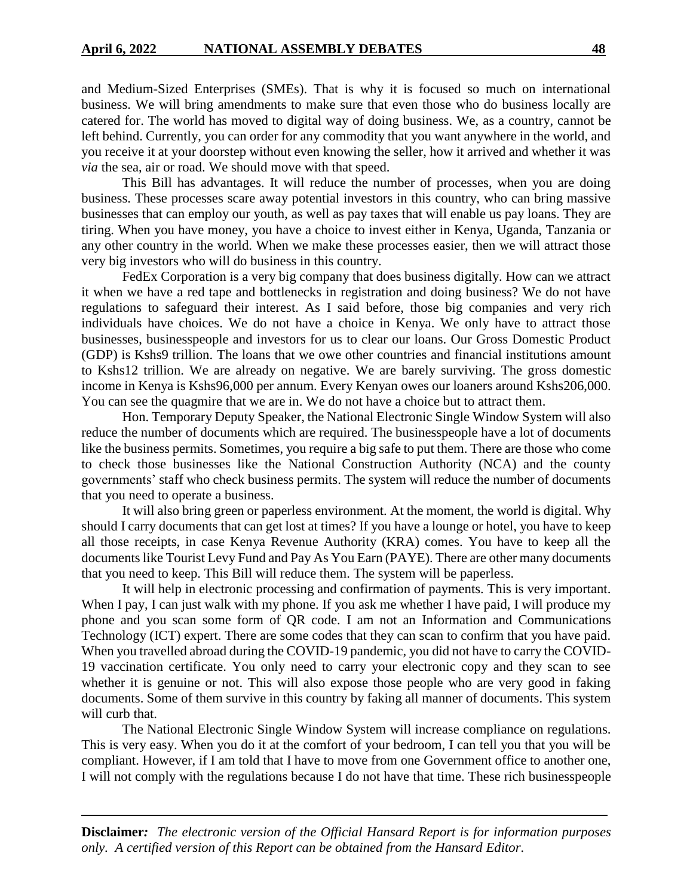and Medium-Sized Enterprises (SMEs). That is why it is focused so much on international business. We will bring amendments to make sure that even those who do business locally are catered for. The world has moved to digital way of doing business. We, as a country, cannot be left behind. Currently, you can order for any commodity that you want anywhere in the world, and you receive it at your doorstep without even knowing the seller, how it arrived and whether it was *via* the sea, air or road. We should move with that speed.

This Bill has advantages. It will reduce the number of processes, when you are doing business. These processes scare away potential investors in this country, who can bring massive businesses that can employ our youth, as well as pay taxes that will enable us pay loans. They are tiring. When you have money, you have a choice to invest either in Kenya, Uganda, Tanzania or any other country in the world. When we make these processes easier, then we will attract those very big investors who will do business in this country.

FedEx Corporation is a very big company that does business digitally. How can we attract it when we have a red tape and bottlenecks in registration and doing business? We do not have regulations to safeguard their interest. As I said before, those big companies and very rich individuals have choices. We do not have a choice in Kenya. We only have to attract those businesses, businesspeople and investors for us to clear our loans. Our Gross Domestic Product (GDP) is Kshs9 trillion. The loans that we owe other countries and financial institutions amount to Kshs12 trillion. We are already on negative. We are barely surviving. The gross domestic income in Kenya is Kshs96,000 per annum. Every Kenyan owes our loaners around Kshs206,000. You can see the quagmire that we are in. We do not have a choice but to attract them.

Hon. Temporary Deputy Speaker, the National Electronic Single Window System will also reduce the number of documents which are required. The businesspeople have a lot of documents like the business permits. Sometimes, you require a big safe to put them. There are those who come to check those businesses like the National Construction Authority (NCA) and the county governments' staff who check business permits. The system will reduce the number of documents that you need to operate a business.

It will also bring green or paperless environment. At the moment, the world is digital. Why should I carry documents that can get lost at times? If you have a lounge or hotel, you have to keep all those receipts, in case Kenya Revenue Authority (KRA) comes. You have to keep all the documents like Tourist Levy Fund and Pay As You Earn (PAYE). There are other many documents that you need to keep. This Bill will reduce them. The system will be paperless.

It will help in electronic processing and confirmation of payments. This is very important. When I pay, I can just walk with my phone. If you ask me whether I have paid, I will produce my phone and you scan some form of QR code. I am not an Information and Communications Technology (ICT) expert. There are some codes that they can scan to confirm that you have paid. When you travelled abroad during the COVID-19 pandemic, you did not have to carry the COVID-19 vaccination certificate. You only need to carry your electronic copy and they scan to see whether it is genuine or not. This will also expose those people who are very good in faking documents. Some of them survive in this country by faking all manner of documents. This system will curb that.

The National Electronic Single Window System will increase compliance on regulations. This is very easy. When you do it at the comfort of your bedroom, I can tell you that you will be compliant. However, if I am told that I have to move from one Government office to another one, I will not comply with the regulations because I do not have that time. These rich businesspeople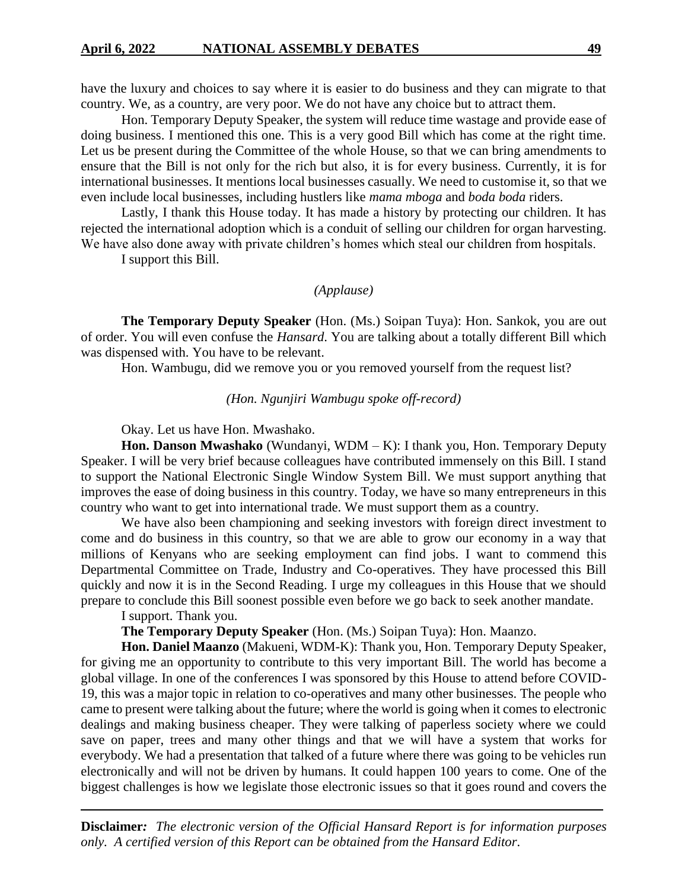have the luxury and choices to say where it is easier to do business and they can migrate to that country. We, as a country, are very poor. We do not have any choice but to attract them.

Hon. Temporary Deputy Speaker, the system will reduce time wastage and provide ease of doing business. I mentioned this one. This is a very good Bill which has come at the right time. Let us be present during the Committee of the whole House, so that we can bring amendments to ensure that the Bill is not only for the rich but also, it is for every business. Currently, it is for international businesses. It mentions local businesses casually. We need to customise it, so that we even include local businesses, including hustlers like *mama mboga* and *boda boda* riders.

Lastly, I thank this House today. It has made a history by protecting our children. It has rejected the international adoption which is a conduit of selling our children for organ harvesting. We have also done away with private children's homes which steal our children from hospitals.

I support this Bill.

*(Applause)*

**The Temporary Deputy Speaker** (Hon. (Ms.) Soipan Tuya): Hon. Sankok, you are out of order. You will even confuse the *Hansard*. You are talking about a totally different Bill which was dispensed with. You have to be relevant.

Hon. Wambugu, did we remove you or you removed yourself from the request list?

*(Hon. Ngunjiri Wambugu spoke off-record)*

Okay. Let us have Hon. Mwashako.

**Hon. Danson Mwashako** (Wundanyi, WDM – K): I thank you, Hon. Temporary Deputy Speaker. I will be very brief because colleagues have contributed immensely on this Bill. I stand to support the National Electronic Single Window System Bill. We must support anything that improves the ease of doing business in this country. Today, we have so many entrepreneurs in this country who want to get into international trade. We must support them as a country.

We have also been championing and seeking investors with foreign direct investment to come and do business in this country, so that we are able to grow our economy in a way that millions of Kenyans who are seeking employment can find jobs. I want to commend this Departmental Committee on Trade, Industry and Co-operatives. They have processed this Bill quickly and now it is in the Second Reading. I urge my colleagues in this House that we should prepare to conclude this Bill soonest possible even before we go back to seek another mandate.

I support. Thank you.

**The Temporary Deputy Speaker** (Hon. (Ms.) Soipan Tuya): Hon. Maanzo.

**Hon. Daniel Maanzo** (Makueni, WDM-K): Thank you, Hon. Temporary Deputy Speaker, for giving me an opportunity to contribute to this very important Bill. The world has become a global village. In one of the conferences I was sponsored by this House to attend before COVID-19, this was a major topic in relation to co-operatives and many other businesses. The people who came to present were talking about the future; where the world is going when it comes to electronic dealings and making business cheaper. They were talking of paperless society where we could save on paper, trees and many other things and that we will have a system that works for everybody. We had a presentation that talked of a future where there was going to be vehicles run electronically and will not be driven by humans. It could happen 100 years to come. One of the biggest challenges is how we legislate those electronic issues so that it goes round and covers the

**Disclaimer***:* *The electronic version of the Official Hansard Report is for information purposes only. A certified version of this Report can be obtained from the Hansard Editor.*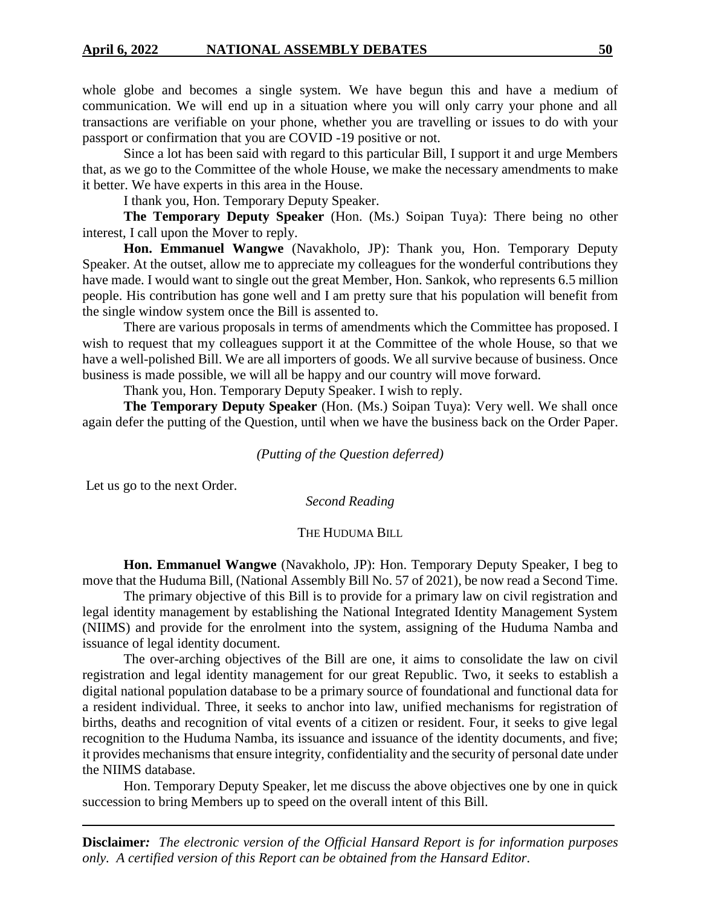whole globe and becomes a single system. We have begun this and have a medium of communication. We will end up in a situation where you will only carry your phone and all transactions are verifiable on your phone, whether you are travelling or issues to do with your passport or confirmation that you are COVID -19 positive or not.

Since a lot has been said with regard to this particular Bill, I support it and urge Members that, as we go to the Committee of the whole House, we make the necessary amendments to make it better. We have experts in this area in the House.

I thank you, Hon. Temporary Deputy Speaker.

**The Temporary Deputy Speaker** (Hon. (Ms.) Soipan Tuya): There being no other interest, I call upon the Mover to reply.

**Hon. Emmanuel Wangwe** (Navakholo, JP): Thank you, Hon. Temporary Deputy Speaker. At the outset, allow me to appreciate my colleagues for the wonderful contributions they have made. I would want to single out the great Member, Hon. Sankok, who represents 6.5 million people. His contribution has gone well and I am pretty sure that his population will benefit from the single window system once the Bill is assented to.

There are various proposals in terms of amendments which the Committee has proposed. I wish to request that my colleagues support it at the Committee of the whole House, so that we have a well-polished Bill. We are all importers of goods. We all survive because of business. Once business is made possible, we will all be happy and our country will move forward.

Thank you, Hon. Temporary Deputy Speaker. I wish to reply.

**The Temporary Deputy Speaker** (Hon. (Ms.) Soipan Tuya): Very well. We shall once again defer the putting of the Question, until when we have the business back on the Order Paper.

*(Putting of the Question deferred)*

Let us go to the next Order.

*Second Reading*

THE HUDUMA BILL

**Hon. Emmanuel Wangwe** (Navakholo, JP): Hon. Temporary Deputy Speaker, I beg to move that the Huduma Bill, (National Assembly Bill No. 57 of 2021), be now read a Second Time.

The primary objective of this Bill is to provide for a primary law on civil registration and legal identity management by establishing the National Integrated Identity Management System (NIIMS) and provide for the enrolment into the system, assigning of the Huduma Namba and issuance of legal identity document.

The over-arching objectives of the Bill are one, it aims to consolidate the law on civil registration and legal identity management for our great Republic. Two, it seeks to establish a digital national population database to be a primary source of foundational and functional data for a resident individual. Three, it seeks to anchor into law, unified mechanisms for registration of births, deaths and recognition of vital events of a citizen or resident. Four, it seeks to give legal recognition to the Huduma Namba, its issuance and issuance of the identity documents, and five; it provides mechanisms that ensure integrity, confidentiality and the security of personal date under the NIIMS database.

Hon. Temporary Deputy Speaker, let me discuss the above objectives one by one in quick succession to bring Members up to speed on the overall intent of this Bill.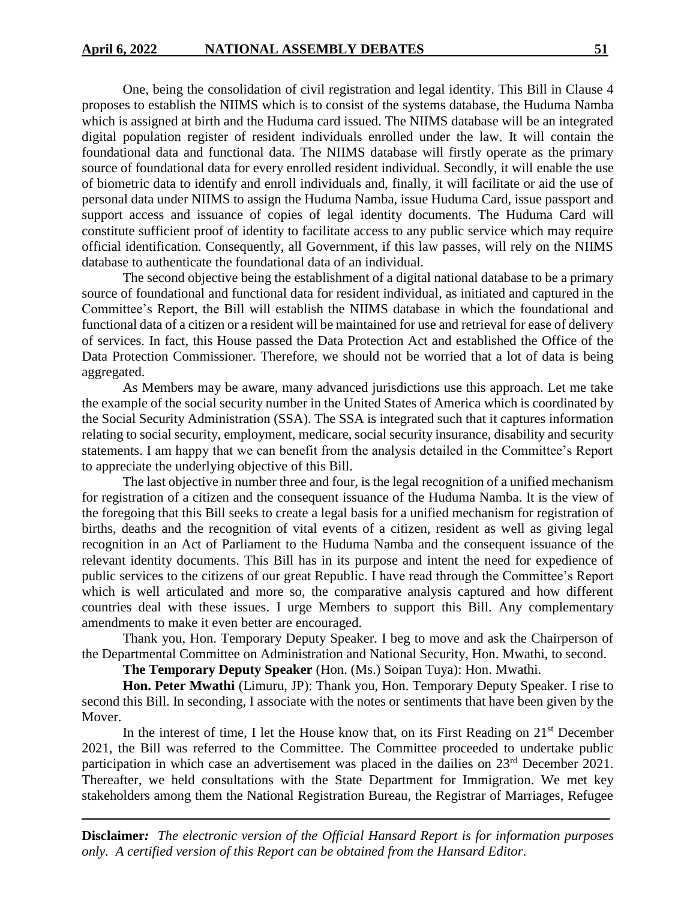One, being the consolidation of civil registration and legal identity. This Bill in Clause 4 proposes to establish the NIIMS which is to consist of the systems database, the Huduma Namba which is assigned at birth and the Huduma card issued. The NIIMS database will be an integrated digital population register of resident individuals enrolled under the law. It will contain the foundational data and functional data. The NIIMS database will firstly operate as the primary source of foundational data for every enrolled resident individual. Secondly, it will enable the use of biometric data to identify and enroll individuals and, finally, it will facilitate or aid the use of personal data under NIIMS to assign the Huduma Namba, issue Huduma Card, issue passport and support access and issuance of copies of legal identity documents. The Huduma Card will constitute sufficient proof of identity to facilitate access to any public service which may require official identification. Consequently, all Government, if this law passes, will rely on the NIIMS database to authenticate the foundational data of an individual.

The second objective being the establishment of a digital national database to be a primary source of foundational and functional data for resident individual, as initiated and captured in the Committee's Report, the Bill will establish the NIIMS database in which the foundational and functional data of a citizen or a resident will be maintained for use and retrieval for ease of delivery of services. In fact, this House passed the Data Protection Act and established the Office of the Data Protection Commissioner. Therefore, we should not be worried that a lot of data is being aggregated.

As Members may be aware, many advanced jurisdictions use this approach. Let me take the example of the social security number in the United States of America which is coordinated by the Social Security Administration (SSA). The SSA is integrated such that it captures information relating to social security, employment, medicare, social security insurance, disability and security statements. I am happy that we can benefit from the analysis detailed in the Committee's Report to appreciate the underlying objective of this Bill.

The last objective in number three and four, is the legal recognition of a unified mechanism for registration of a citizen and the consequent issuance of the Huduma Namba. It is the view of the foregoing that this Bill seeks to create a legal basis for a unified mechanism for registration of births, deaths and the recognition of vital events of a citizen, resident as well as giving legal recognition in an Act of Parliament to the Huduma Namba and the consequent issuance of the relevant identity documents. This Bill has in its purpose and intent the need for expedience of public services to the citizens of our great Republic. I have read through the Committee's Report which is well articulated and more so, the comparative analysis captured and how different countries deal with these issues. I urge Members to support this Bill. Any complementary amendments to make it even better are encouraged.

Thank you, Hon. Temporary Deputy Speaker. I beg to move and ask the Chairperson of the Departmental Committee on Administration and National Security, Hon. Mwathi, to second.

**The Temporary Deputy Speaker** (Hon. (Ms.) Soipan Tuya): Hon. Mwathi.

**Hon. Peter Mwathi** (Limuru, JP): Thank you, Hon. Temporary Deputy Speaker. I rise to second this Bill. In seconding, I associate with the notes or sentiments that have been given by the Mover.

In the interest of time, I let the House know that, on its First Reading on 21st December 2021, the Bill was referred to the Committee. The Committee proceeded to undertake public participation in which case an advertisement was placed in the dailies on 23rd December 2021. Thereafter, we held consultations with the State Department for Immigration. We met key stakeholders among them the National Registration Bureau, the Registrar of Marriages, Refugee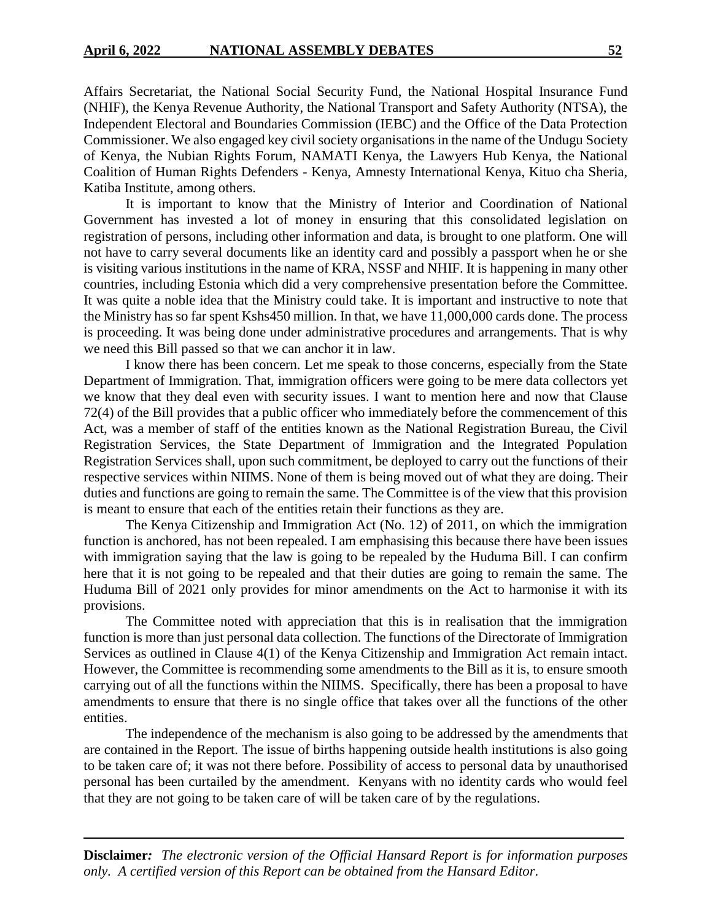Affairs Secretariat, the National Social Security Fund, the National Hospital Insurance Fund (NHIF), the Kenya Revenue Authority, the National Transport and Safety Authority (NTSA), the Independent Electoral and Boundaries Commission (IEBC) and the Office of the Data Protection Commissioner. We also engaged key civil society organisations in the name of the Undugu Society of Kenya, the Nubian Rights Forum, NAMATI Kenya, the Lawyers Hub Kenya, the National Coalition of Human Rights Defenders - Kenya, Amnesty International Kenya, Kituo cha Sheria, Katiba Institute, among others.

It is important to know that the Ministry of Interior and Coordination of National Government has invested a lot of money in ensuring that this consolidated legislation on registration of persons, including other information and data, is brought to one platform. One will not have to carry several documents like an identity card and possibly a passport when he or she is visiting various institutions in the name of KRA, NSSF and NHIF. It is happening in many other countries, including Estonia which did a very comprehensive presentation before the Committee. It was quite a noble idea that the Ministry could take. It is important and instructive to note that the Ministry has so far spent Kshs450 million. In that, we have 11,000,000 cards done. The process is proceeding. It was being done under administrative procedures and arrangements. That is why we need this Bill passed so that we can anchor it in law.

I know there has been concern. Let me speak to those concerns, especially from the State Department of Immigration. That, immigration officers were going to be mere data collectors yet we know that they deal even with security issues. I want to mention here and now that Clause 72(4) of the Bill provides that a public officer who immediately before the commencement of this Act, was a member of staff of the entities known as the National Registration Bureau, the Civil Registration Services, the State Department of Immigration and the Integrated Population Registration Services shall, upon such commitment, be deployed to carry out the functions of their respective services within NIIMS. None of them is being moved out of what they are doing. Their duties and functions are going to remain the same. The Committee is of the view that this provision is meant to ensure that each of the entities retain their functions as they are.

The Kenya Citizenship and Immigration Act (No. 12) of 2011, on which the immigration function is anchored, has not been repealed. I am emphasising this because there have been issues with immigration saying that the law is going to be repealed by the Huduma Bill. I can confirm here that it is not going to be repealed and that their duties are going to remain the same. The Huduma Bill of 2021 only provides for minor amendments on the Act to harmonise it with its provisions.

The Committee noted with appreciation that this is in realisation that the immigration function is more than just personal data collection. The functions of the Directorate of Immigration Services as outlined in Clause 4(1) of the Kenya Citizenship and Immigration Act remain intact. However, the Committee is recommending some amendments to the Bill as it is, to ensure smooth carrying out of all the functions within the NIIMS. Specifically, there has been a proposal to have amendments to ensure that there is no single office that takes over all the functions of the other entities.

The independence of the mechanism is also going to be addressed by the amendments that are contained in the Report. The issue of births happening outside health institutions is also going to be taken care of; it was not there before. Possibility of access to personal data by unauthorised personal has been curtailed by the amendment. Kenyans with no identity cards who would feel that they are not going to be taken care of will be taken care of by the regulations.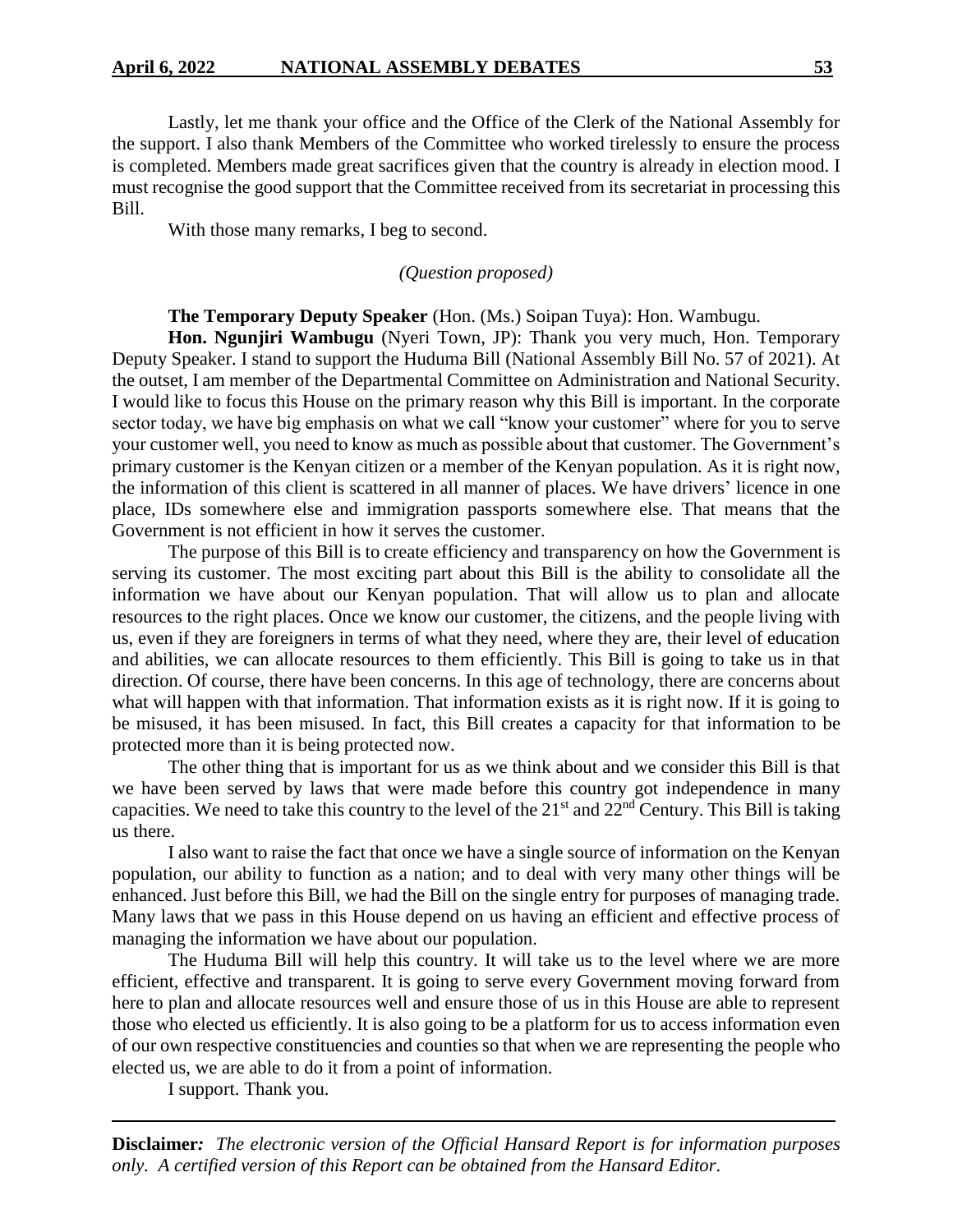Lastly, let me thank your office and the Office of the Clerk of the National Assembly for the support. I also thank Members of the Committee who worked tirelessly to ensure the process is completed. Members made great sacrifices given that the country is already in election mood. I must recognise the good support that the Committee received from its secretariat in processing this Bill.

With those many remarks, I beg to second.

*(Question proposed)*

**The Temporary Deputy Speaker** (Hon. (Ms.) Soipan Tuya): Hon. Wambugu.

**Hon. Ngunjiri Wambugu** (Nyeri Town, JP): Thank you very much, Hon. Temporary Deputy Speaker. I stand to support the Huduma Bill (National Assembly Bill No. 57 of 2021). At the outset, I am member of the Departmental Committee on Administration and National Security. I would like to focus this House on the primary reason why this Bill is important. In the corporate sector today, we have big emphasis on what we call "know your customer" where for you to serve your customer well, you need to know as much as possible about that customer. The Government's primary customer is the Kenyan citizen or a member of the Kenyan population. As it is right now, the information of this client is scattered in all manner of places. We have drivers' licence in one place, IDs somewhere else and immigration passports somewhere else. That means that the Government is not efficient in how it serves the customer.

The purpose of this Bill is to create efficiency and transparency on how the Government is serving its customer. The most exciting part about this Bill is the ability to consolidate all the information we have about our Kenyan population. That will allow us to plan and allocate resources to the right places. Once we know our customer, the citizens, and the people living with us, even if they are foreigners in terms of what they need, where they are, their level of education and abilities, we can allocate resources to them efficiently. This Bill is going to take us in that direction. Of course, there have been concerns. In this age of technology, there are concerns about what will happen with that information. That information exists as it is right now. If it is going to be misused, it has been misused. In fact, this Bill creates a capacity for that information to be protected more than it is being protected now.

The other thing that is important for us as we think about and we consider this Bill is that we have been served by laws that were made before this country got independence in many capacities. We need to take this country to the level of the 21st and 22nd Century. This Bill is taking us there.

I also want to raise the fact that once we have a single source of information on the Kenyan population, our ability to function as a nation; and to deal with very many other things will be enhanced. Just before this Bill, we had the Bill on the single entry for purposes of managing trade. Many laws that we pass in this House depend on us having an efficient and effective process of managing the information we have about our population.

The Huduma Bill will help this country. It will take us to the level where we are more efficient, effective and transparent. It is going to serve every Government moving forward from here to plan and allocate resources well and ensure those of us in this House are able to represent those who elected us efficiently. It is also going to be a platform for us to access information even of our own respective constituencies and counties so that when we are representing the people who elected us, we are able to do it from a point of information.

I support. Thank you.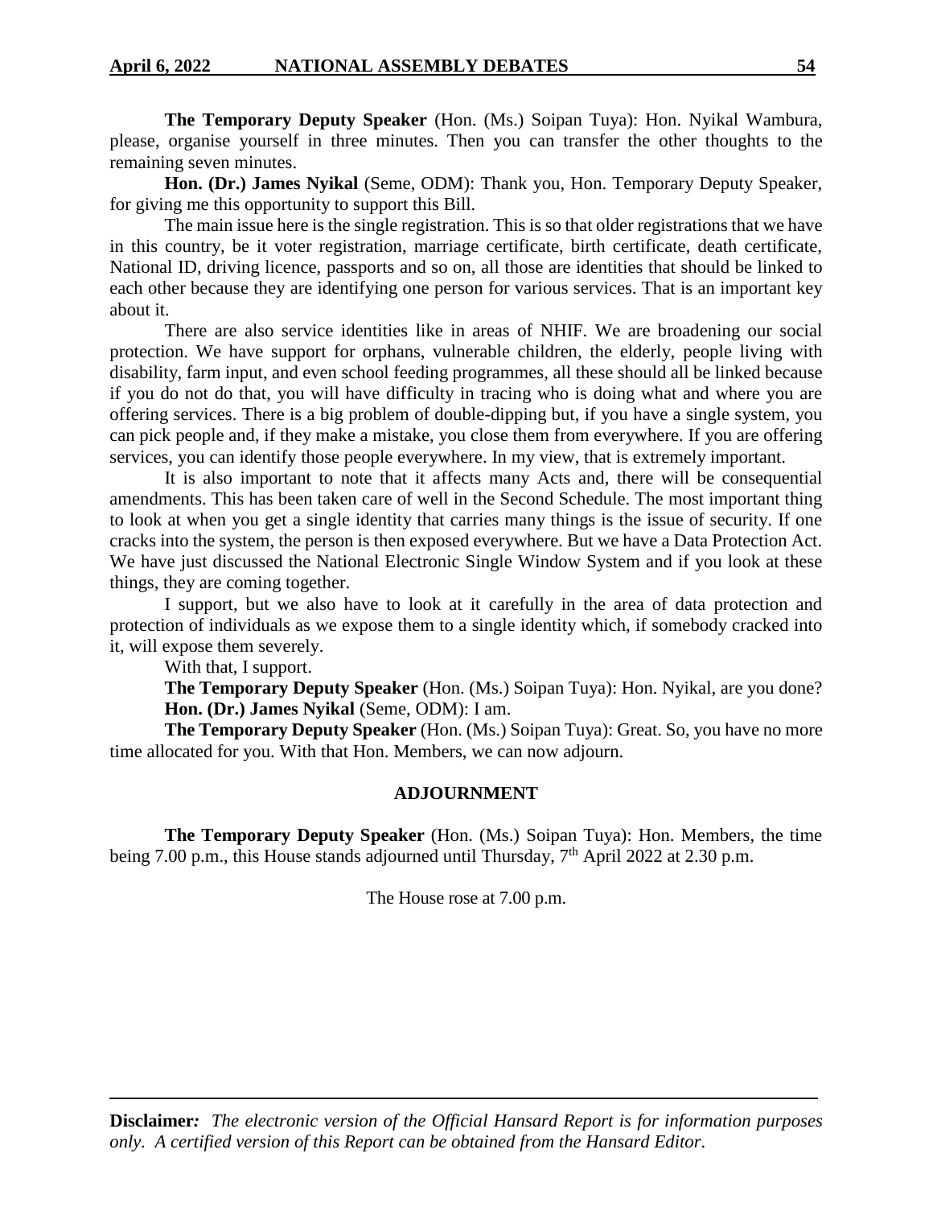**The Temporary Deputy Speaker** (Hon. (Ms.) Soipan Tuya): Hon. Nyikal Wambura, please, organise yourself in three minutes. Then you can transfer the other thoughts to the remaining seven minutes.

**Hon. (Dr.) James Nyikal** (Seme, ODM): Thank you, Hon. Temporary Deputy Speaker, for giving me this opportunity to support this Bill.

The main issue here is the single registration. This is so that older registrations that we have in this country, be it voter registration, marriage certificate, birth certificate, death certificate, National ID, driving licence, passports and so on, all those are identities that should be linked to each other because they are identifying one person for various services. That is an important key about it.

There are also service identities like in areas of NHIF. We are broadening our social protection. We have support for orphans, vulnerable children, the elderly, people living with disability, farm input, and even school feeding programmes, all these should all be linked because if you do not do that, you will have difficulty in tracing who is doing what and where you are offering services. There is a big problem of double-dipping but, if you have a single system, you can pick people and, if they make a mistake, you close them from everywhere. If you are offering services, you can identify those people everywhere. In my view, that is extremely important.

It is also important to note that it affects many Acts and, there will be consequential amendments. This has been taken care of well in the Second Schedule. The most important thing to look at when you get a single identity that carries many things is the issue of security. If one cracks into the system, the person is then exposed everywhere. But we have a Data Protection Act. We have just discussed the National Electronic Single Window System and if you look at these things, they are coming together.

I support, but we also have to look at it carefully in the area of data protection and protection of individuals as we expose them to a single identity which, if somebody cracked into it, will expose them severely.

With that, I support.

**The Temporary Deputy Speaker** (Hon. (Ms.) Soipan Tuya): Hon. Nyikal, are you done?

**Hon. (Dr.) James Nyikal** (Seme, ODM): I am.

**The Temporary Deputy Speaker** (Hon. (Ms.) Soipan Tuya): Great. So, you have no more time allocated for you. With that Hon. Members, we can now adjourn.

## ADJOURNMENT

**The Temporary Deputy Speaker** (Hon. (Ms.) Soipan Tuya): Hon. Members, the time being 7.00 p.m., this House stands adjourned until Thursday, 7th April 2022 at 2.30 p.m.

The House rose at 7.00 p.m.

**Disclaimer***:* *The electronic version of the Official Hansard Report is for information purposes only. A certified version of this Report can be obtained from the Hansard Editor.*